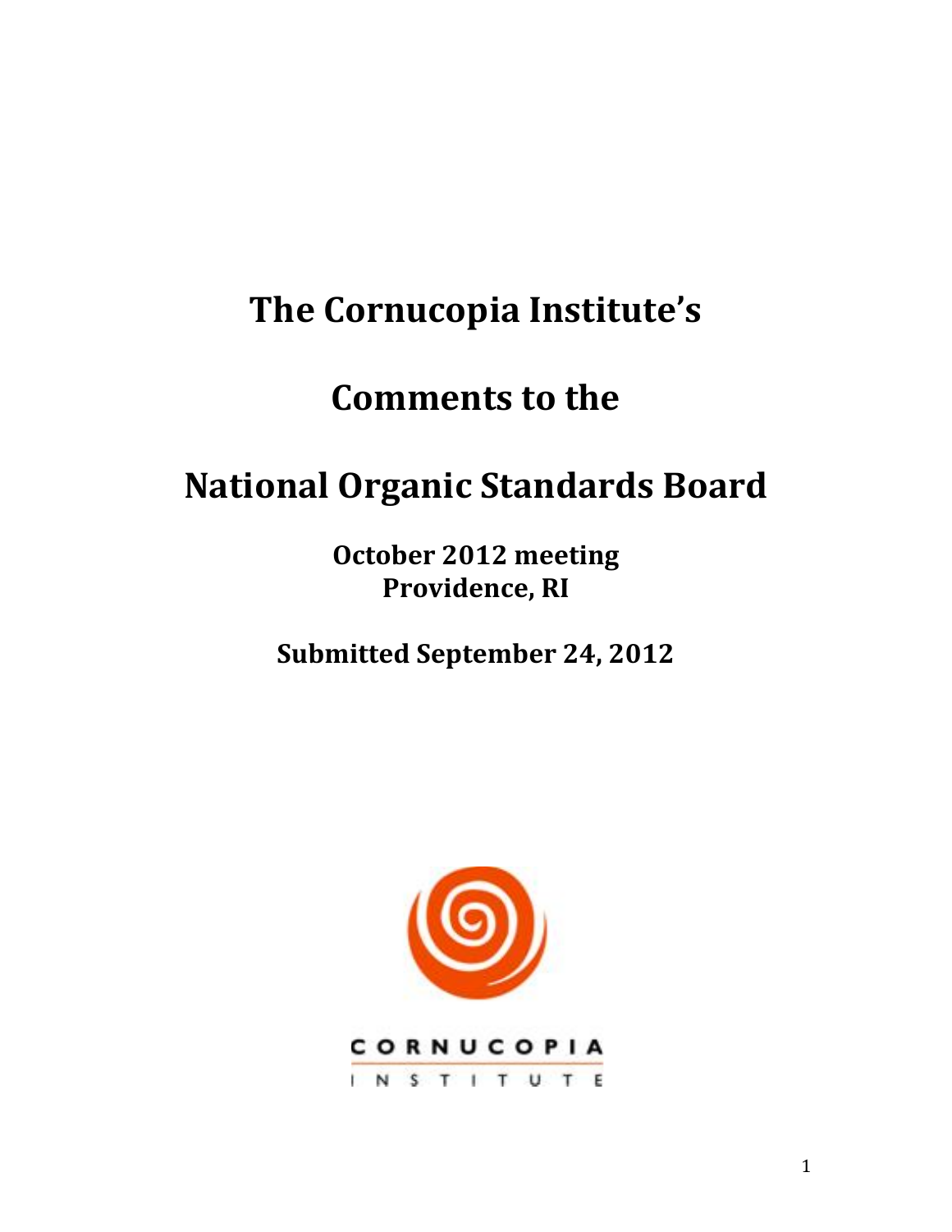# The Cornucopia Institute's

# Comments to the

# National Organic Standards Board

**October 2012 meeting**
**Providence, RI**

**Submitted September 24, 2012**

CORNUCOPIA
INSTITUTE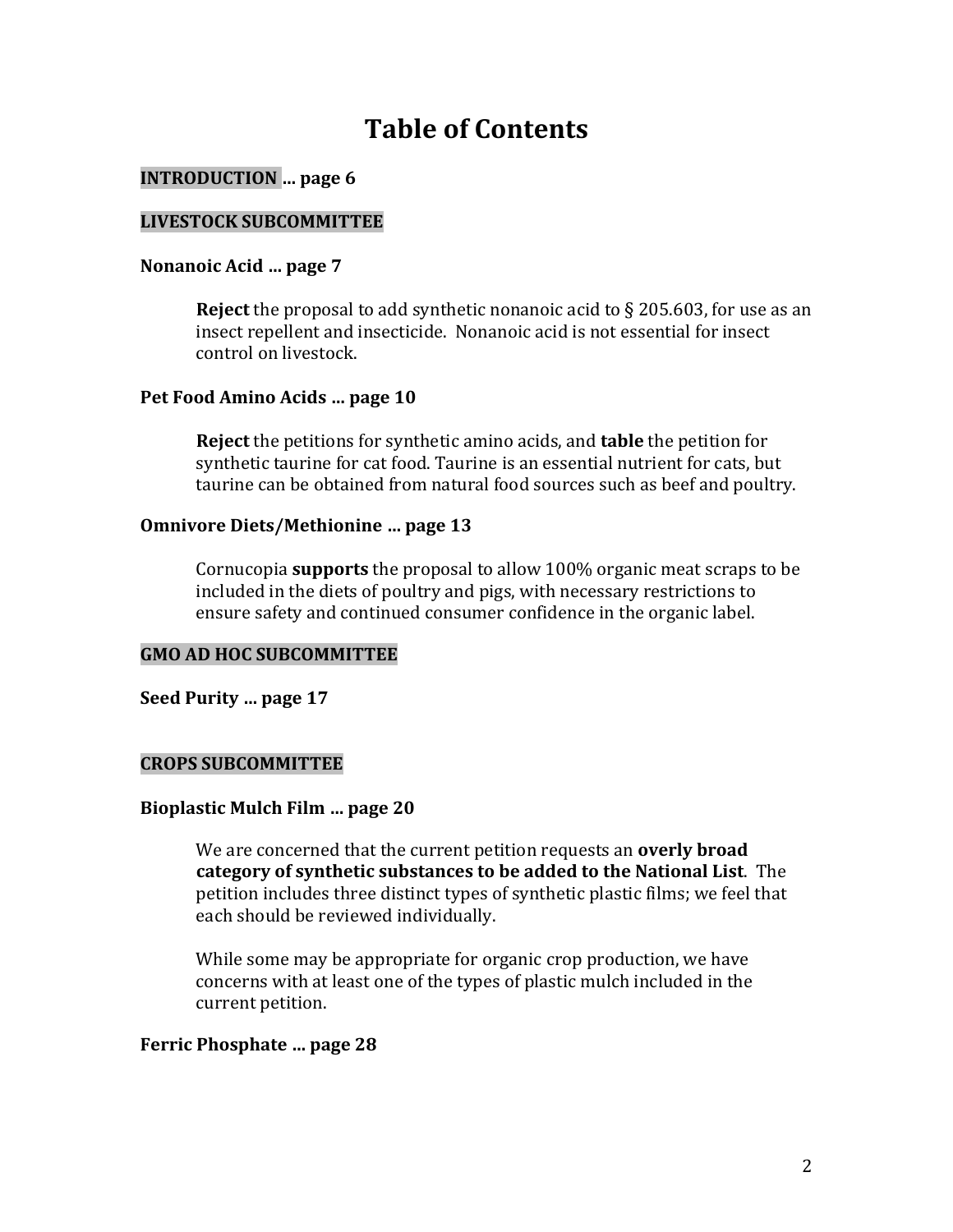# Table of Contents

**INTRODUCTION ... page 6**

**LIVESTOCK SUBCOMMITTEE**

**Nonanoic Acid ... page 7**

> **Reject** the proposal to add synthetic nonanoic acid to § 205.603, for use as an insect repellent and insecticide. Nonanoic acid is not essential for insect control on livestock.

**Pet Food Amino Acids ... page 10**

> **Reject** the petitions for synthetic amino acids, and **table** the petition for synthetic taurine for cat food. Taurine is an essential nutrient for cats, but taurine can be obtained from natural food sources such as beef and poultry.

**Omnivore Diets/Methionine ... page 13**

> Cornucopia **supports** the proposal to allow 100% organic meat scraps to be included in the diets of poultry and pigs, with necessary restrictions to ensure safety and continued consumer confidence in the organic label.

**GMO AD HOC SUBCOMMITTEE**

**Seed Purity ... page 17**

**CROPS SUBCOMMITTEE**

**Bioplastic Mulch Film ... page 20**

> We are concerned that the current petition requests an **overly broad category of synthetic substances to be added to the National List**. The petition includes three distinct types of synthetic plastic films; we feel that each should be reviewed individually.
>
> While some may be appropriate for organic crop production, we have concerns with at least one of the types of plastic mulch included in the current petition.

**Ferric Phosphate ... page 28**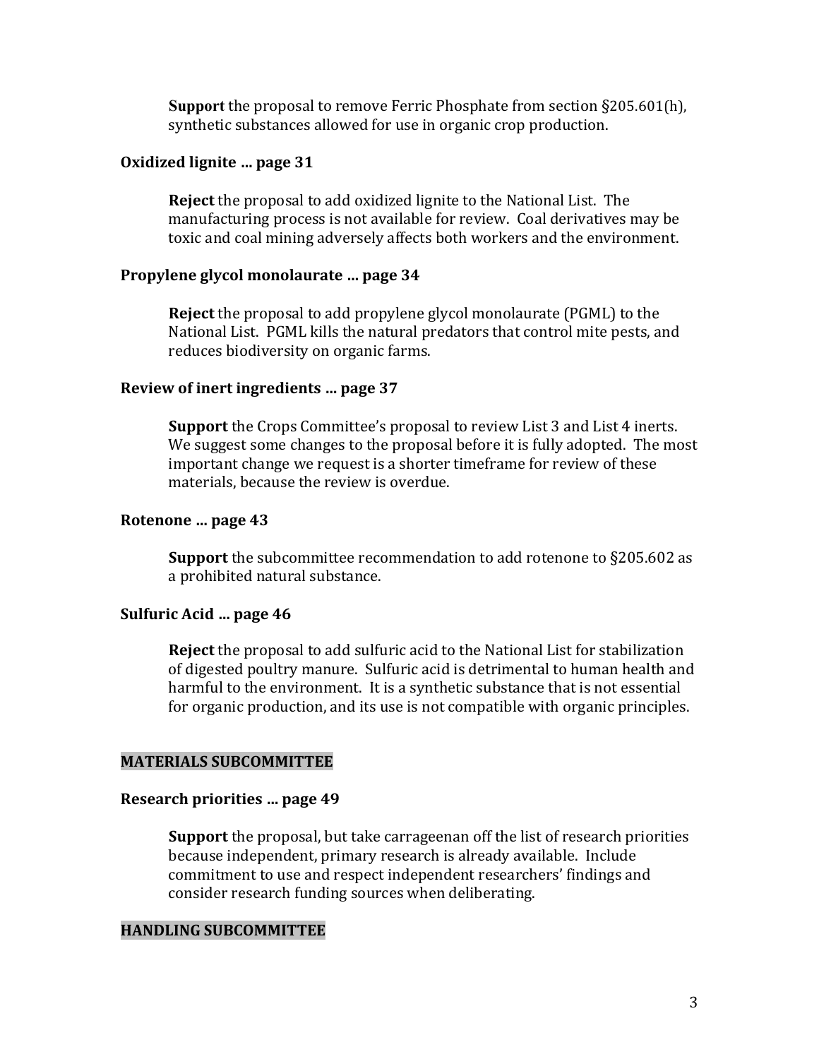**Support** the proposal to remove Ferric Phosphate from section §205.601(h), synthetic substances allowed for use in organic crop production.

### Oxidized lignite ... page 31

**Reject** the proposal to add oxidized lignite to the National List. The manufacturing process is not available for review. Coal derivatives may be toxic and coal mining adversely affects both workers and the environment.

### Propylene glycol monolaurate ... page 34

**Reject** the proposal to add propylene glycol monolaurate (PGML) to the National List. PGML kills the natural predators that control mite pests, and reduces biodiversity on organic farms.

### Review of inert ingredients ... page 37

**Support** the Crops Committee's proposal to review List 3 and List 4 inerts. We suggest some changes to the proposal before it is fully adopted. The most important change we request is a shorter timeframe for review of these materials, because the review is overdue.

### Rotenone ... page 43

**Support** the subcommittee recommendation to add rotenone to §205.602 as a prohibited natural substance.

### Sulfuric Acid ... page 46

**Reject** the proposal to add sulfuric acid to the National List for stabilization of digested poultry manure. Sulfuric acid is detrimental to human health and harmful to the environment. It is a synthetic substance that is not essential for organic production, and its use is not compatible with organic principles.

## MATERIALS SUBCOMMITTEE

### Research priorities ... page 49

**Support** the proposal, but take carrageenan off the list of research priorities because independent, primary research is already available. Include commitment to use and respect independent researchers' findings and consider research funding sources when deliberating.

## HANDLING SUBCOMMITTEE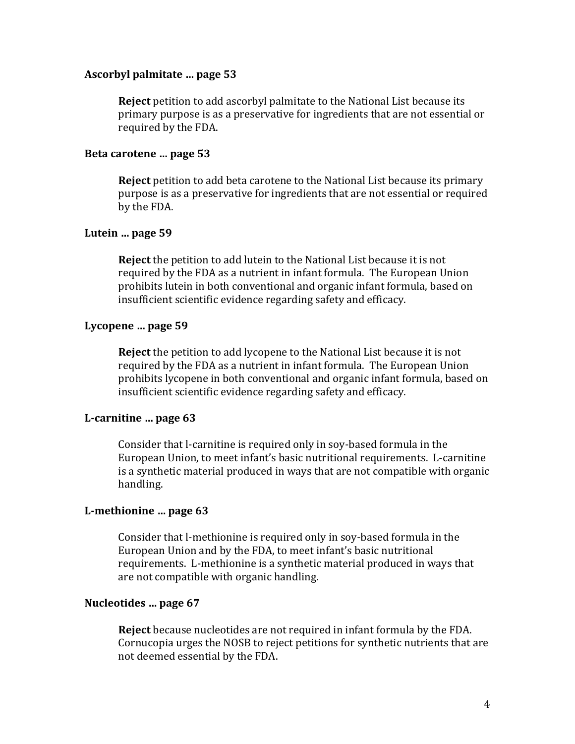**Ascorbyl palmitate … page 53**

> **Reject** petition to add ascorbyl palmitate to the National List because its primary purpose is as a preservative for ingredients that are not essential or required by the FDA.

**Beta carotene … page 53**

> **Reject** petition to add beta carotene to the National List because its primary purpose is as a preservative for ingredients that are not essential or required by the FDA.

**Lutein … page 59**

> **Reject** the petition to add lutein to the National List because it is not required by the FDA as a nutrient in infant formula. The European Union prohibits lutein in both conventional and organic infant formula, based on insufficient scientific evidence regarding safety and efficacy.

**Lycopene … page 59**

> **Reject** the petition to add lycopene to the National List because it is not required by the FDA as a nutrient in infant formula. The European Union prohibits lycopene in both conventional and organic infant formula, based on insufficient scientific evidence regarding safety and efficacy.

**L-carnitine … page 63**

> Consider that l-carnitine is required only in soy-based formula in the European Union, to meet infant's basic nutritional requirements. L-carnitine is a synthetic material produced in ways that are not compatible with organic handling.

**L-methionine … page 63**

> Consider that l-methionine is required only in soy-based formula in the European Union and by the FDA, to meet infant's basic nutritional requirements. L-methionine is a synthetic material produced in ways that are not compatible with organic handling.

**Nucleotides … page 67**

> **Reject** because nucleotides are not required in infant formula by the FDA. Cornucopia urges the NOSB to reject petitions for synthetic nutrients that are not deemed essential by the FDA.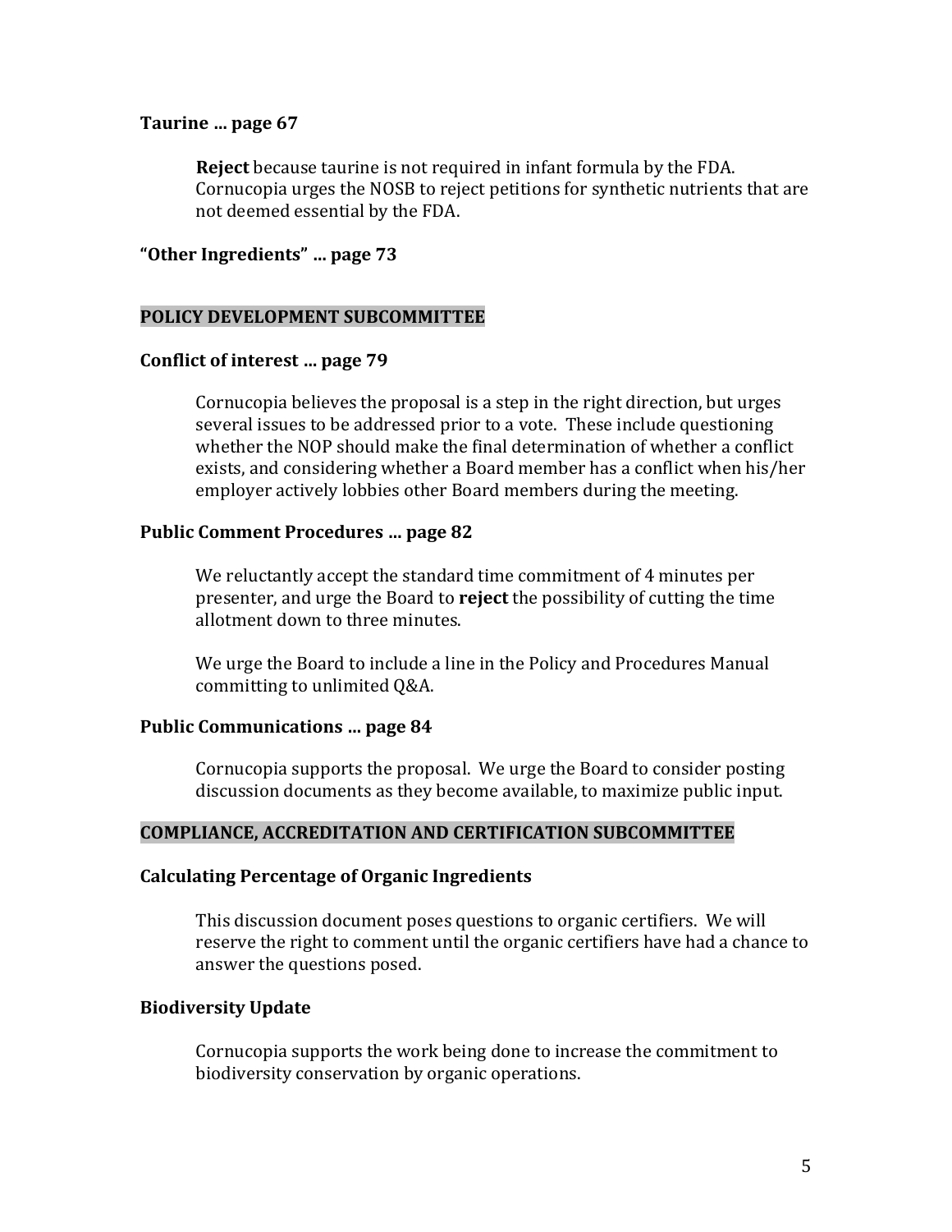**Taurine … page 67**

> **Reject** because taurine is not required in infant formula by the FDA. Cornucopia urges the NOSB to reject petitions for synthetic nutrients that are not deemed essential by the FDA.

**“Other Ingredients” … page 73**

## POLICY DEVELOPMENT SUBCOMMITTEE

**Conflict of interest … page 79**

> Cornucopia believes the proposal is a step in the right direction, but urges several issues to be addressed prior to a vote. These include questioning whether the NOP should make the final determination of whether a conflict exists, and considering whether a Board member has a conflict when his/her employer actively lobbies other Board members during the meeting.

**Public Comment Procedures … page 82**

> We reluctantly accept the standard time commitment of 4 minutes per presenter, and urge the Board to **reject** the possibility of cutting the time allotment down to three minutes.
>
> We urge the Board to include a line in the Policy and Procedures Manual committing to unlimited Q&A.

**Public Communications … page 84**

> Cornucopia supports the proposal. We urge the Board to consider posting discussion documents as they become available, to maximize public input.

## COMPLIANCE, ACCREDITATION AND CERTIFICATION SUBCOMMITTEE

**Calculating Percentage of Organic Ingredients**

> This discussion document poses questions to organic certifiers. We will reserve the right to comment until the organic certifiers have had a chance to answer the questions posed.

**Biodiversity Update**

> Cornucopia supports the work being done to increase the commitment to biodiversity conservation by organic operations.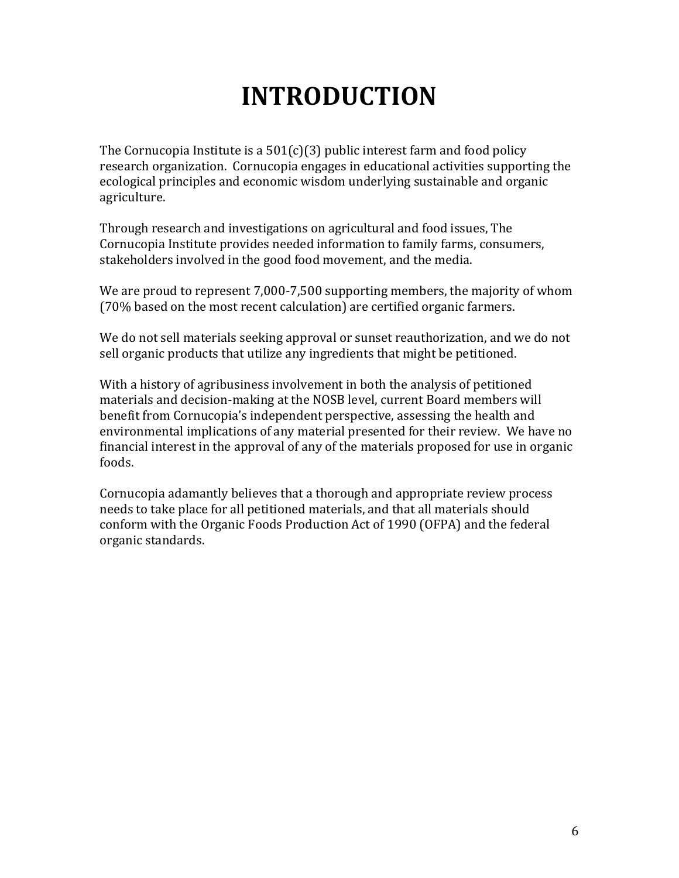# INTRODUCTION

The Cornucopia Institute is a 501(c)(3) public interest farm and food policy research organization. Cornucopia engages in educational activities supporting the ecological principles and economic wisdom underlying sustainable and organic agriculture.

Through research and investigations on agricultural and food issues, The Cornucopia Institute provides needed information to family farms, consumers, stakeholders involved in the good food movement, and the media.

We are proud to represent 7,000-7,500 supporting members, the majority of whom (70% based on the most recent calculation) are certified organic farmers.

We do not sell materials seeking approval or sunset reauthorization, and we do not sell organic products that utilize any ingredients that might be petitioned.

With a history of agribusiness involvement in both the analysis of petitioned materials and decision-making at the NOSB level, current Board members will benefit from Cornucopia's independent perspective, assessing the health and environmental implications of any material presented for their review. We have no financial interest in the approval of any of the materials proposed for use in organic foods.

Cornucopia adamantly believes that a thorough and appropriate review process needs to take place for all petitioned materials, and that all materials should conform with the Organic Foods Production Act of 1990 (OFPA) and the federal organic standards.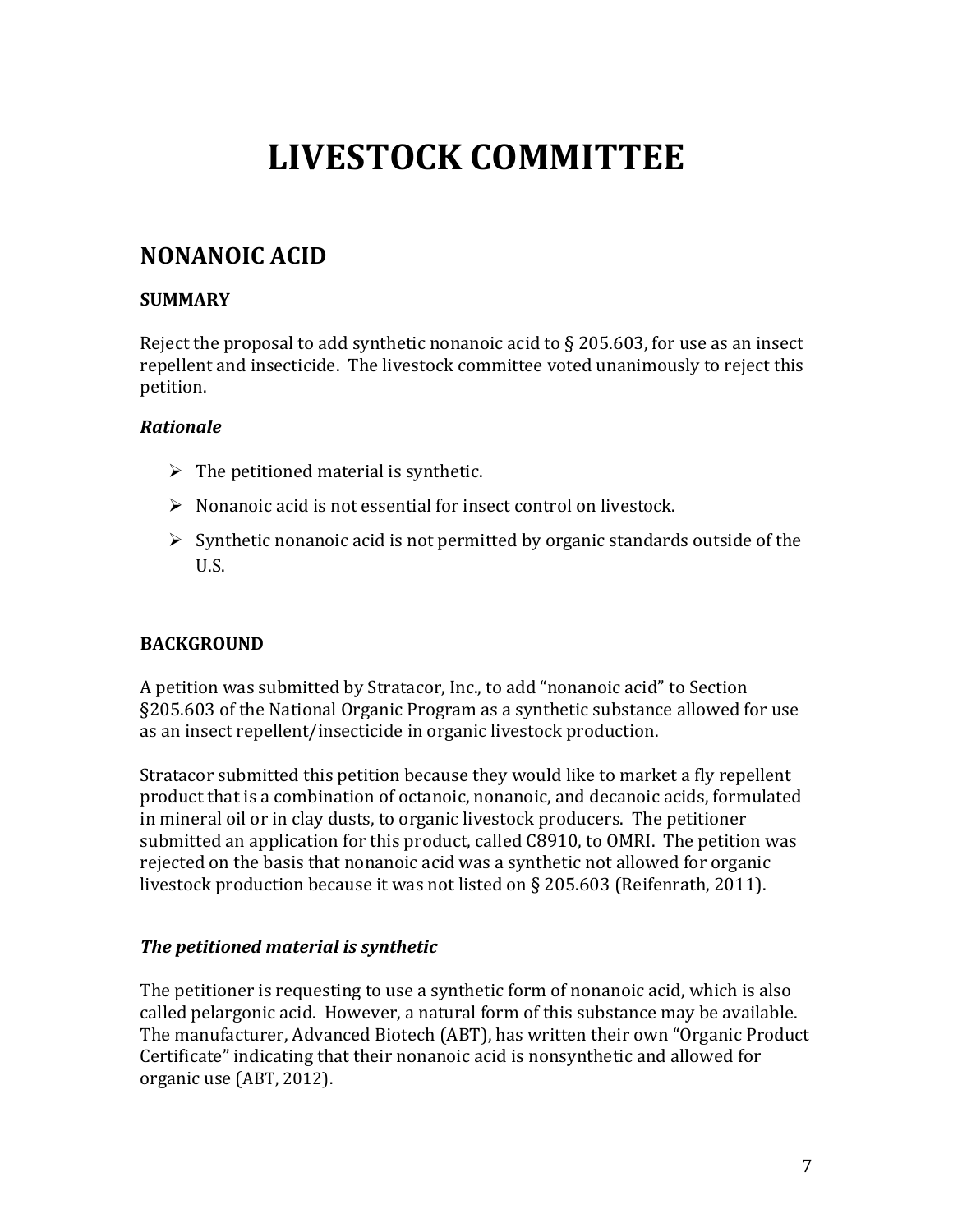# LIVESTOCK COMMITTEE

## NONANOIC ACID

### SUMMARY

Reject the proposal to add synthetic nonanoic acid to § 205.603, for use as an insect repellent and insecticide. The livestock committee voted unanimously to reject this petition.

#### *Rationale*

- The petitioned material is synthetic.
- Nonanoic acid is not essential for insect control on livestock.
- Synthetic nonanoic acid is not permitted by organic standards outside of the U.S.

### BACKGROUND

A petition was submitted by Stratacor, Inc., to add "nonanoic acid" to Section §205.603 of the National Organic Program as a synthetic substance allowed for use as an insect repellent/insecticide in organic livestock production.

Stratacor submitted this petition because they would like to market a fly repellent product that is a combination of octanoic, nonanoic, and decanoic acids, formulated in mineral oil or in clay dusts, to organic livestock producers. The petitioner submitted an application for this product, called C8910, to OMRI. The petition was rejected on the basis that nonanoic acid was a synthetic not allowed for organic livestock production because it was not listed on § 205.603 (Reifenrath, 2011).

#### *The petitioned material is synthetic*

The petitioner is requesting to use a synthetic form of nonanoic acid, which is also called pelargonic acid. However, a natural form of this substance may be available. The manufacturer, Advanced Biotech (ABT), has written their own "Organic Product Certificate" indicating that their nonanoic acid is nonsynthetic and allowed for organic use (ABT, 2012).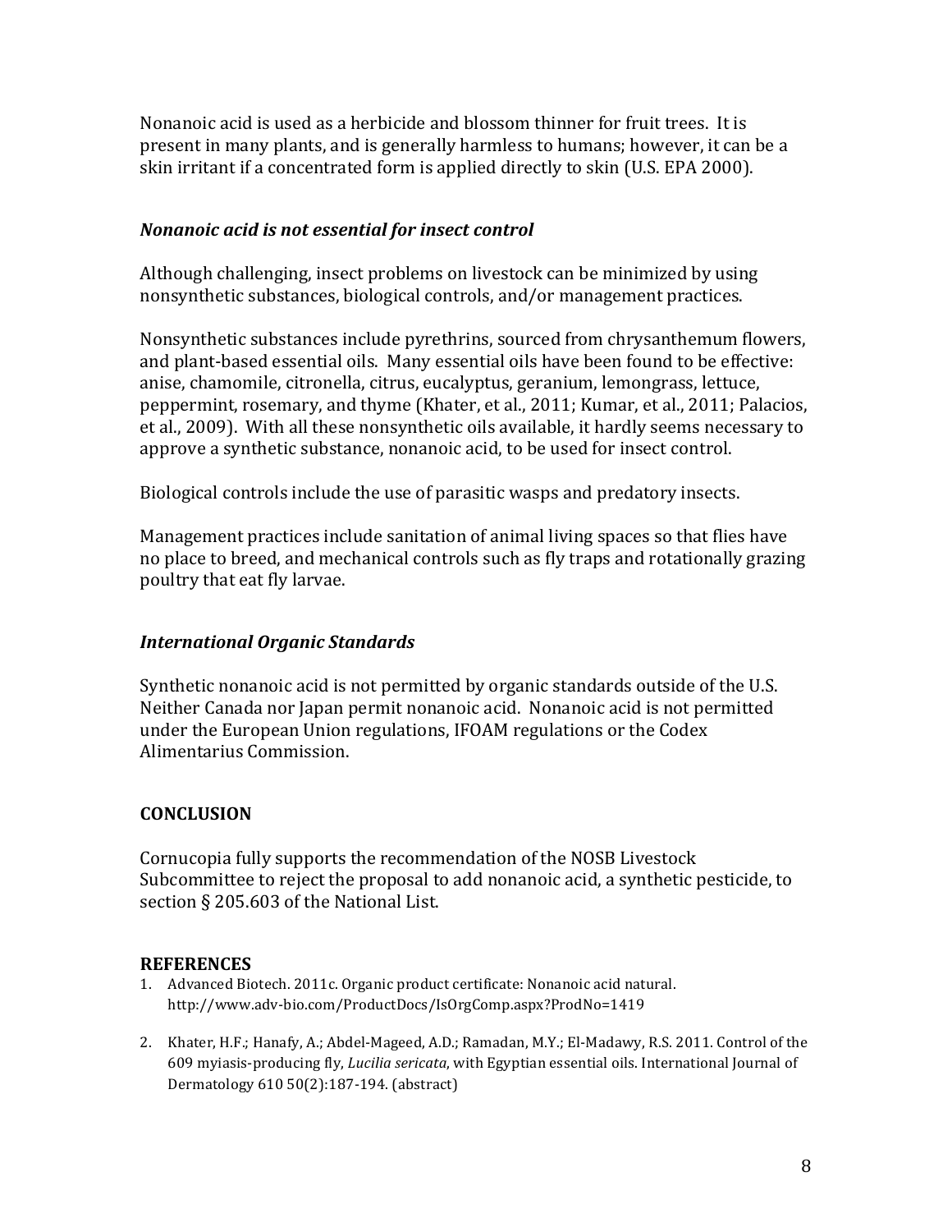Nonanoic acid is used as a herbicide and blossom thinner for fruit trees. It is present in many plants, and is generally harmless to humans; however, it can be a skin irritant if a concentrated form is applied directly to skin (U.S. EPA 2000).

### *Nonanoic acid is not essential for insect control*

Although challenging, insect problems on livestock can be minimized by using nonsynthetic substances, biological controls, and/or management practices.

Nonsynthetic substances include pyrethrins, sourced from chrysanthemum flowers, and plant-based essential oils. Many essential oils have been found to be effective: anise, chamomile, citronella, citrus, eucalyptus, geranium, lemongrass, lettuce, peppermint, rosemary, and thyme (Khater, et al., 2011; Kumar, et al., 2011; Palacios, et al., 2009). With all these nonsynthetic oils available, it hardly seems necessary to approve a synthetic substance, nonanoic acid, to be used for insect control.

Biological controls include the use of parasitic wasps and predatory insects.

Management practices include sanitation of animal living spaces so that flies have no place to breed, and mechanical controls such as fly traps and rotationally grazing poultry that eat fly larvae.

### *International Organic Standards*

Synthetic nonanoic acid is not permitted by organic standards outside of the U.S. Neither Canada nor Japan permit nonanoic acid. Nonanoic acid is not permitted under the European Union regulations, IFOAM regulations or the Codex Alimentarius Commission.

## CONCLUSION

Cornucopia fully supports the recommendation of the NOSB Livestock Subcommittee to reject the proposal to add nonanoic acid, a synthetic pesticide, to section § 205.603 of the National List.

## REFERENCES

1. Advanced Biotech. 2011c. Organic product certificate: Nonanoic acid natural. http://www.adv-bio.com/ProductDocs/IsOrgComp.aspx?ProdNo=1419

2. Khater, H.F.; Hanafy, A.; Abdel-Mageed, A.D.; Ramadan, M.Y.; El-Madawy, R.S. 2011. Control of the 609 myiasis-producing fly, *Lucilia sericata*, with Egyptian essential oils. International Journal of Dermatology 610 50(2):187-194. (abstract)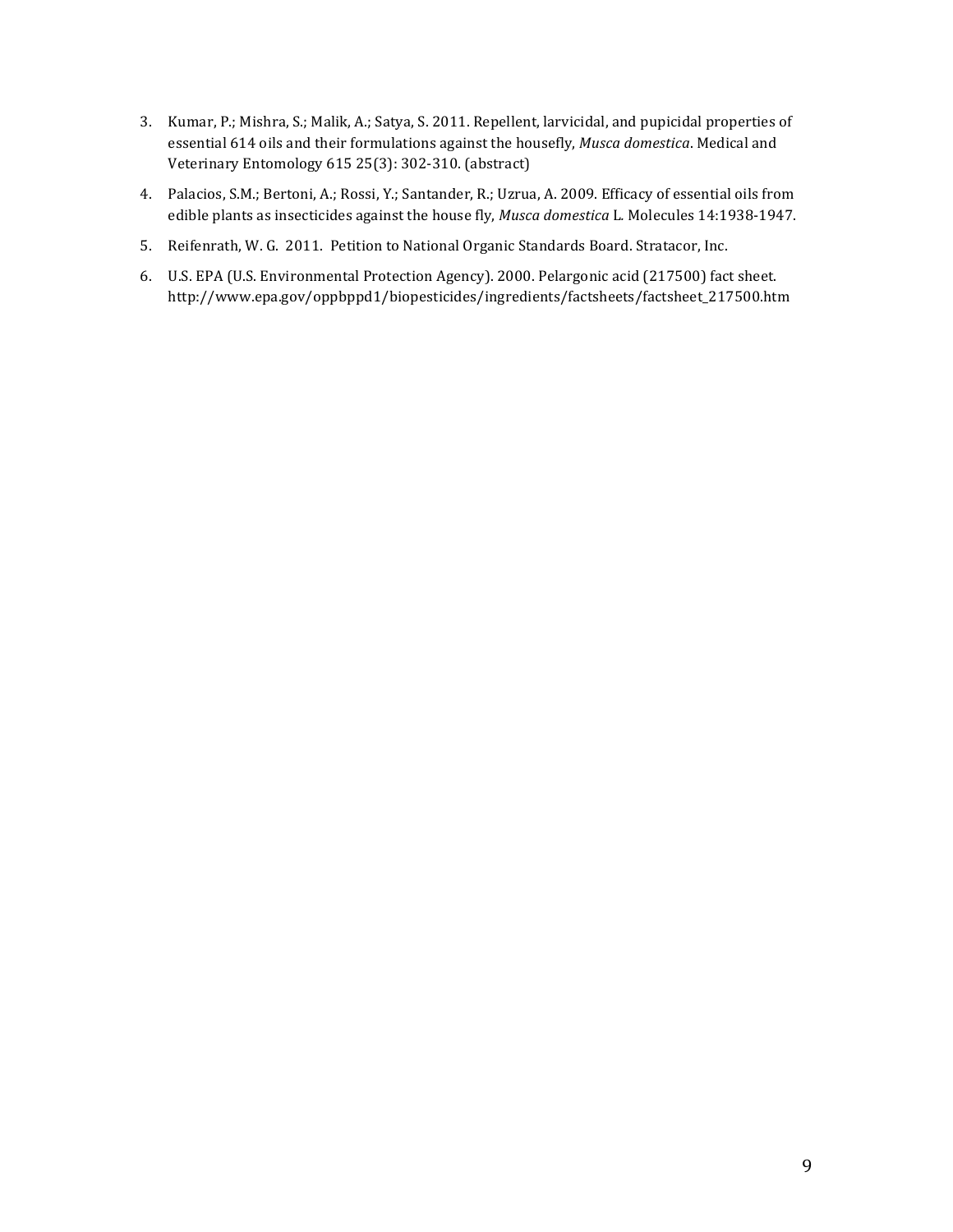3. Kumar, P.; Mishra, S.; Malik, A.; Satya, S. 2011. Repellent, larvicidal, and pupicidal properties of essential 614 oils and their formulations against the housefly, *Musca domestica*. Medical and Veterinary Entomology 615 25(3): 302-310. (abstract)
4. Palacios, S.M.; Bertoni, A.; Rossi, Y.; Santander, R.; Uzrua, A. 2009. Efficacy of essential oils from edible plants as insecticides against the house fly, *Musca domestica* L. Molecules 14:1938-1947.
5. Reifenrath, W. G. 2011. Petition to National Organic Standards Board. Stratacor, Inc.
6. U.S. EPA (U.S. Environmental Protection Agency). 2000. Pelargonic acid (217500) fact sheet. http://www.epa.gov/oppbppd1/biopesticides/ingredients/factsheets/factsheet_217500.htm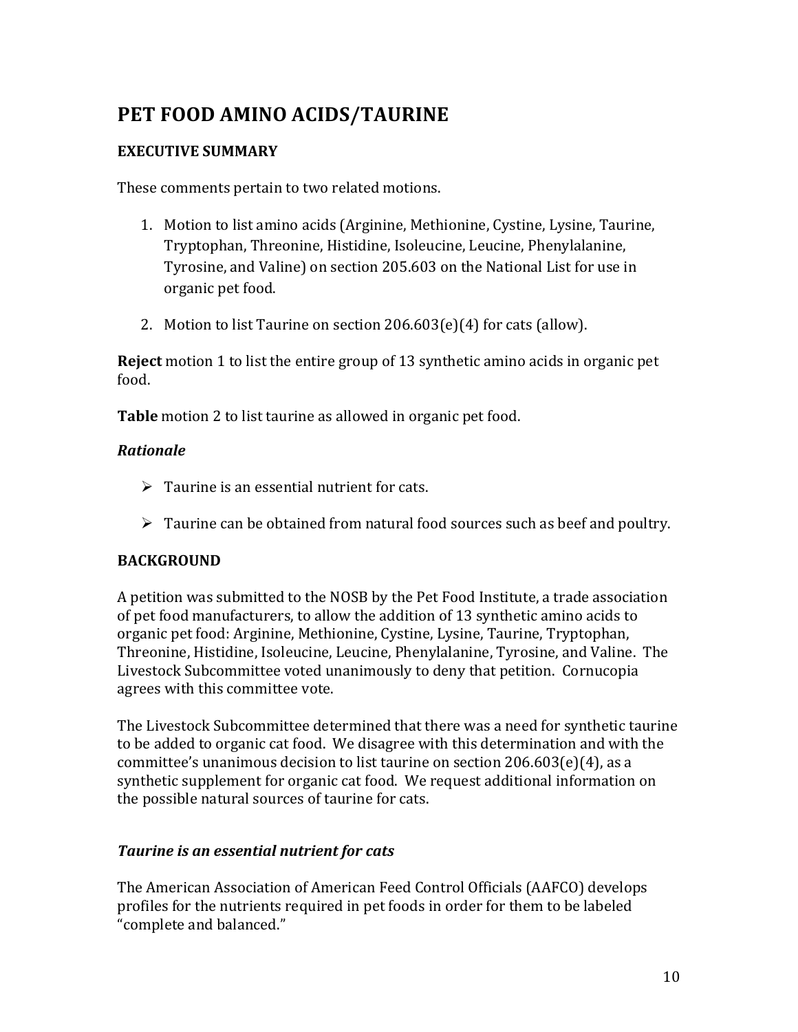# PET FOOD AMINO ACIDS/TAURINE

### EXECUTIVE SUMMARY

These comments pertain to two related motions.

1. Motion to list amino acids (Arginine, Methionine, Cystine, Lysine, Taurine, Tryptophan, Threonine, Histidine, Isoleucine, Leucine, Phenylalanine, Tyrosine, and Valine) on section 205.603 on the National List for use in organic pet food.

2. Motion to list Taurine on section 206.603(e)(4) for cats (allow).

**Reject** motion 1 to list the entire group of 13 synthetic amino acids in organic pet food.

**Table** motion 2 to list taurine as allowed in organic pet food.

#### *Rationale*

- Taurine is an essential nutrient for cats.
- Taurine can be obtained from natural food sources such as beef and poultry.

### BACKGROUND

A petition was submitted to the NOSB by the Pet Food Institute, a trade association of pet food manufacturers, to allow the addition of 13 synthetic amino acids to organic pet food: Arginine, Methionine, Cystine, Lysine, Taurine, Tryptophan, Threonine, Histidine, Isoleucine, Leucine, Phenylalanine, Tyrosine, and Valine. The Livestock Subcommittee voted unanimously to deny that petition. Cornucopia agrees with this committee vote.

The Livestock Subcommittee determined that there was a need for synthetic taurine to be added to organic cat food. We disagree with this determination and with the committee's unanimous decision to list taurine on section 206.603(e)(4), as a synthetic supplement for organic cat food. We request additional information on the possible natural sources of taurine for cats.

#### *Taurine is an essential nutrient for cats*

The American Association of American Feed Control Officials (AAFCO) develops profiles for the nutrients required in pet foods in order for them to be labeled "complete and balanced."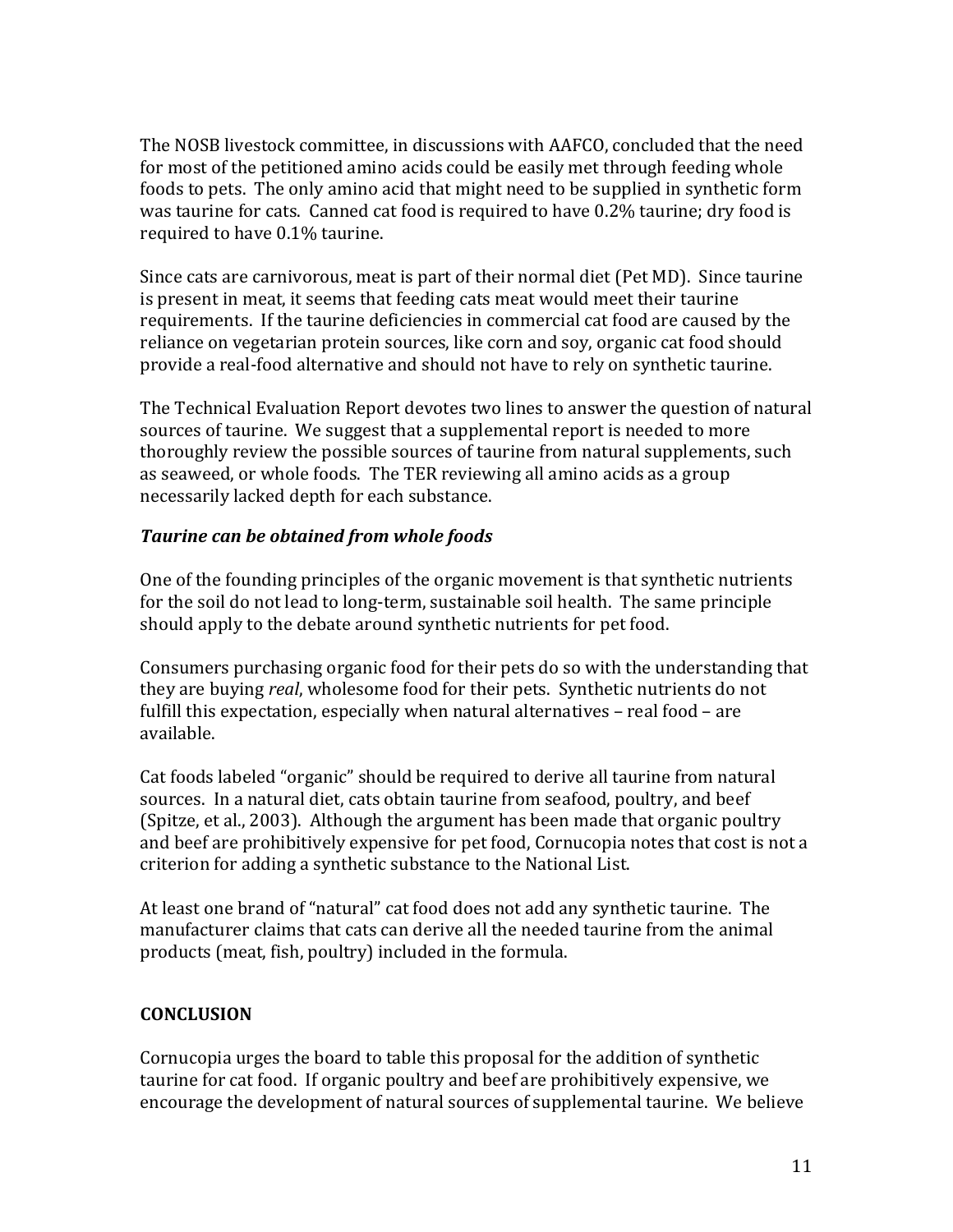The NOSB livestock committee, in discussions with AAFCO, concluded that the need for most of the petitioned amino acids could be easily met through feeding whole foods to pets. The only amino acid that might need to be supplied in synthetic form was taurine for cats. Canned cat food is required to have 0.2% taurine; dry food is required to have 0.1% taurine.

Since cats are carnivorous, meat is part of their normal diet (Pet MD). Since taurine is present in meat, it seems that feeding cats meat would meet their taurine requirements. If the taurine deficiencies in commercial cat food are caused by the reliance on vegetarian protein sources, like corn and soy, organic cat food should provide a real-food alternative and should not have to rely on synthetic taurine.

The Technical Evaluation Report devotes two lines to answer the question of natural sources of taurine. We suggest that a supplemental report is needed to more thoroughly review the possible sources of taurine from natural supplements, such as seaweed, or whole foods. The TER reviewing all amino acids as a group necessarily lacked depth for each substance.

***Taurine can be obtained from whole foods***

One of the founding principles of the organic movement is that synthetic nutrients for the soil do not lead to long-term, sustainable soil health. The same principle should apply to the debate around synthetic nutrients for pet food.

Consumers purchasing organic food for their pets do so with the understanding that they are buying *real*, wholesome food for their pets. Synthetic nutrients do not fulfill this expectation, especially when natural alternatives – real food – are available.

Cat foods labeled "organic" should be required to derive all taurine from natural sources. In a natural diet, cats obtain taurine from seafood, poultry, and beef (Spitze, et al., 2003). Although the argument has been made that organic poultry and beef are prohibitively expensive for pet food, Cornucopia notes that cost is not a criterion for adding a synthetic substance to the National List.

At least one brand of "natural" cat food does not add any synthetic taurine. The manufacturer claims that cats can derive all the needed taurine from the animal products (meat, fish, poultry) included in the formula.

**CONCLUSION**

Cornucopia urges the board to table this proposal for the addition of synthetic taurine for cat food. If organic poultry and beef are prohibitively expensive, we encourage the development of natural sources of supplemental taurine. We believe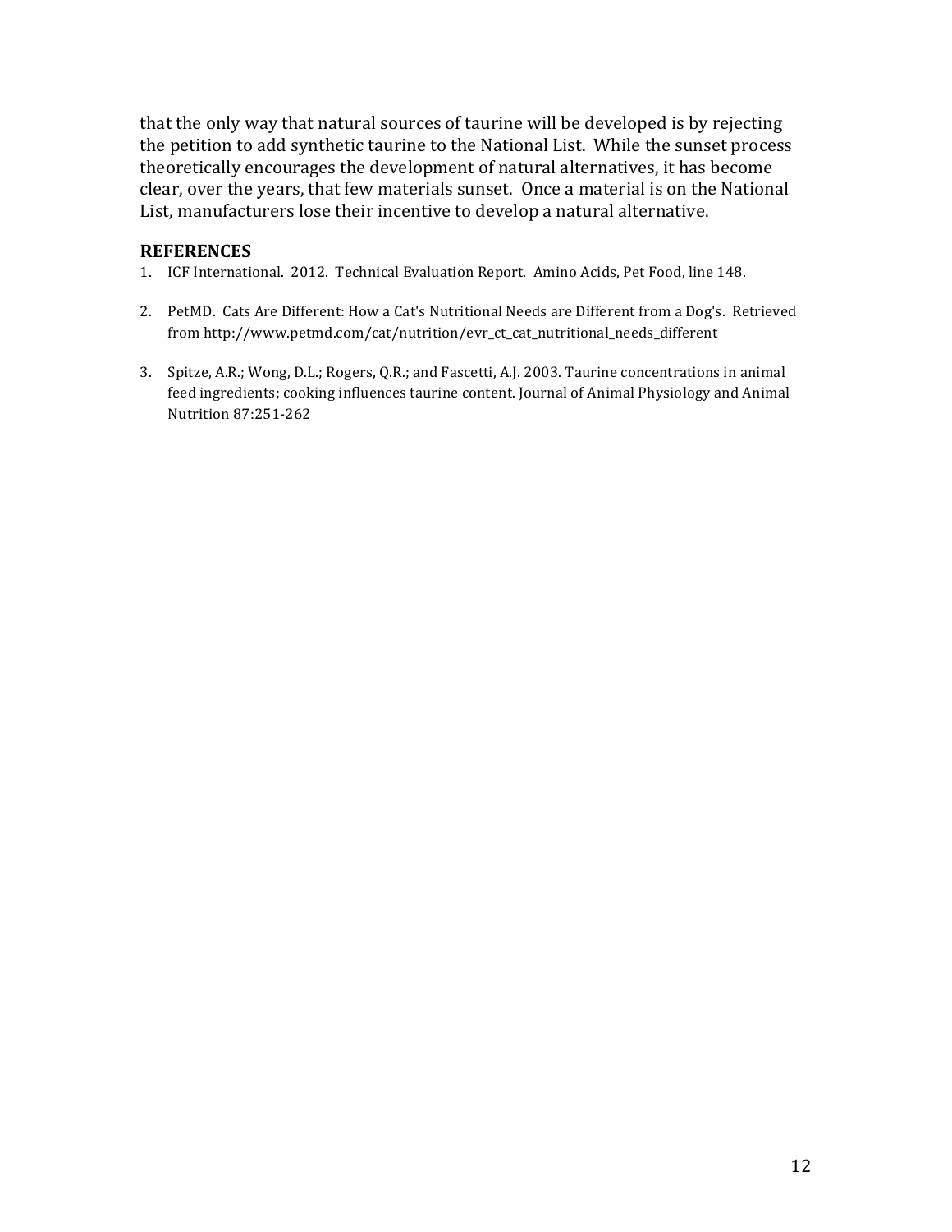that the only way that natural sources of taurine will be developed is by rejecting the petition to add synthetic taurine to the National List. While the sunset process theoretically encourages the development of natural alternatives, it has become clear, over the years, that few materials sunset. Once a material is on the National List, manufacturers lose their incentive to develop a natural alternative.

**REFERENCES**

1. ICF International. 2012. Technical Evaluation Report. Amino Acids, Pet Food, line 148.

2. PetMD. Cats Are Different: How a Cat's Nutritional Needs are Different from a Dog's. Retrieved from http://www.petmd.com/cat/nutrition/evr_ct_cat_nutritional_needs_different

3. Spitze, A.R.; Wong, D.L.; Rogers, Q.R.; and Fascetti, A.J. 2003. Taurine concentrations in animal feed ingredients; cooking influences taurine content. Journal of Animal Physiology and Animal Nutrition 87:251-262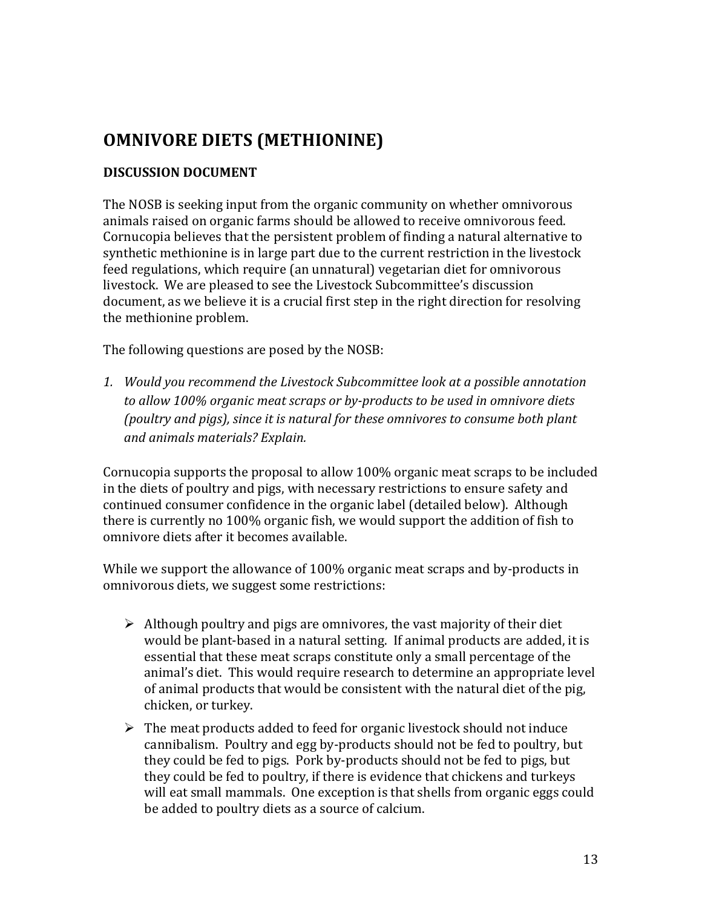# OMNIVORE DIETS (METHIONINE)

## DISCUSSION DOCUMENT

The NOSB is seeking input from the organic community on whether omnivorous animals raised on organic farms should be allowed to receive omnivorous feed. Cornucopia believes that the persistent problem of finding a natural alternative to synthetic methionine is in large part due to the current restriction in the livestock feed regulations, which require (an unnatural) vegetarian diet for omnivorous livestock. We are pleased to see the Livestock Subcommittee's discussion document, as we believe it is a crucial first step in the right direction for resolving the methionine problem.

The following questions are posed by the NOSB:

1. *Would you recommend the Livestock Subcommittee look at a possible annotation to allow 100% organic meat scraps or by-products to be used in omnivore diets (poultry and pigs), since it is natural for these omnivores to consume both plant and animals materials? Explain.*

Cornucopia supports the proposal to allow 100% organic meat scraps to be included in the diets of poultry and pigs, with necessary restrictions to ensure safety and continued consumer confidence in the organic label (detailed below). Although there is currently no 100% organic fish, we would support the addition of fish to omnivore diets after it becomes available.

While we support the allowance of 100% organic meat scraps and by-products in omnivorous diets, we suggest some restrictions:

- Although poultry and pigs are omnivores, the vast majority of their diet would be plant-based in a natural setting. If animal products are added, it is essential that these meat scraps constitute only a small percentage of the animal's diet. This would require research to determine an appropriate level of animal products that would be consistent with the natural diet of the pig, chicken, or turkey.
- The meat products added to feed for organic livestock should not induce cannibalism. Poultry and egg by-products should not be fed to poultry, but they could be fed to pigs. Pork by-products should not be fed to pigs, but they could be fed to poultry, if there is evidence that chickens and turkeys will eat small mammals. One exception is that shells from organic eggs could be added to poultry diets as a source of calcium.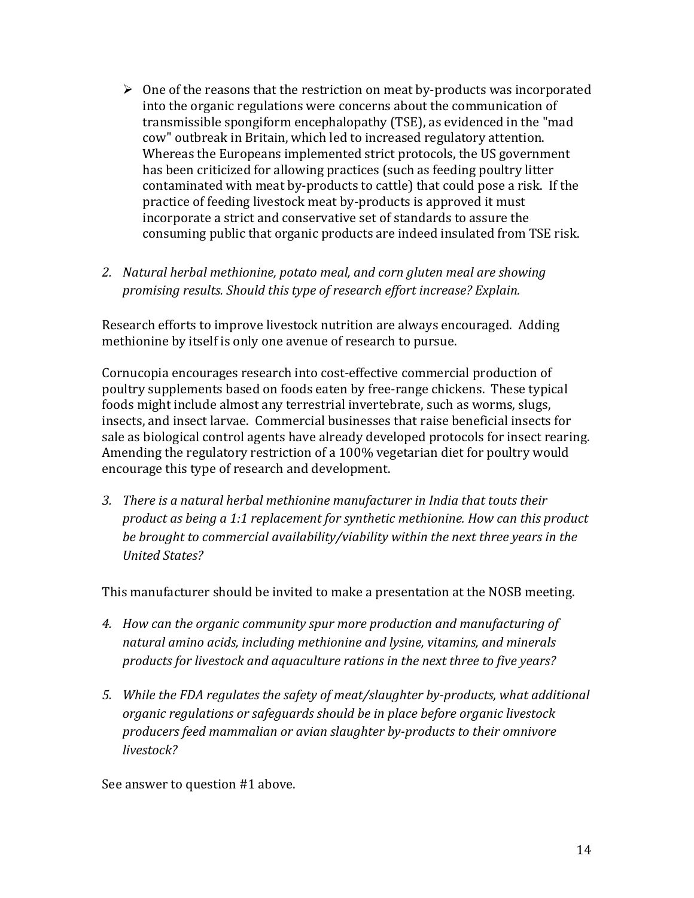- One of the reasons that the restriction on meat by-products was incorporated into the organic regulations were concerns about the communication of transmissible spongiform encephalopathy (TSE), as evidenced in the "mad cow" outbreak in Britain, which led to increased regulatory attention. Whereas the Europeans implemented strict protocols, the US government has been criticized for allowing practices (such as feeding poultry litter contaminated with meat by-products to cattle) that could pose a risk. If the practice of feeding livestock meat by-products is approved it must incorporate a strict and conservative set of standards to assure the consuming public that organic products are indeed insulated from TSE risk.

2. *Natural herbal methionine, potato meal, and corn gluten meal are showing promising results. Should this type of research effort increase? Explain.*

Research efforts to improve livestock nutrition are always encouraged. Adding methionine by itself is only one avenue of research to pursue.

Cornucopia encourages research into cost-effective commercial production of poultry supplements based on foods eaten by free-range chickens. These typical foods might include almost any terrestrial invertebrate, such as worms, slugs, insects, and insect larvae. Commercial businesses that raise beneficial insects for sale as biological control agents have already developed protocols for insect rearing. Amending the regulatory restriction of a 100% vegetarian diet for poultry would encourage this type of research and development.

3. *There is a natural herbal methionine manufacturer in India that touts their product as being a 1:1 replacement for synthetic methionine. How can this product be brought to commercial availability/viability within the next three years in the United States?*

This manufacturer should be invited to make a presentation at the NOSB meeting.

4. *How can the organic community spur more production and manufacturing of natural amino acids, including methionine and lysine, vitamins, and minerals products for livestock and aquaculture rations in the next three to five years?*

5. *While the FDA regulates the safety of meat/slaughter by-products, what additional organic regulations or safeguards should be in place before organic livestock producers feed mammalian or avian slaughter by-products to their omnivore livestock?*

See answer to question #1 above.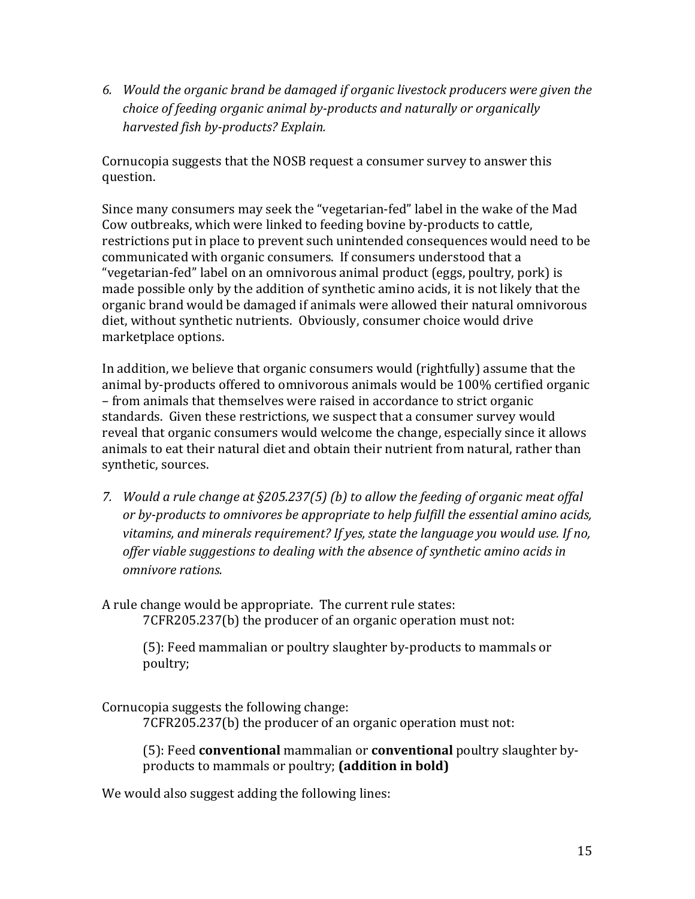6. *Would the organic brand be damaged if organic livestock producers were given the choice of feeding organic animal by-products and naturally or organically harvested fish by-products? Explain.*

Cornucopia suggests that the NOSB request a consumer survey to answer this question.

Since many consumers may seek the "vegetarian-fed" label in the wake of the Mad Cow outbreaks, which were linked to feeding bovine by-products to cattle, restrictions put in place to prevent such unintended consequences would need to be communicated with organic consumers. If consumers understood that a "vegetarian-fed" label on an omnivorous animal product (eggs, poultry, pork) is made possible only by the addition of synthetic amino acids, it is not likely that the organic brand would be damaged if animals were allowed their natural omnivorous diet, without synthetic nutrients. Obviously, consumer choice would drive marketplace options.

In addition, we believe that organic consumers would (rightfully) assume that the animal by-products offered to omnivorous animals would be 100% certified organic – from animals that themselves were raised in accordance to strict organic standards. Given these restrictions, we suspect that a consumer survey would reveal that organic consumers would welcome the change, especially since it allows animals to eat their natural diet and obtain their nutrient from natural, rather than synthetic, sources.

7. *Would a rule change at §205.237(5) (b) to allow the feeding of organic meat offal or by-products to omnivores be appropriate to help fulfill the essential amino acids, vitamins, and minerals requirement? If yes, state the language you would use. If no, offer viable suggestions to dealing with the absence of synthetic amino acids in omnivore rations.*

A rule change would be appropriate. The current rule states:

> 7CFR205.237(b) the producer of an organic operation must not:
>
> (5): Feed mammalian or poultry slaughter by-products to mammals or poultry;

Cornucopia suggests the following change:

> 7CFR205.237(b) the producer of an organic operation must not:
>
> (5): Feed **conventional** mammalian or **conventional** poultry slaughter by-products to mammals or poultry; **(addition in bold)**

We would also suggest adding the following lines: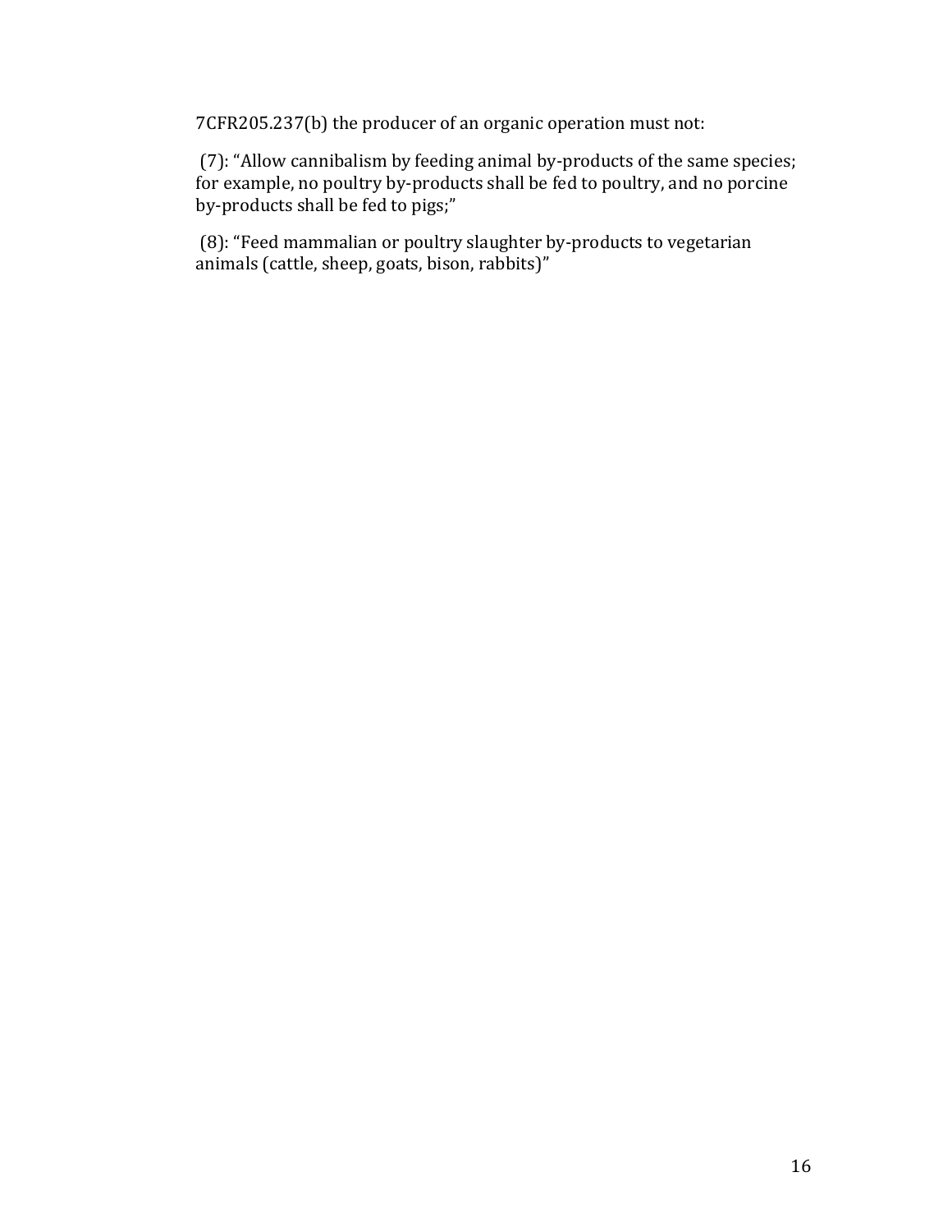7CFR205.237(b) the producer of an organic operation must not:

(7): "Allow cannibalism by feeding animal by-products of the same species; for example, no poultry by-products shall be fed to poultry, and no porcine by-products shall be fed to pigs;"

(8): "Feed mammalian or poultry slaughter by-products to vegetarian animals (cattle, sheep, goats, bison, rabbits)"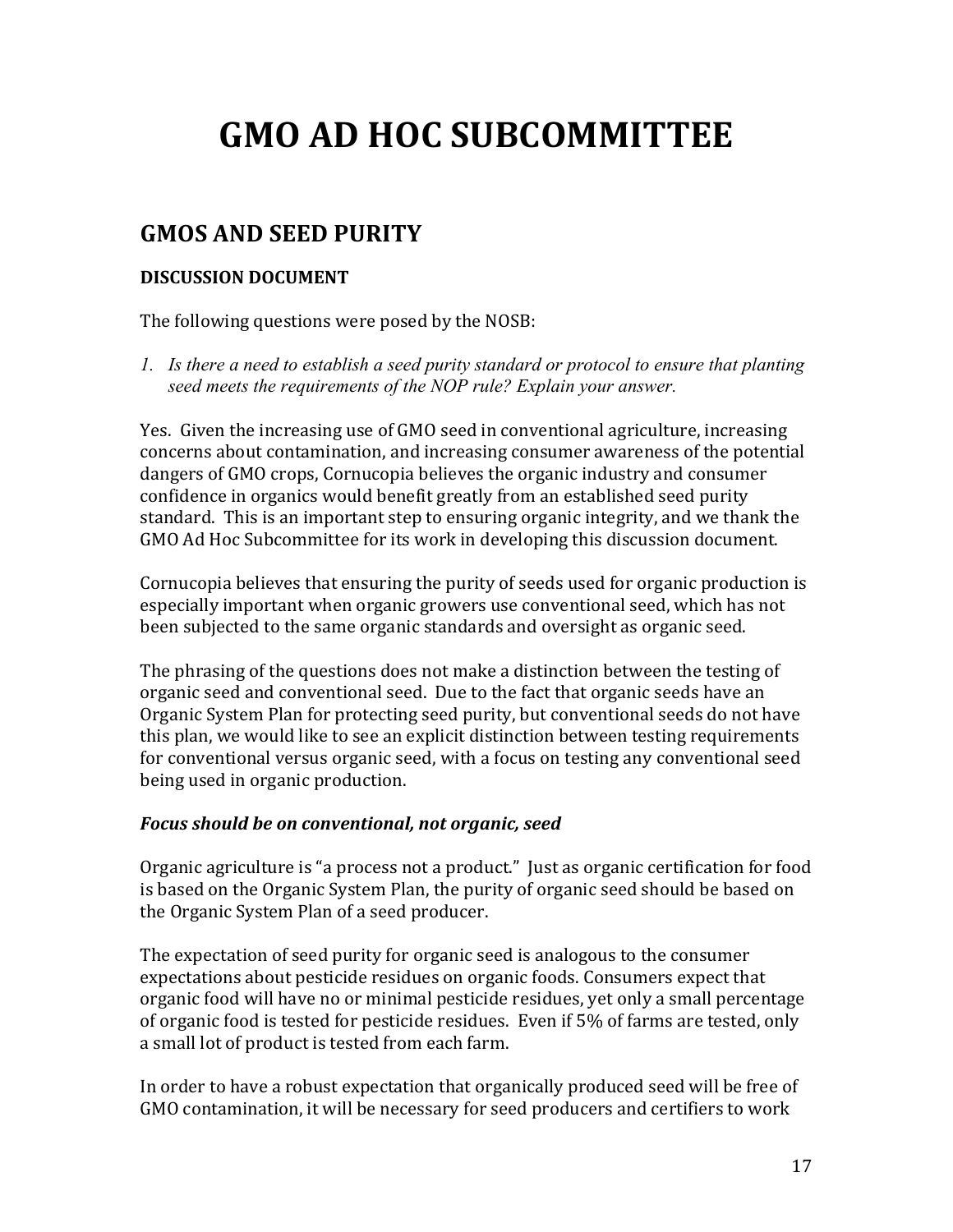# GMO AD HOC SUBCOMMITTEE

## GMOS AND SEED PURITY

### DISCUSSION DOCUMENT

The following questions were posed by the NOSB:

1. *Is there a need to establish a seed purity standard or protocol to ensure that planting seed meets the requirements of the NOP rule? Explain your answer.*

Yes. Given the increasing use of GMO seed in conventional agriculture, increasing concerns about contamination, and increasing consumer awareness of the potential dangers of GMO crops, Cornucopia believes the organic industry and consumer confidence in organics would benefit greatly from an established seed purity standard. This is an important step to ensuring organic integrity, and we thank the GMO Ad Hoc Subcommittee for its work in developing this discussion document.

Cornucopia believes that ensuring the purity of seeds used for organic production is especially important when organic growers use conventional seed, which has not been subjected to the same organic standards and oversight as organic seed.

The phrasing of the questions does not make a distinction between the testing of organic seed and conventional seed. Due to the fact that organic seeds have an Organic System Plan for protecting seed purity, but conventional seeds do not have this plan, we would like to see an explicit distinction between testing requirements for conventional versus organic seed, with a focus on testing any conventional seed being used in organic production.

***Focus should be on conventional, not organic, seed***

Organic agriculture is "a process not a product." Just as organic certification for food is based on the Organic System Plan, the purity of organic seed should be based on the Organic System Plan of a seed producer.

The expectation of seed purity for organic seed is analogous to the consumer expectations about pesticide residues on organic foods. Consumers expect that organic food will have no or minimal pesticide residues, yet only a small percentage of organic food is tested for pesticide residues. Even if 5% of farms are tested, only a small lot of product is tested from each farm.

In order to have a robust expectation that organically produced seed will be free of GMO contamination, it will be necessary for seed producers and certifiers to work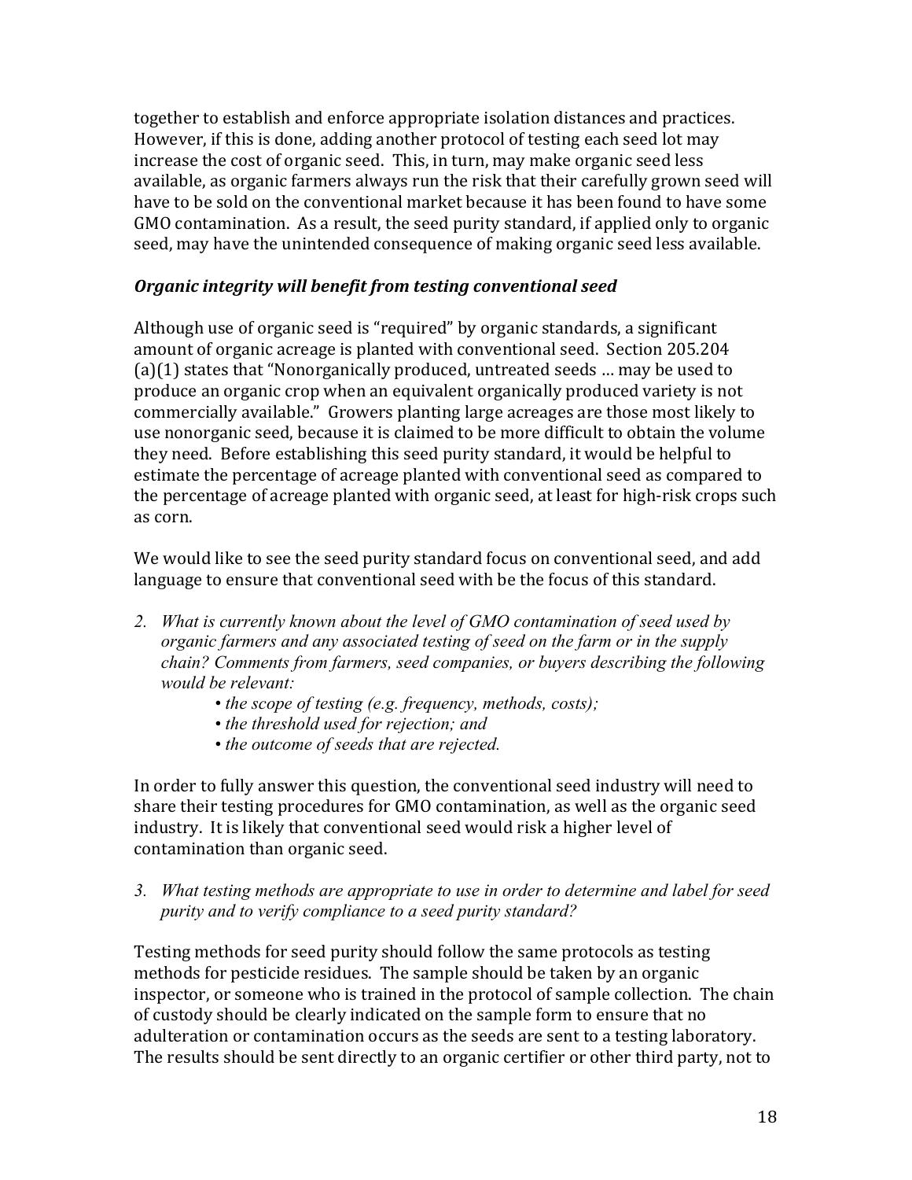together to establish and enforce appropriate isolation distances and practices. However, if this is done, adding another protocol of testing each seed lot may increase the cost of organic seed. This, in turn, may make organic seed less available, as organic farmers always run the risk that their carefully grown seed will have to be sold on the conventional market because it has been found to have some GMO contamination. As a result, the seed purity standard, if applied only to organic seed, may have the unintended consequence of making organic seed less available.

***Organic integrity will benefit from testing conventional seed***

Although use of organic seed is "required" by organic standards, a significant amount of organic acreage is planted with conventional seed. Section 205.204 (a)(1) states that "Nonorganically produced, untreated seeds … may be used to produce an organic crop when an equivalent organically produced variety is not commercially available." Growers planting large acreages are those most likely to use nonorganic seed, because it is claimed to be more difficult to obtain the volume they need. Before establishing this seed purity standard, it would be helpful to estimate the percentage of acreage planted with conventional seed as compared to the percentage of acreage planted with organic seed, at least for high-risk crops such as corn.

We would like to see the seed purity standard focus on conventional seed, and add language to ensure that conventional seed with be the focus of this standard.

2. *What is currently known about the level of GMO contamination of seed used by organic farmers and any associated testing of seed on the farm or in the supply chain? Comments from farmers, seed companies, or buyers describing the following would be relevant:*
   - *the scope of testing (e.g. frequency, methods, costs);*
   - *the threshold used for rejection; and*
   - *the outcome of seeds that are rejected.*

In order to fully answer this question, the conventional seed industry will need to share their testing procedures for GMO contamination, as well as the organic seed industry. It is likely that conventional seed would risk a higher level of contamination than organic seed.

3. *What testing methods are appropriate to use in order to determine and label for seed purity and to verify compliance to a seed purity standard?*

Testing methods for seed purity should follow the same protocols as testing methods for pesticide residues. The sample should be taken by an organic inspector, or someone who is trained in the protocol of sample collection. The chain of custody should be clearly indicated on the sample form to ensure that no adulteration or contamination occurs as the seeds are sent to a testing laboratory. The results should be sent directly to an organic certifier or other third party, not to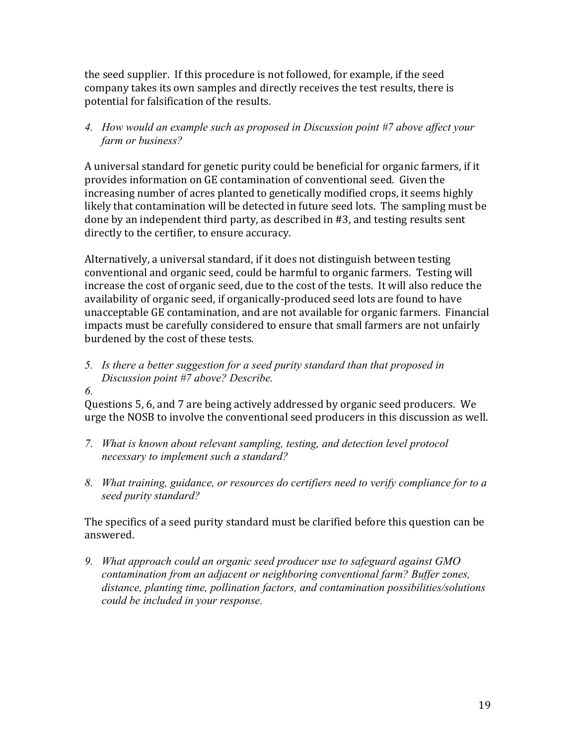the seed supplier. If this procedure is not followed, for example, if the seed company takes its own samples and directly receives the test results, there is potential for falsification of the results.

4. *How would an example such as proposed in Discussion point #7 above affect your farm or business?*

A universal standard for genetic purity could be beneficial for organic farmers, if it provides information on GE contamination of conventional seed. Given the increasing number of acres planted to genetically modified crops, it seems highly likely that contamination will be detected in future seed lots. The sampling must be done by an independent third party, as described in #3, and testing results sent directly to the certifier, to ensure accuracy.

Alternatively, a universal standard, if it does not distinguish between testing conventional and organic seed, could be harmful to organic farmers. Testing will increase the cost of organic seed, due to the cost of the tests. It will also reduce the availability of organic seed, if organically-produced seed lots are found to have unacceptable GE contamination, and are not available for organic farmers. Financial impacts must be carefully considered to ensure that small farmers are not unfairly burdened by the cost of these tests.

5. *Is there a better suggestion for a seed purity standard than that proposed in Discussion point #7 above? Describe.*
6. 

Questions 5, 6, and 7 are being actively addressed by organic seed producers. We urge the NOSB to involve the conventional seed producers in this discussion as well.

7. *What is known about relevant sampling, testing, and detection level protocol necessary to implement such a standard?*

8. *What training, guidance, or resources do certifiers need to verify compliance for to a seed purity standard?*

The specifics of a seed purity standard must be clarified before this question can be answered.

9. *What approach could an organic seed producer use to safeguard against GMO contamination from an adjacent or neighboring conventional farm? Buffer zones, distance, planting time, pollination factors, and contamination possibilities/solutions could be included in your response.*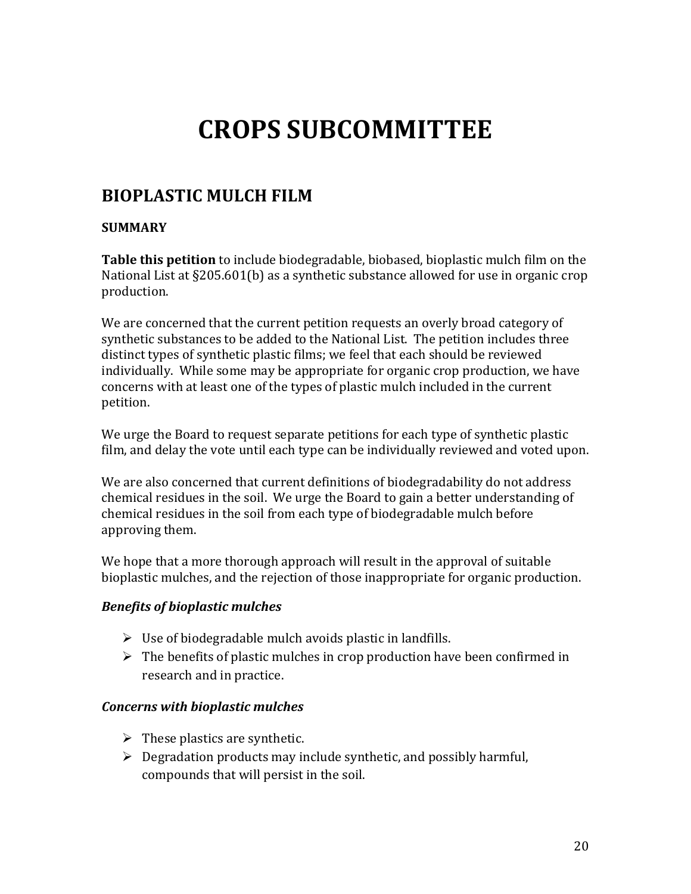# CROPS SUBCOMMITTEE

## BIOPLASTIC MULCH FILM

### SUMMARY

**Table this petition** to include biodegradable, biobased, bioplastic mulch film on the National List at §205.601(b) as a synthetic substance allowed for use in organic crop production.

We are concerned that the current petition requests an overly broad category of synthetic substances to be added to the National List. The petition includes three distinct types of synthetic plastic films; we feel that each should be reviewed individually. While some may be appropriate for organic crop production, we have concerns with at least one of the types of plastic mulch included in the current petition.

We urge the Board to request separate petitions for each type of synthetic plastic film, and delay the vote until each type can be individually reviewed and voted upon.

We are also concerned that current definitions of biodegradability do not address chemical residues in the soil. We urge the Board to gain a better understanding of chemical residues in the soil from each type of biodegradable mulch before approving them.

We hope that a more thorough approach will result in the approval of suitable bioplastic mulches, and the rejection of those inappropriate for organic production.

***Benefits of bioplastic mulches***

- Use of biodegradable mulch avoids plastic in landfills.
- The benefits of plastic mulches in crop production have been confirmed in research and in practice.

***Concerns with bioplastic mulches***

- These plastics are synthetic.
- Degradation products may include synthetic, and possibly harmful, compounds that will persist in the soil.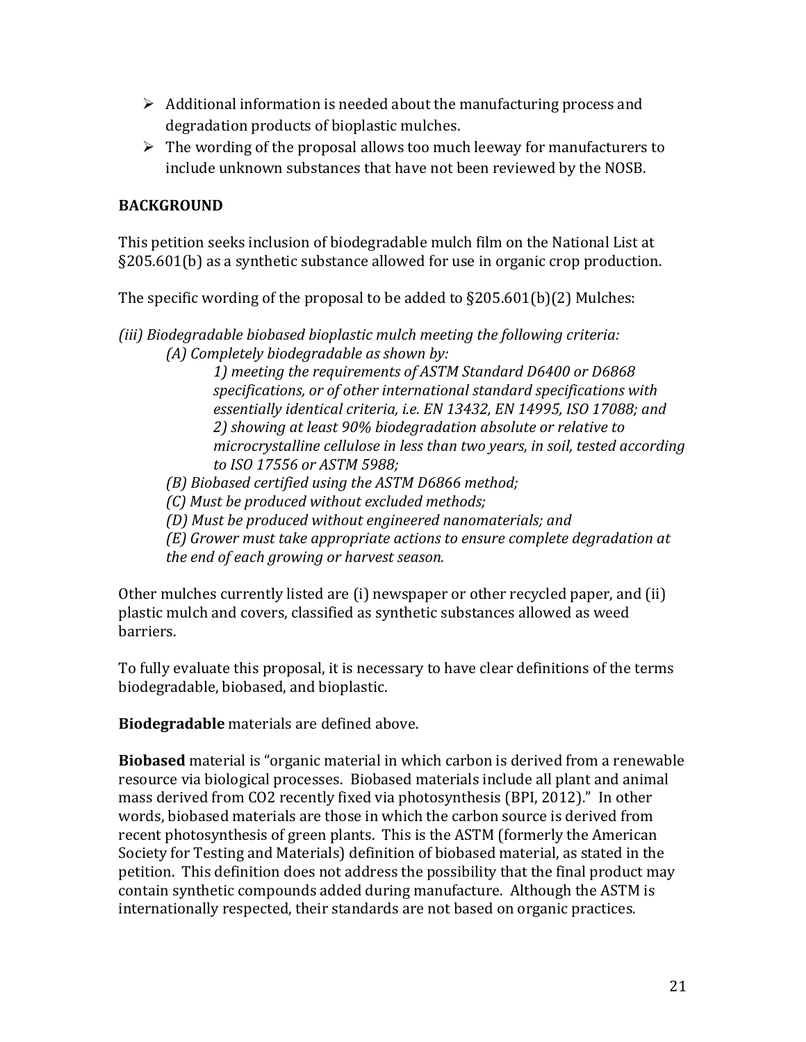- Additional information is needed about the manufacturing process and degradation products of bioplastic mulches.
- The wording of the proposal allows too much leeway for manufacturers to include unknown substances that have not been reviewed by the NOSB.

**BACKGROUND**

This petition seeks inclusion of biodegradable mulch film on the National List at §205.601(b) as a synthetic substance allowed for use in organic crop production.

The specific wording of the proposal to be added to §205.601(b)(2) Mulches:

*(iii) Biodegradable biobased bioplastic mulch meeting the following criteria:*

> *(A) Completely biodegradable as shown by:*
>
> > *1) meeting the requirements of ASTM Standard D6400 or D6868 specifications, or of other international standard specifications with essentially identical criteria, i.e. EN 13432, EN 14995, ISO 17088; and*
> > *2) showing at least 90% biodegradation absolute or relative to microcrystalline cellulose in less than two years, in soil, tested according to ISO 17556 or ASTM 5988;*
>
> *(B) Biobased certified using the ASTM D6866 method;*
> *(C) Must be produced without excluded methods;*
> *(D) Must be produced without engineered nanomaterials; and*
> *(E) Grower must take appropriate actions to ensure complete degradation at the end of each growing or harvest season.*

Other mulches currently listed are (i) newspaper or other recycled paper, and (ii) plastic mulch and covers, classified as synthetic substances allowed as weed barriers.

To fully evaluate this proposal, it is necessary to have clear definitions of the terms biodegradable, biobased, and bioplastic.

**Biodegradable** materials are defined above.

**Biobased** material is "organic material in which carbon is derived from a renewable resource via biological processes. Biobased materials include all plant and animal mass derived from $CO_2$ recently fixed via photosynthesis (BPI, 2012)." In other words, biobased materials are those in which the carbon source is derived from recent photosynthesis of green plants. This is the ASTM (formerly the American Society for Testing and Materials) definition of biobased material, as stated in the petition. This definition does not address the possibility that the final product may contain synthetic compounds added during manufacture. Although the ASTM is internationally respected, their standards are not based on organic practices.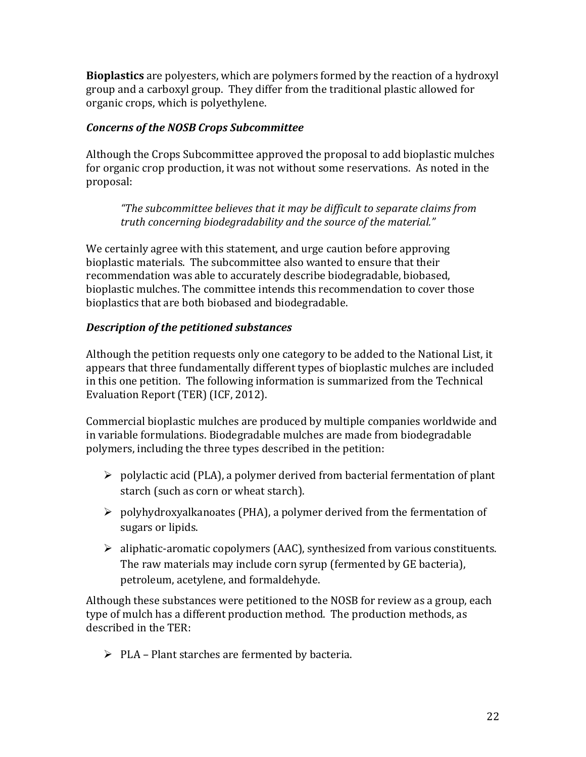**Bioplastics** are polyesters, which are polymers formed by the reaction of a hydroxyl group and a carboxyl group. They differ from the traditional plastic allowed for organic crops, which is polyethylene.

### *Concerns of the NOSB Crops Subcommittee*

Although the Crops Subcommittee approved the proposal to add bioplastic mulches for organic crop production, it was not without some reservations. As noted in the proposal:

> *"The subcommittee believes that it may be difficult to separate claims from truth concerning biodegradability and the source of the material."*

We certainly agree with this statement, and urge caution before approving bioplastic materials. The subcommittee also wanted to ensure that their recommendation was able to accurately describe biodegradable, biobased, bioplastic mulches. The committee intends this recommendation to cover those bioplastics that are both biobased and biodegradable.

### *Description of the petitioned substances*

Although the petition requests only one category to be added to the National List, it appears that three fundamentally different types of bioplastic mulches are included in this one petition. The following information is summarized from the Technical Evaluation Report (TER) (ICF, 2012).

Commercial bioplastic mulches are produced by multiple companies worldwide and in variable formulations. Biodegradable mulches are made from biodegradable polymers, including the three types described in the petition:

- polylactic acid (PLA), a polymer derived from bacterial fermentation of plant starch (such as corn or wheat starch).
- polyhydroxyalkanoates (PHA), a polymer derived from the fermentation of sugars or lipids.
- aliphatic-aromatic copolymers (AAC), synthesized from various constituents. The raw materials may include corn syrup (fermented by GE bacteria), petroleum, acetylene, and formaldehyde.

Although these substances were petitioned to the NOSB for review as a group, each type of mulch has a different production method. The production methods, as described in the TER:

- PLA – Plant starches are fermented by bacteria.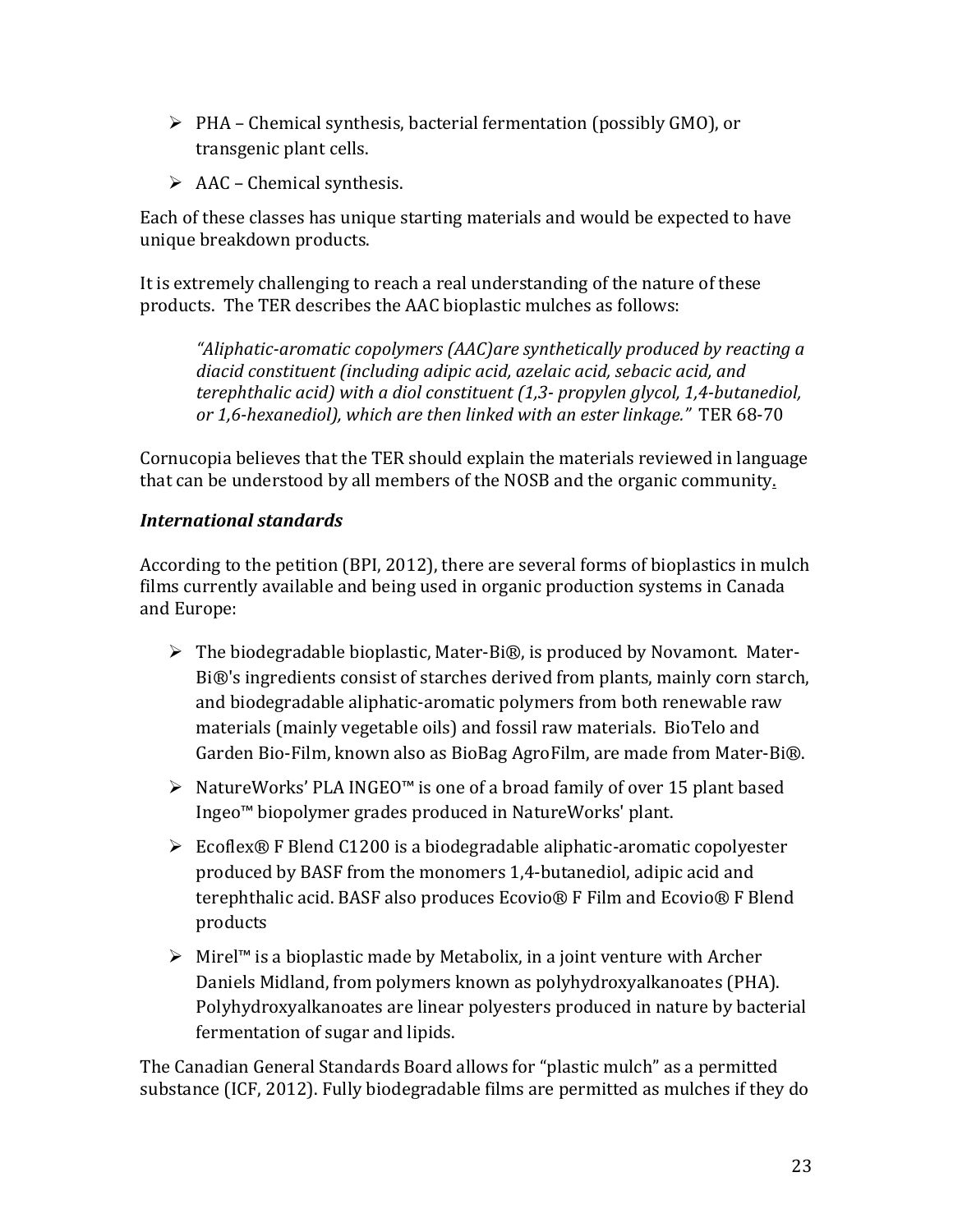- PHA – Chemical synthesis, bacterial fermentation (possibly GMO), or transgenic plant cells.
- AAC – Chemical synthesis.

Each of these classes has unique starting materials and would be expected to have unique breakdown products.

It is extremely challenging to reach a real understanding of the nature of these products. The TER describes the AAC bioplastic mulches as follows:

> *"Aliphatic-aromatic copolymers (AAC)are synthetically produced by reacting a diacid constituent (including adipic acid, azelaic acid, sebacic acid, and terephthalic acid) with a diol constituent (1,3- propylen glycol, 1,4-butanediol, or 1,6-hexanediol), which are then linked with an ester linkage."* TER 68-70

Cornucopia believes that the TER should explain the materials reviewed in language that can be understood by all members of the NOSB and the organic community.

### *International standards*

According to the petition (BPI, 2012), there are several forms of bioplastics in mulch films currently available and being used in organic production systems in Canada and Europe:

- The biodegradable bioplastic, Mater-Bi®, is produced by Novamont. Mater-Bi®'s ingredients consist of starches derived from plants, mainly corn starch, and biodegradable aliphatic-aromatic polymers from both renewable raw materials (mainly vegetable oils) and fossil raw materials. BioTelo and Garden Bio-Film, known also as BioBag AgroFilm, are made from Mater-Bi®.
- NatureWorks' PLA INGEO™ is one of a broad family of over 15 plant based Ingeo™ biopolymer grades produced in NatureWorks' plant.
- Ecoflex® F Blend C1200 is a biodegradable aliphatic-aromatic copolyester produced by BASF from the monomers 1,4-butanediol, adipic acid and terephthalic acid. BASF also produces Ecovio® F Film and Ecovio® F Blend products
- Mirel™ is a bioplastic made by Metabolix, in a joint venture with Archer Daniels Midland, from polymers known as polyhydroxyalkanoates (PHA). Polyhydroxyalkanoates are linear polyesters produced in nature by bacterial fermentation of sugar and lipids.

The Canadian General Standards Board allows for "plastic mulch" as a permitted substance (ICF, 2012). Fully biodegradable films are permitted as mulches if they do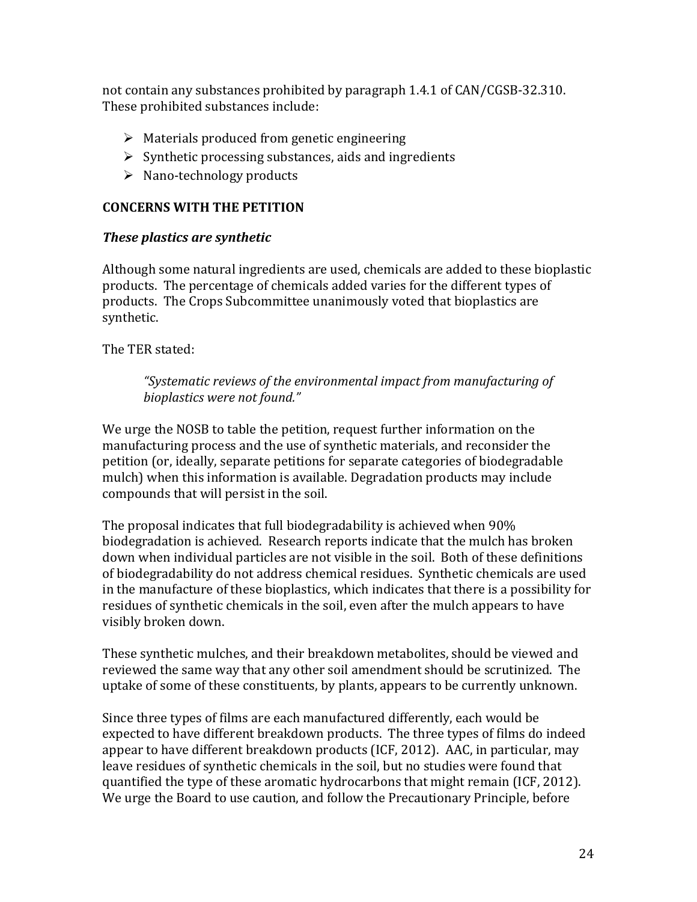not contain any substances prohibited by paragraph 1.4.1 of CAN/CGSB-32.310. These prohibited substances include:

- Materials produced from genetic engineering
- Synthetic processing substances, aids and ingredients
- Nano-technology products

**CONCERNS WITH THE PETITION**

***These plastics are synthetic***

Although some natural ingredients are used, chemicals are added to these bioplastic products. The percentage of chemicals added varies for the different types of products. The Crops Subcommittee unanimously voted that bioplastics are synthetic.

The TER stated:

> *"Systematic reviews of the environmental impact from manufacturing of bioplastics were not found."*

We urge the NOSB to table the petition, request further information on the manufacturing process and the use of synthetic materials, and reconsider the petition (or, ideally, separate petitions for separate categories of biodegradable mulch) when this information is available. Degradation products may include compounds that will persist in the soil.

The proposal indicates that full biodegradability is achieved when 90% biodegradation is achieved. Research reports indicate that the mulch has broken down when individual particles are not visible in the soil. Both of these definitions of biodegradability do not address chemical residues. Synthetic chemicals are used in the manufacture of these bioplastics, which indicates that there is a possibility for residues of synthetic chemicals in the soil, even after the mulch appears to have visibly broken down.

These synthetic mulches, and their breakdown metabolites, should be viewed and reviewed the same way that any other soil amendment should be scrutinized. The uptake of some of these constituents, by plants, appears to be currently unknown.

Since three types of films are each manufactured differently, each would be expected to have different breakdown products. The three types of films do indeed appear to have different breakdown products (ICF, 2012). AAC, in particular, may leave residues of synthetic chemicals in the soil, but no studies were found that quantified the type of these aromatic hydrocarbons that might remain (ICF, 2012). We urge the Board to use caution, and follow the Precautionary Principle, before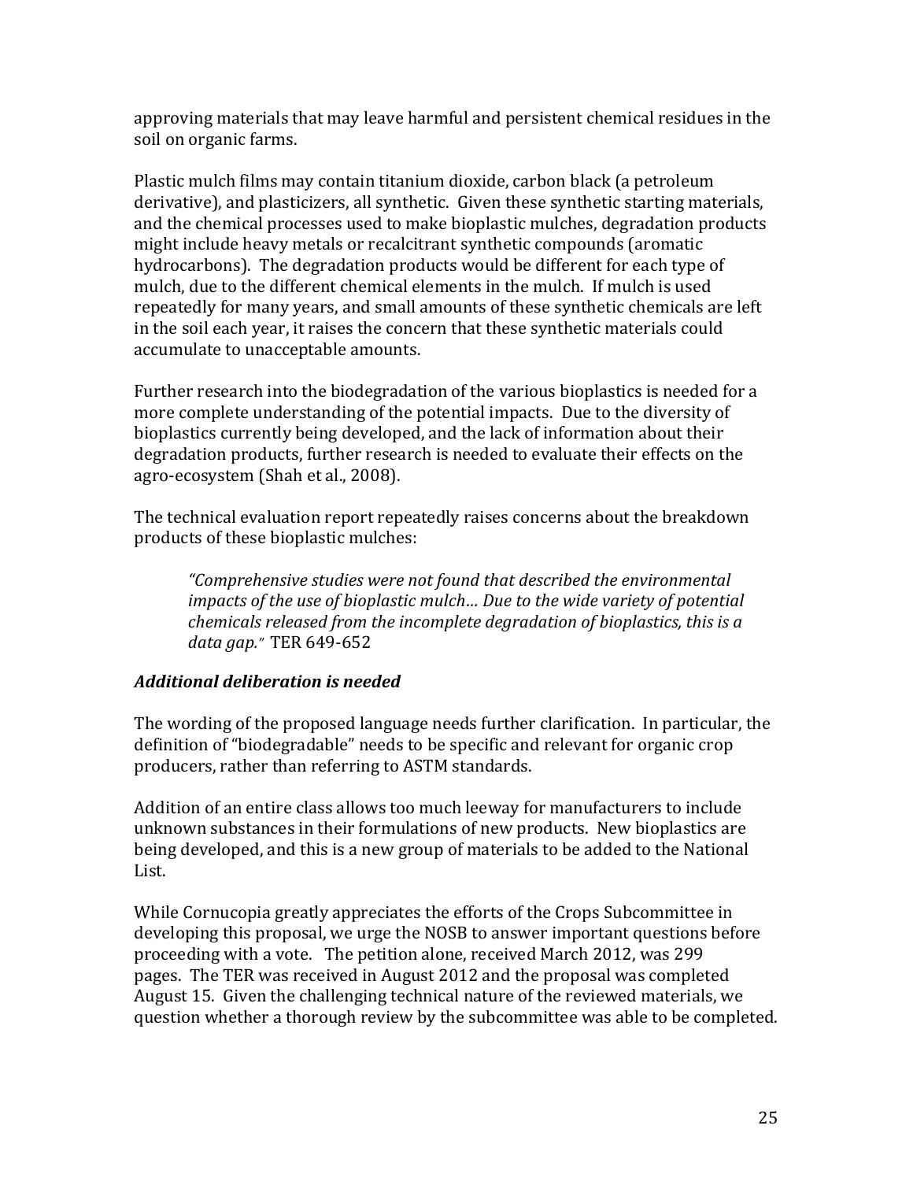approving materials that may leave harmful and persistent chemical residues in the soil on organic farms.

Plastic mulch films may contain titanium dioxide, carbon black (a petroleum derivative), and plasticizers, all synthetic. Given these synthetic starting materials, and the chemical processes used to make bioplastic mulches, degradation products might include heavy metals or recalcitrant synthetic compounds (aromatic hydrocarbons). The degradation products would be different for each type of mulch, due to the different chemical elements in the mulch. If mulch is used repeatedly for many years, and small amounts of these synthetic chemicals are left in the soil each year, it raises the concern that these synthetic materials could accumulate to unacceptable amounts.

Further research into the biodegradation of the various bioplastics is needed for a more complete understanding of the potential impacts. Due to the diversity of bioplastics currently being developed, and the lack of information about their degradation products, further research is needed to evaluate their effects on the agro-ecosystem (Shah et al., 2008).

The technical evaluation report repeatedly raises concerns about the breakdown products of these bioplastic mulches:

> *"Comprehensive studies were not found that described the environmental impacts of the use of bioplastic mulch… Due to the wide variety of potential chemicals released from the incomplete degradation of bioplastics, this is a data gap."* TER 649-652

### ***Additional deliberation is needed***

The wording of the proposed language needs further clarification. In particular, the definition of "biodegradable" needs to be specific and relevant for organic crop producers, rather than referring to ASTM standards.

Addition of an entire class allows too much leeway for manufacturers to include unknown substances in their formulations of new products. New bioplastics are being developed, and this is a new group of materials to be added to the National List.

While Cornucopia greatly appreciates the efforts of the Crops Subcommittee in developing this proposal, we urge the NOSB to answer important questions before proceeding with a vote. The petition alone, received March 2012, was 299 pages. The TER was received in August 2012 and the proposal was completed August 15. Given the challenging technical nature of the reviewed materials, we question whether a thorough review by the subcommittee was able to be completed.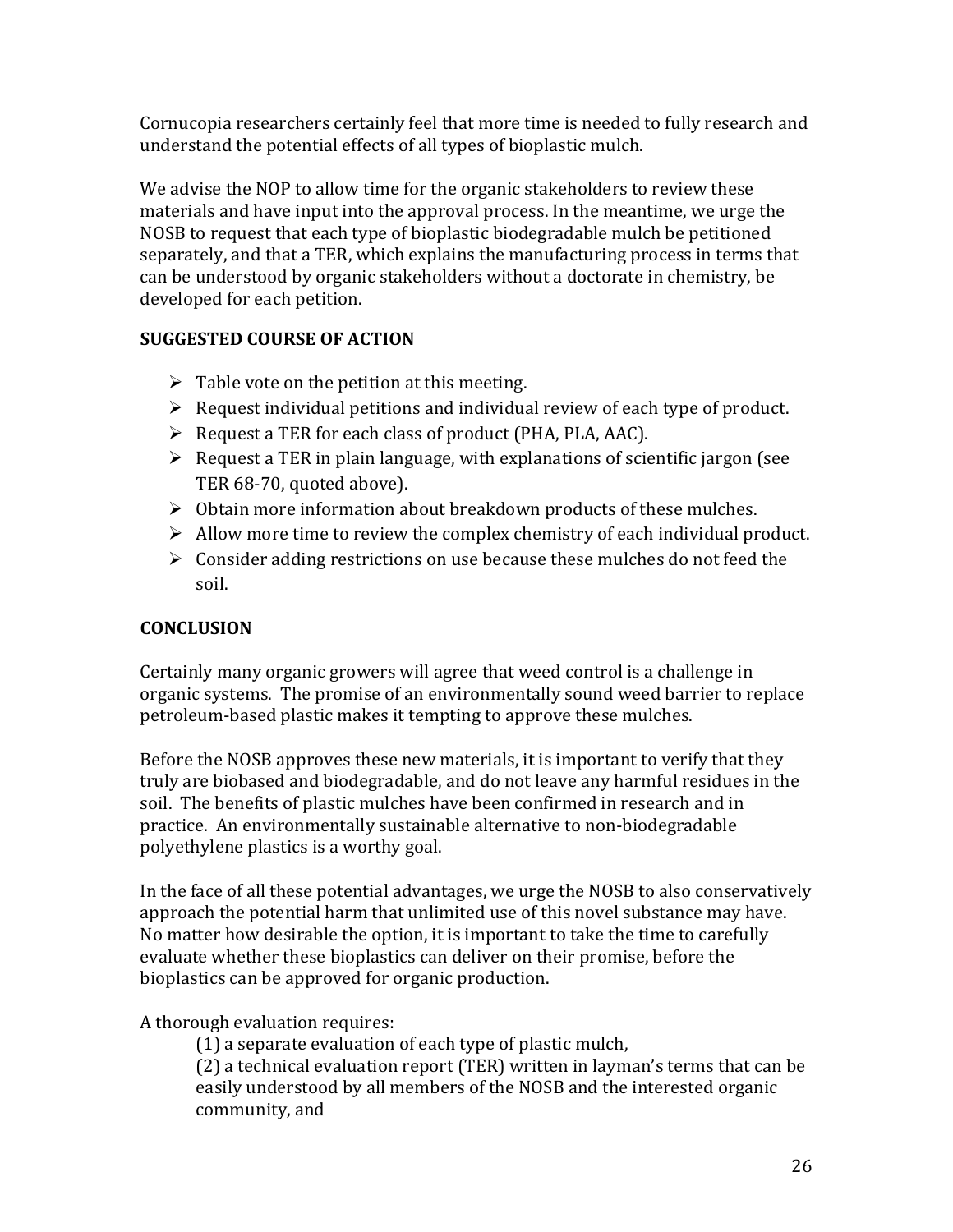Cornucopia researchers certainly feel that more time is needed to fully research and understand the potential effects of all types of bioplastic mulch.

We advise the NOP to allow time for the organic stakeholders to review these materials and have input into the approval process. In the meantime, we urge the NOSB to request that each type of bioplastic biodegradable mulch be petitioned separately, and that a TER, which explains the manufacturing process in terms that can be understood by organic stakeholders without a doctorate in chemistry, be developed for each petition.

## SUGGESTED COURSE OF ACTION

- Table vote on the petition at this meeting.
- Request individual petitions and individual review of each type of product.
- Request a TER for each class of product (PHA, PLA, AAC).
- Request a TER in plain language, with explanations of scientific jargon (see TER 68-70, quoted above).
- Obtain more information about breakdown products of these mulches.
- Allow more time to review the complex chemistry of each individual product.
- Consider adding restrictions on use because these mulches do not feed the soil.

## CONCLUSION

Certainly many organic growers will agree that weed control is a challenge in organic systems. The promise of an environmentally sound weed barrier to replace petroleum-based plastic makes it tempting to approve these mulches.

Before the NOSB approves these new materials, it is important to verify that they truly are biobased and biodegradable, and do not leave any harmful residues in the soil. The benefits of plastic mulches have been confirmed in research and in practice. An environmentally sustainable alternative to non-biodegradable polyethylene plastics is a worthy goal.

In the face of all these potential advantages, we urge the NOSB to also conservatively approach the potential harm that unlimited use of this novel substance may have. No matter how desirable the option, it is important to take the time to carefully evaluate whether these bioplastics can deliver on their promise, before the bioplastics can be approved for organic production.

A thorough evaluation requires:

(1) a separate evaluation of each type of plastic mulch,

(2) a technical evaluation report (TER) written in layman's terms that can be easily understood by all members of the NOSB and the interested organic community, and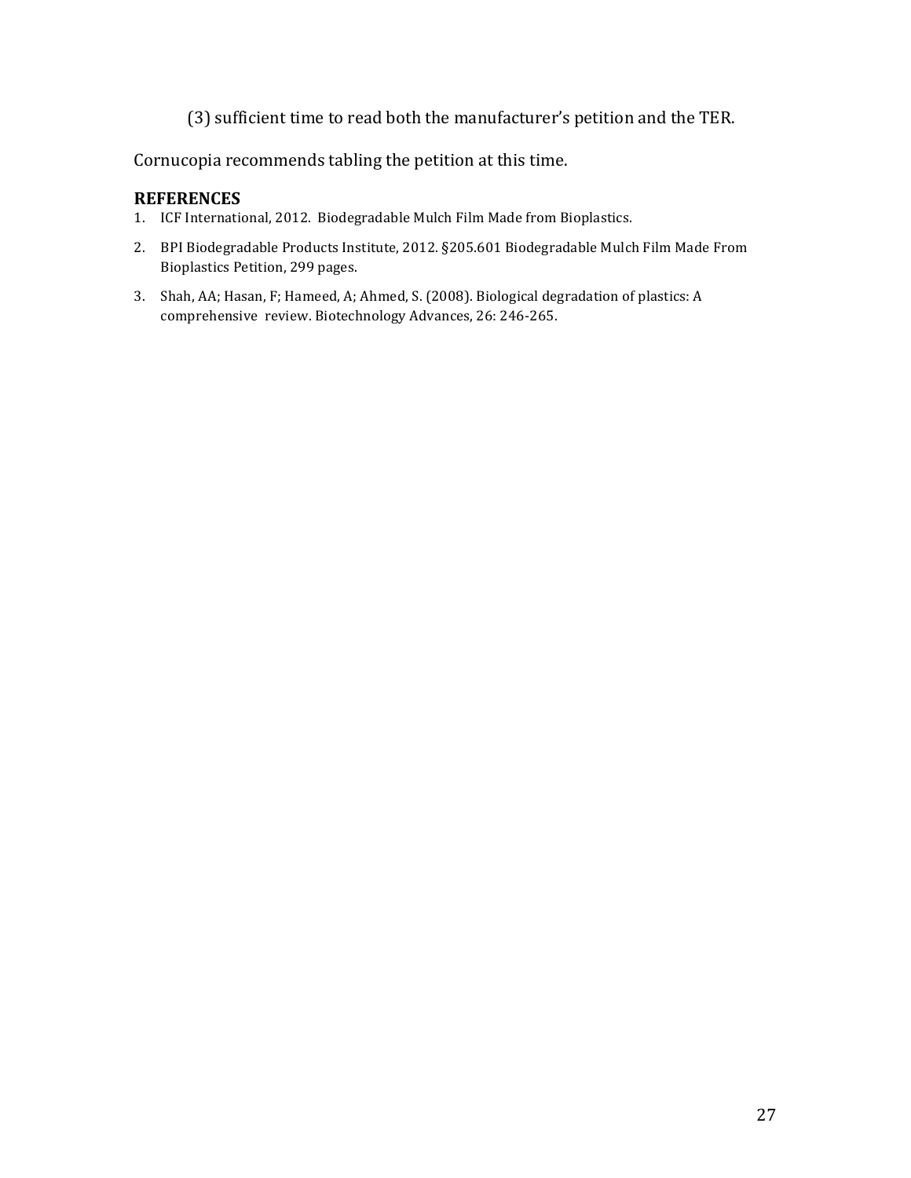(3) sufficient time to read both the manufacturer's petition and the TER.

Cornucopia recommends tabling the petition at this time.

### REFERENCES

1. ICF International, 2012. Biodegradable Mulch Film Made from Bioplastics.
2. BPI Biodegradable Products Institute, 2012. §205.601 Biodegradable Mulch Film Made From Bioplastics Petition, 299 pages.
3. Shah, AA; Hasan, F; Hameed, A; Ahmed, S. (2008). Biological degradation of plastics: A comprehensive review. Biotechnology Advances, 26: 246-265.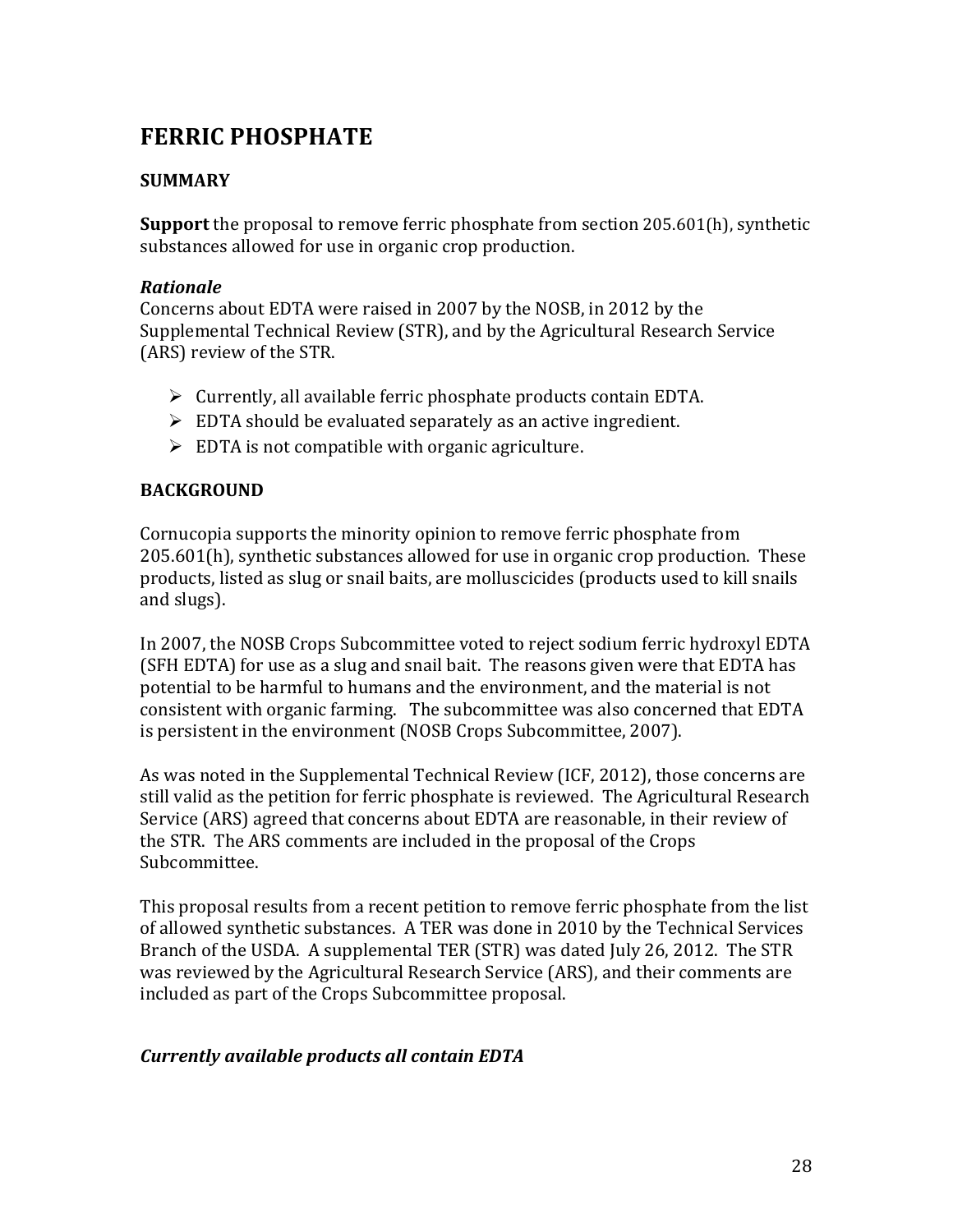# FERRIC PHOSPHATE

## SUMMARY

**Support** the proposal to remove ferric phosphate from section 205.601(h), synthetic substances allowed for use in organic crop production.

### *Rationale*

Concerns about EDTA were raised in 2007 by the NOSB, in 2012 by the Supplemental Technical Review (STR), and by the Agricultural Research Service (ARS) review of the STR.

- Currently, all available ferric phosphate products contain EDTA.
- EDTA should be evaluated separately as an active ingredient.
- EDTA is not compatible with organic agriculture.

## BACKGROUND

Cornucopia supports the minority opinion to remove ferric phosphate from 205.601(h), synthetic substances allowed for use in organic crop production. These products, listed as slug or snail baits, are molluscicides (products used to kill snails and slugs).

In 2007, the NOSB Crops Subcommittee voted to reject sodium ferric hydroxyl EDTA (SFH EDTA) for use as a slug and snail bait. The reasons given were that EDTA has potential to be harmful to humans and the environment, and the material is not consistent with organic farming. The subcommittee was also concerned that EDTA is persistent in the environment (NOSB Crops Subcommittee, 2007).

As was noted in the Supplemental Technical Review (ICF, 2012), those concerns are still valid as the petition for ferric phosphate is reviewed. The Agricultural Research Service (ARS) agreed that concerns about EDTA are reasonable, in their review of the STR. The ARS comments are included in the proposal of the Crops Subcommittee.

This proposal results from a recent petition to remove ferric phosphate from the list of allowed synthetic substances. A TER was done in 2010 by the Technical Services Branch of the USDA. A supplemental TER (STR) was dated July 26, 2012. The STR was reviewed by the Agricultural Research Service (ARS), and their comments are included as part of the Crops Subcommittee proposal.

### *Currently available products all contain EDTA*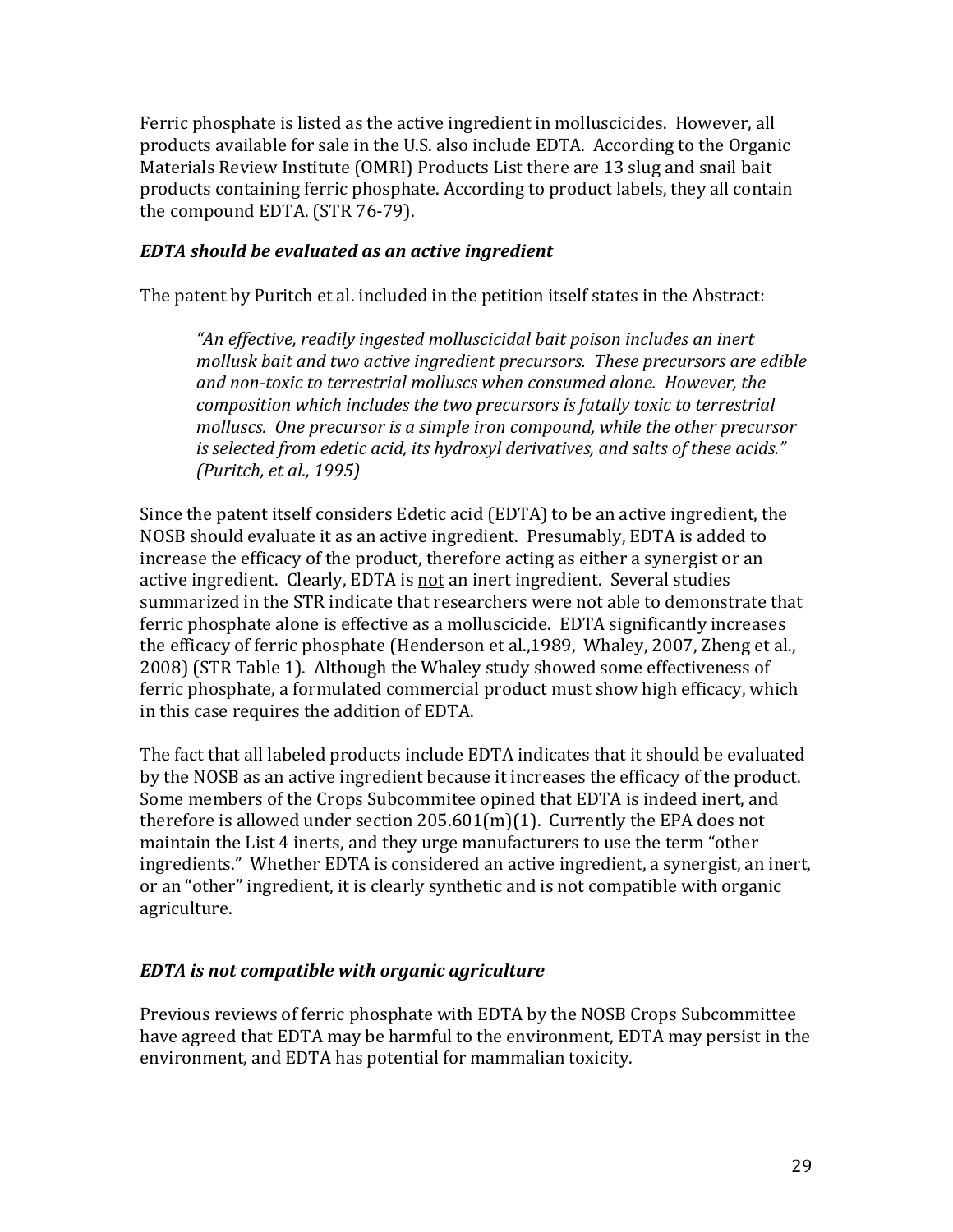Ferric phosphate is listed as the active ingredient in molluscicides. However, all products available for sale in the U.S. also include EDTA. According to the Organic Materials Review Institute (OMRI) Products List there are 13 slug and snail bait products containing ferric phosphate. According to product labels, they all contain the compound EDTA. (STR 76-79).

### *EDTA should be evaluated as an active ingredient*

The patent by Puritch et al. included in the petition itself states in the Abstract:

> *"An effective, readily ingested molluscicidal bait poison includes an inert mollusk bait and two active ingredient precursors. These precursors are edible and non-toxic to terrestrial molluscs when consumed alone. However, the composition which includes the two precursors is fatally toxic to terrestrial molluscs. One precursor is a simple iron compound, while the other precursor is selected from edetic acid, its hydroxyl derivatives, and salts of these acids." (Puritch, et al., 1995)*

Since the patent itself considers Edetic acid (EDTA) to be an active ingredient, the NOSB should evaluate it as an active ingredient. Presumably, EDTA is added to increase the efficacy of the product, therefore acting as either a synergist or an active ingredient. Clearly, EDTA is <u>not</u> an inert ingredient. Several studies summarized in the STR indicate that researchers were not able to demonstrate that ferric phosphate alone is effective as a molluscicide. EDTA significantly increases the efficacy of ferric phosphate (Henderson et al.,1989, Whaley, 2007, Zheng et al., 2008) (STR Table 1). Although the Whaley study showed some effectiveness of ferric phosphate, a formulated commercial product must show high efficacy, which in this case requires the addition of EDTA.

The fact that all labeled products include EDTA indicates that it should be evaluated by the NOSB as an active ingredient because it increases the efficacy of the product. Some members of the Crops Subcommitee opined that EDTA is indeed inert, and therefore is allowed under section 205.601(m)(1). Currently the EPA does not maintain the List 4 inerts, and they urge manufacturers to use the term "other ingredients." Whether EDTA is considered an active ingredient, a synergist, an inert, or an "other" ingredient, it is clearly synthetic and is not compatible with organic agriculture.

### *EDTA is not compatible with organic agriculture*

Previous reviews of ferric phosphate with EDTA by the NOSB Crops Subcommittee have agreed that EDTA may be harmful to the environment, EDTA may persist in the environment, and EDTA has potential for mammalian toxicity.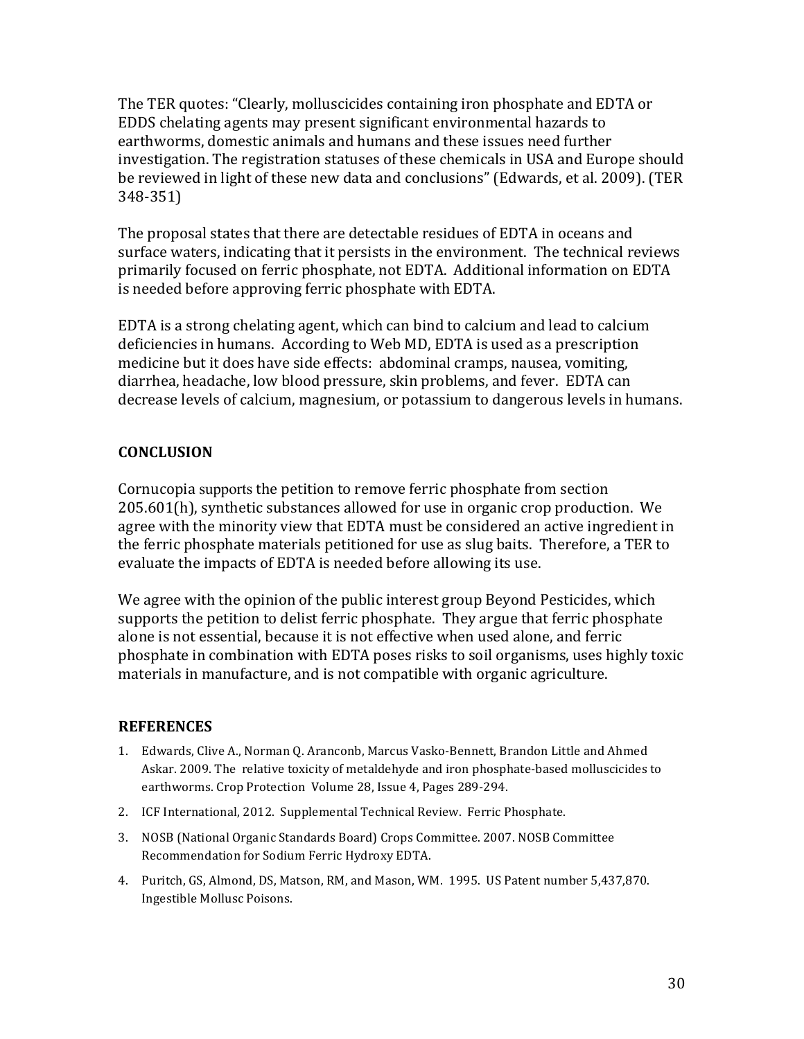The TER quotes: "Clearly, molluscicides containing iron phosphate and EDTA or EDDS chelating agents may present significant environmental hazards to earthworms, domestic animals and humans and these issues need further investigation. The registration statuses of these chemicals in USA and Europe should be reviewed in light of these new data and conclusions" (Edwards, et al. 2009). (TER 348-351)

The proposal states that there are detectable residues of EDTA in oceans and surface waters, indicating that it persists in the environment. The technical reviews primarily focused on ferric phosphate, not EDTA. Additional information on EDTA is needed before approving ferric phosphate with EDTA.

EDTA is a strong chelating agent, which can bind to calcium and lead to calcium deficiencies in humans. According to Web MD, EDTA is used as a prescription medicine but it does have side effects: abdominal cramps, nausea, vomiting, diarrhea, headache, low blood pressure, skin problems, and fever. EDTA can decrease levels of calcium, magnesium, or potassium to dangerous levels in humans.

## CONCLUSION

Cornucopia supports the petition to remove ferric phosphate from section 205.601(h), synthetic substances allowed for use in organic crop production. We agree with the minority view that EDTA must be considered an active ingredient in the ferric phosphate materials petitioned for use as slug baits. Therefore, a TER to evaluate the impacts of EDTA is needed before allowing its use.

We agree with the opinion of the public interest group Beyond Pesticides, which supports the petition to delist ferric phosphate. They argue that ferric phosphate alone is not essential, because it is not effective when used alone, and ferric phosphate in combination with EDTA poses risks to soil organisms, uses highly toxic materials in manufacture, and is not compatible with organic agriculture.

## REFERENCES

1. Edwards, Clive A., Norman Q. Aranconb, Marcus Vasko-Bennett, Brandon Little and Ahmed Askar. 2009. The relative toxicity of metaldehyde and iron phosphate-based molluscicides to earthworms. Crop Protection Volume 28, Issue 4, Pages 289-294.
2. ICF International, 2012. Supplemental Technical Review. Ferric Phosphate.
3. NOSB (National Organic Standards Board) Crops Committee. 2007. NOSB Committee Recommendation for Sodium Ferric Hydroxy EDTA.
4. Puritch, GS, Almond, DS, Matson, RM, and Mason, WM. 1995. US Patent number 5,437,870. Ingestible Mollusc Poisons.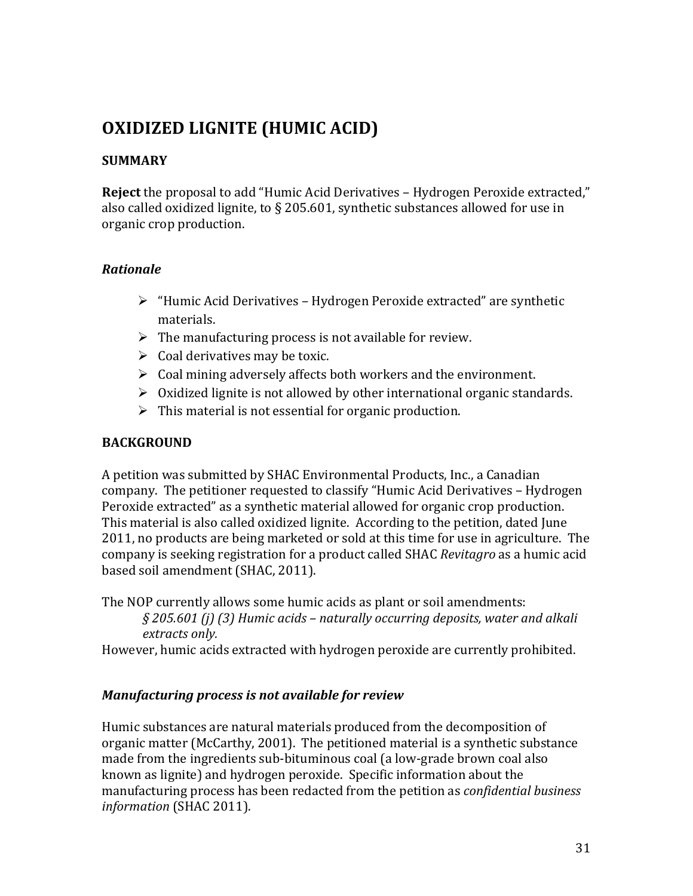# OXIDIZED LIGNITE (HUMIC ACID)

## SUMMARY

**Reject** the proposal to add "Humic Acid Derivatives – Hydrogen Peroxide extracted," also called oxidized lignite, to § 205.601, synthetic substances allowed for use in organic crop production.

### *Rationale*

- "Humic Acid Derivatives – Hydrogen Peroxide extracted" are synthetic materials.
- The manufacturing process is not available for review.
- Coal derivatives may be toxic.
- Coal mining adversely affects both workers and the environment.
- Oxidized lignite is not allowed by other international organic standards.
- This material is not essential for organic production.

## BACKGROUND

A petition was submitted by SHAC Environmental Products, Inc., a Canadian company. The petitioner requested to classify "Humic Acid Derivatives – Hydrogen Peroxide extracted" as a synthetic material allowed for organic crop production. This material is also called oxidized lignite. According to the petition, dated June 2011, no products are being marketed or sold at this time for use in agriculture. The company is seeking registration for a product called SHAC *Revitagro* as a humic acid based soil amendment (SHAC, 2011).

The NOP currently allows some humic acids as plant or soil amendments:

> *§ 205.601 (j) (3) Humic acids – naturally occurring deposits, water and alkali extracts only.*

However, humic acids extracted with hydrogen peroxide are currently prohibited.

### *Manufacturing process is not available for review*

Humic substances are natural materials produced from the decomposition of organic matter (McCarthy, 2001). The petitioned material is a synthetic substance made from the ingredients sub-bituminous coal (a low-grade brown coal also known as lignite) and hydrogen peroxide. Specific information about the manufacturing process has been redacted from the petition as *confidential business information* (SHAC 2011).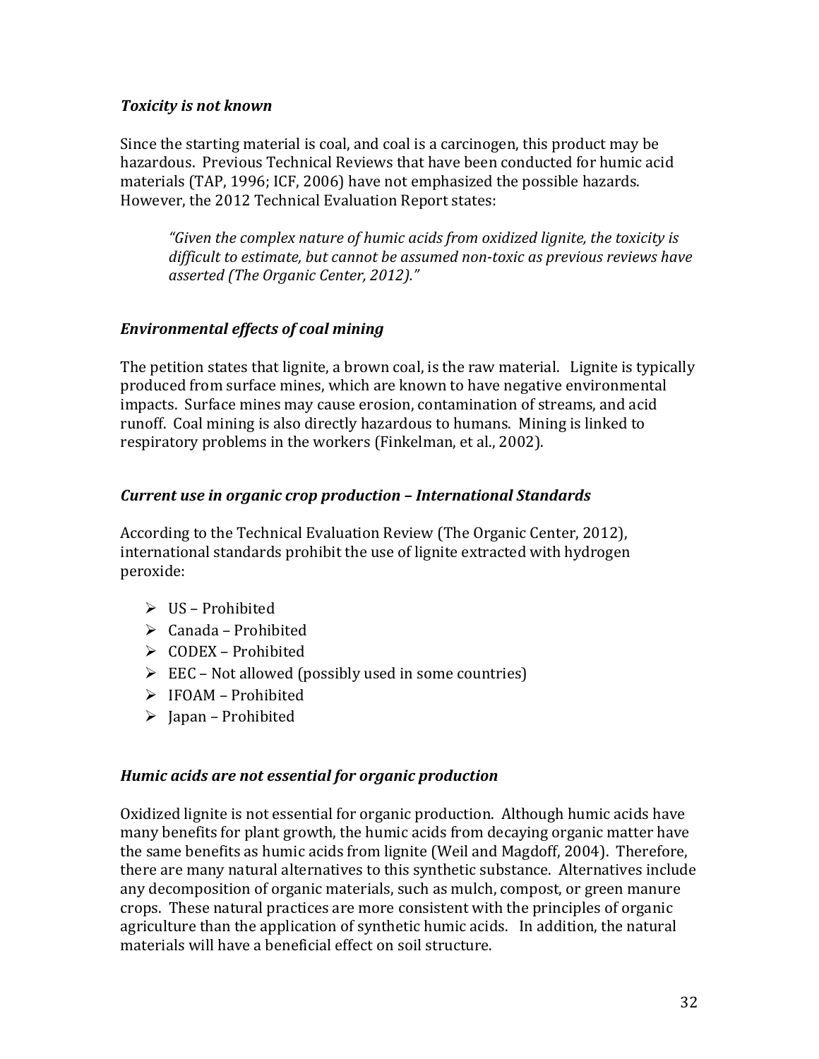### *Toxicity is not known*

Since the starting material is coal, and coal is a carcinogen, this product may be hazardous. Previous Technical Reviews that have been conducted for humic acid materials (TAP, 1996; ICF, 2006) have not emphasized the possible hazards. However, the 2012 Technical Evaluation Report states:

> *"Given the complex nature of humic acids from oxidized lignite, the toxicity is difficult to estimate, but cannot be assumed non-toxic as previous reviews have asserted (The Organic Center, 2012)."*

### *Environmental effects of coal mining*

The petition states that lignite, a brown coal, is the raw material. Lignite is typically produced from surface mines, which are known to have negative environmental impacts. Surface mines may cause erosion, contamination of streams, and acid runoff. Coal mining is also directly hazardous to humans. Mining is linked to respiratory problems in the workers (Finkelman, et al., 2002).

### *Current use in organic crop production – International Standards*

According to the Technical Evaluation Review (The Organic Center, 2012), international standards prohibit the use of lignite extracted with hydrogen peroxide:

- US – Prohibited
- Canada – Prohibited
- CODEX – Prohibited
- EEC – Not allowed (possibly used in some countries)
- IFOAM – Prohibited
- Japan – Prohibited

### *Humic acids are not essential for organic production*

Oxidized lignite is not essential for organic production. Although humic acids have many benefits for plant growth, the humic acids from decaying organic matter have the same benefits as humic acids from lignite (Weil and Magdoff, 2004). Therefore, there are many natural alternatives to this synthetic substance. Alternatives include any decomposition of organic materials, such as mulch, compost, or green manure crops. These natural practices are more consistent with the principles of organic agriculture than the application of synthetic humic acids. In addition, the natural materials will have a beneficial effect on soil structure.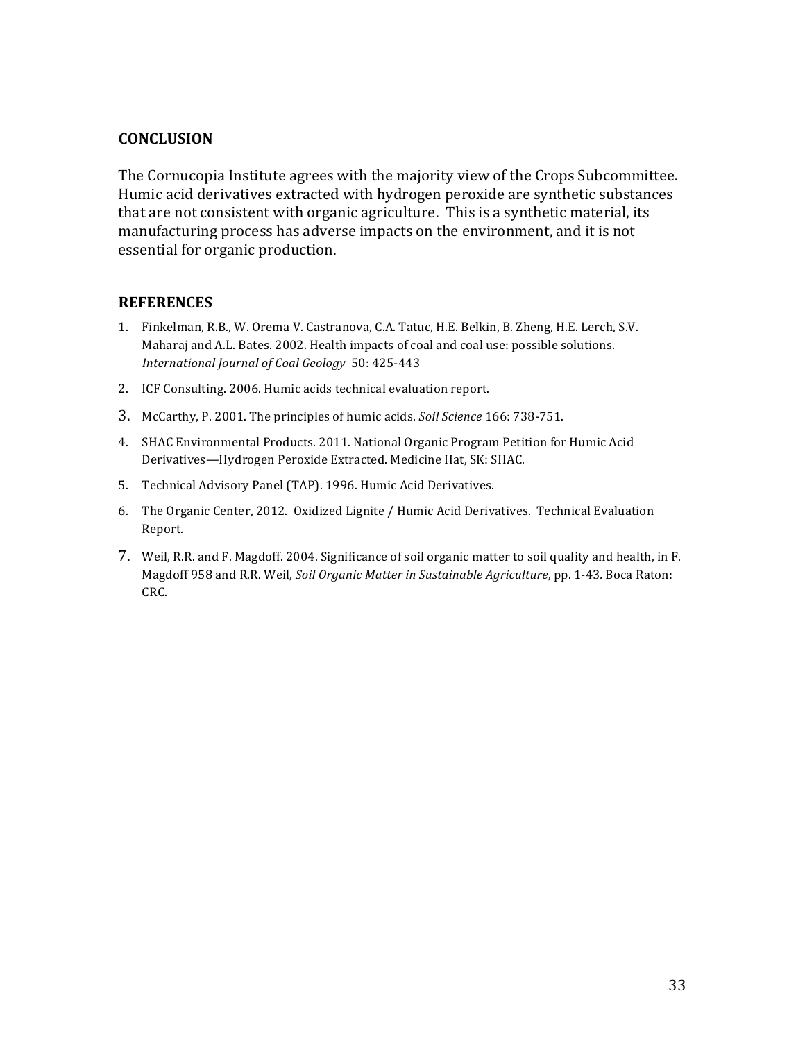## CONCLUSION

The Cornucopia Institute agrees with the majority view of the Crops Subcommittee. Humic acid derivatives extracted with hydrogen peroxide are synthetic substances that are not consistent with organic agriculture. This is a synthetic material, its manufacturing process has adverse impacts on the environment, and it is not essential for organic production.

## REFERENCES

1. Finkelman, R.B., W. Orema V. Castranova, C.A. Tatuc, H.E. Belkin, B. Zheng, H.E. Lerch, S.V. Maharaj and A.L. Bates. 2002. Health impacts of coal and coal use: possible solutions. *International Journal of Coal Geology* 50: 425-443
2. ICF Consulting. 2006. Humic acids technical evaluation report.
3. McCarthy, P. 2001. The principles of humic acids. *Soil Science* 166: 738-751.
4. SHAC Environmental Products. 2011. National Organic Program Petition for Humic Acid Derivatives—Hydrogen Peroxide Extracted. Medicine Hat, SK: SHAC.
5. Technical Advisory Panel (TAP). 1996. Humic Acid Derivatives.
6. The Organic Center, 2012. Oxidized Lignite / Humic Acid Derivatives. Technical Evaluation Report.
7. Weil, R.R. and F. Magdoff. 2004. Significance of soil organic matter to soil quality and health, in F. Magdoff 958 and R.R. Weil, *Soil Organic Matter in Sustainable Agriculture*, pp. 1-43. Boca Raton: CRC.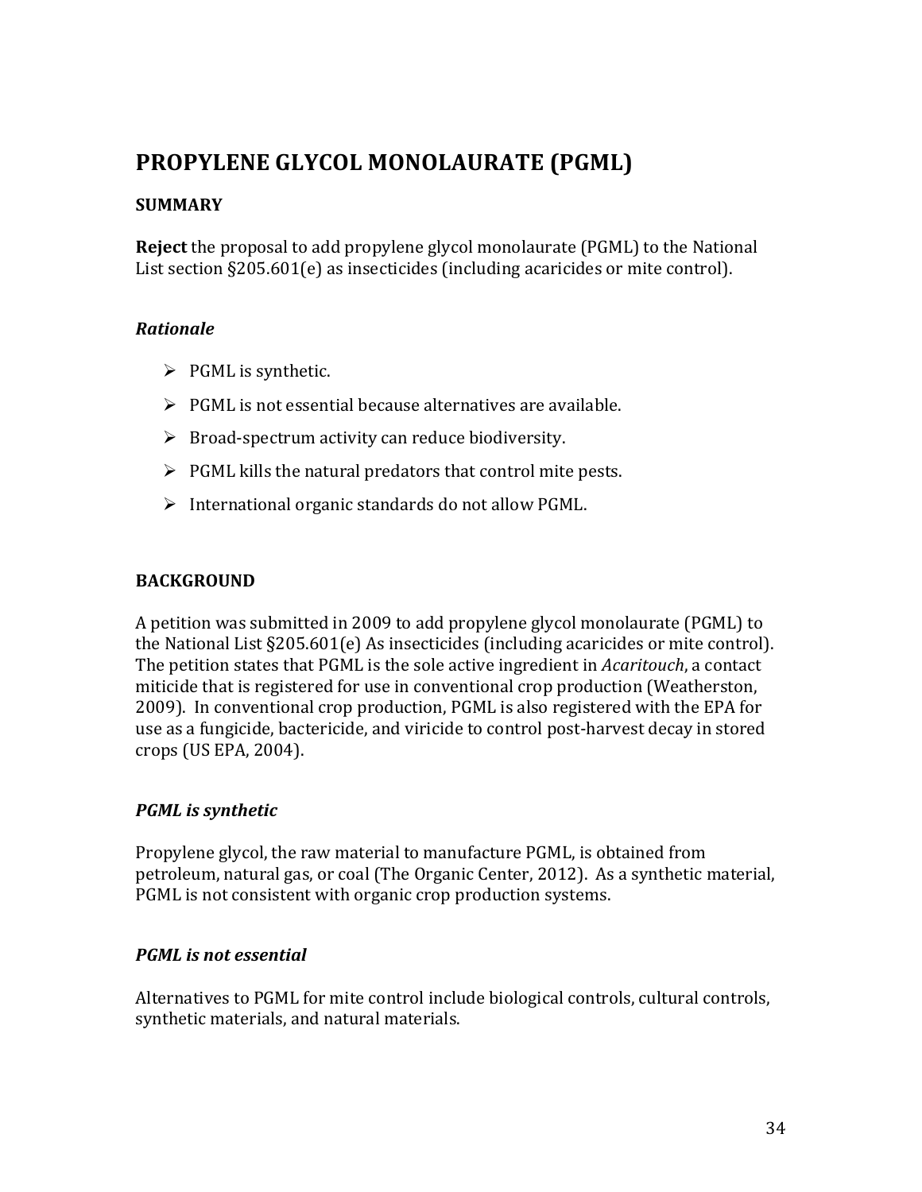# PROPYLENE GLYCOL MONOLAURATE (PGML)

### SUMMARY

**Reject** the proposal to add propylene glycol monolaurate (PGML) to the National List section §205.601(e) as insecticides (including acaricides or mite control).

### *Rationale*

- PGML is synthetic.
- PGML is not essential because alternatives are available.
- Broad-spectrum activity can reduce biodiversity.
- PGML kills the natural predators that control mite pests.
- International organic standards do not allow PGML.

### BACKGROUND

A petition was submitted in 2009 to add propylene glycol monolaurate (PGML) to the National List §205.601(e) As insecticides (including acaricides or mite control). The petition states that PGML is the sole active ingredient in *Acaritouch*, a contact miticide that is registered for use in conventional crop production (Weatherston, 2009). In conventional crop production, PGML is also registered with the EPA for use as a fungicide, bactericide, and viricide to control post-harvest decay in stored crops (US EPA, 2004).

### *PGML is synthetic*

Propylene glycol, the raw material to manufacture PGML, is obtained from petroleum, natural gas, or coal (The Organic Center, 2012). As a synthetic material, PGML is not consistent with organic crop production systems.

### *PGML is not essential*

Alternatives to PGML for mite control include biological controls, cultural controls, synthetic materials, and natural materials.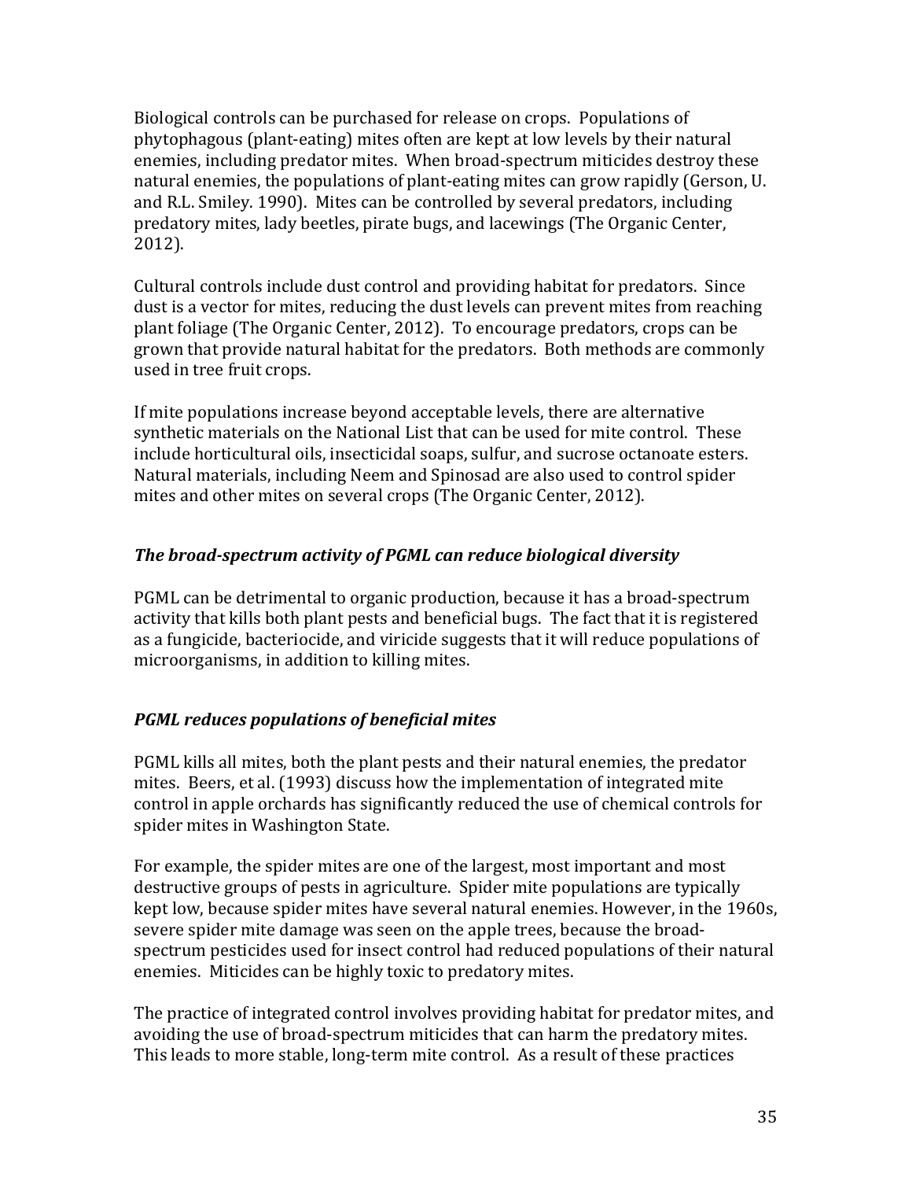Biological controls can be purchased for release on crops. Populations of phytophagous (plant-eating) mites often are kept at low levels by their natural enemies, including predator mites. When broad-spectrum miticides destroy these natural enemies, the populations of plant-eating mites can grow rapidly (Gerson, U. and R.L. Smiley. 1990). Mites can be controlled by several predators, including predatory mites, lady beetles, pirate bugs, and lacewings (The Organic Center, 2012).

Cultural controls include dust control and providing habitat for predators. Since dust is a vector for mites, reducing the dust levels can prevent mites from reaching plant foliage (The Organic Center, 2012). To encourage predators, crops can be grown that provide natural habitat for the predators. Both methods are commonly used in tree fruit crops.

If mite populations increase beyond acceptable levels, there are alternative synthetic materials on the National List that can be used for mite control. These include horticultural oils, insecticidal soaps, sulfur, and sucrose octanoate esters. Natural materials, including Neem and Spinosad are also used to control spider mites and other mites on several crops (The Organic Center, 2012).

### *The broad-spectrum activity of PGML can reduce biological diversity*

PGML can be detrimental to organic production, because it has a broad-spectrum activity that kills both plant pests and beneficial bugs. The fact that it is registered as a fungicide, bacteriocide, and viricide suggests that it will reduce populations of microorganisms, in addition to killing mites.

### *PGML reduces populations of beneficial mites*

PGML kills all mites, both the plant pests and their natural enemies, the predator mites. Beers, et al. (1993) discuss how the implementation of integrated mite control in apple orchards has significantly reduced the use of chemical controls for spider mites in Washington State.

For example, the spider mites are one of the largest, most important and most destructive groups of pests in agriculture. Spider mite populations are typically kept low, because spider mites have several natural enemies. However, in the 1960s, severe spider mite damage was seen on the apple trees, because the broad-spectrum pesticides used for insect control had reduced populations of their natural enemies. Miticides can be highly toxic to predatory mites.

The practice of integrated control involves providing habitat for predator mites, and avoiding the use of broad-spectrum miticides that can harm the predatory mites. This leads to more stable, long-term mite control. As a result of these practices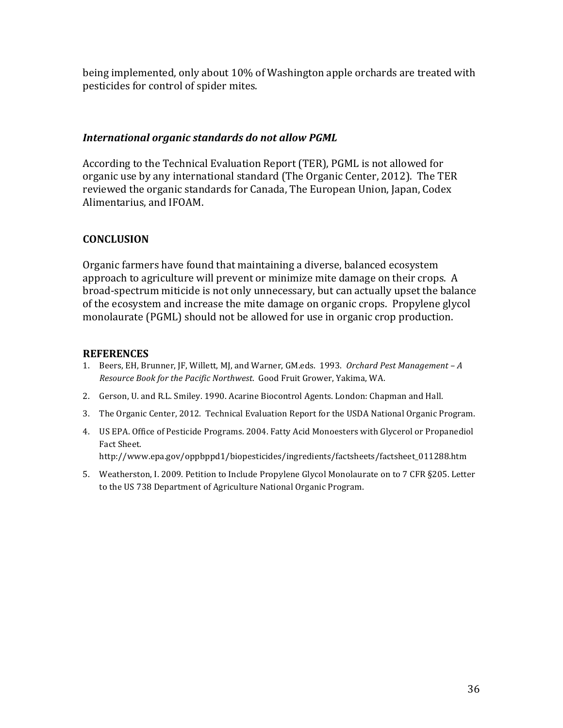being implemented, only about 10% of Washington apple orchards are treated with pesticides for control of spider mites.

### *International organic standards do not allow PGML*

According to the Technical Evaluation Report (TER), PGML is not allowed for organic use by any international standard (The Organic Center, 2012). The TER reviewed the organic standards for Canada, The European Union, Japan, Codex Alimentarius, and IFOAM.

## CONCLUSION

Organic farmers have found that maintaining a diverse, balanced ecosystem approach to agriculture will prevent or minimize mite damage on their crops. A broad-spectrum miticide is not only unnecessary, but can actually upset the balance of the ecosystem and increase the mite damage on organic crops. Propylene glycol monolaurate (PGML) should not be allowed for use in organic crop production.

## REFERENCES

1. Beers, EH, Brunner, JF, Willett, MJ, and Warner, GM.eds. 1993. *Orchard Pest Management – A Resource Book for the Pacific Northwest*. Good Fruit Grower, Yakima, WA.
2. Gerson, U. and R.L. Smiley. 1990. Acarine Biocontrol Agents. London: Chapman and Hall.
3. The Organic Center, 2012. Technical Evaluation Report for the USDA National Organic Program.
4. US EPA. Office of Pesticide Programs. 2004. Fatty Acid Monoesters with Glycerol or Propanediol Fact Sheet. http://www.epa.gov/oppbppd1/biopesticides/ingredients/factsheets/factsheet_011288.htm
5. Weatherston, I. 2009. Petition to Include Propylene Glycol Monolaurate on to 7 CFR §205. Letter to the US 738 Department of Agriculture National Organic Program.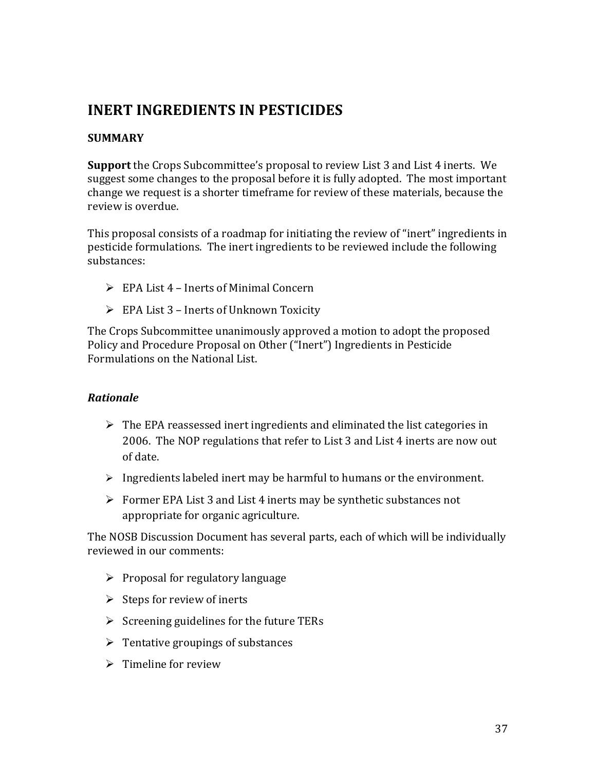## INERT INGREDIENTS IN PESTICIDES

### SUMMARY

**Support** the Crops Subcommittee's proposal to review List 3 and List 4 inerts. We suggest some changes to the proposal before it is fully adopted. The most important change we request is a shorter timeframe for review of these materials, because the review is overdue.

This proposal consists of a roadmap for initiating the review of "inert" ingredients in pesticide formulations. The inert ingredients to be reviewed include the following substances:

- EPA List 4 – Inerts of Minimal Concern
- EPA List 3 – Inerts of Unknown Toxicity

The Crops Subcommittee unanimously approved a motion to adopt the proposed Policy and Procedure Proposal on Other ("Inert") Ingredients in Pesticide Formulations on the National List.

#### *Rationale*

- The EPA reassessed inert ingredients and eliminated the list categories in 2006. The NOP regulations that refer to List 3 and List 4 inerts are now out of date.
- Ingredients labeled inert may be harmful to humans or the environment.
- Former EPA List 3 and List 4 inerts may be synthetic substances not appropriate for organic agriculture.

The NOSB Discussion Document has several parts, each of which will be individually reviewed in our comments:

- Proposal for regulatory language
- Steps for review of inerts
- Screening guidelines for the future TERs
- Tentative groupings of substances
- Timeline for review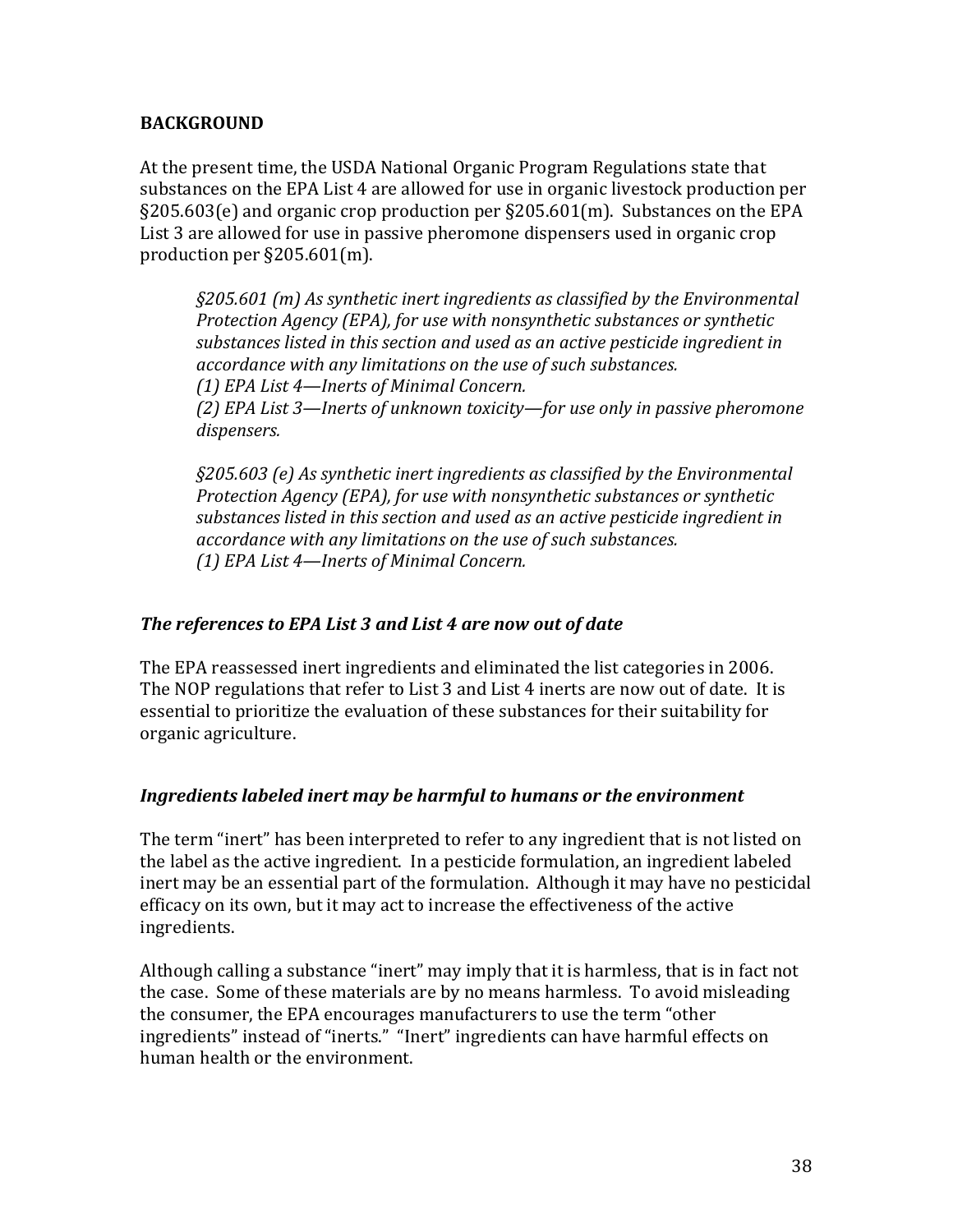## BACKGROUND

At the present time, the USDA National Organic Program Regulations state that substances on the EPA List 4 are allowed for use in organic livestock production per §205.603(e) and organic crop production per §205.601(m). Substances on the EPA List 3 are allowed for use in passive pheromone dispensers used in organic crop production per §205.601(m).

> *§205.601 (m) As synthetic inert ingredients as classified by the Environmental Protection Agency (EPA), for use with nonsynthetic substances or synthetic substances listed in this section and used as an active pesticide ingredient in accordance with any limitations on the use of such substances.*
> *(1) EPA List 4—Inerts of Minimal Concern.*
> *(2) EPA List 3—Inerts of unknown toxicity—for use only in passive pheromone dispensers.*
>
> *§205.603 (e) As synthetic inert ingredients as classified by the Environmental Protection Agency (EPA), for use with nonsynthetic substances or synthetic substances listed in this section and used as an active pesticide ingredient in accordance with any limitations on the use of such substances.*
> *(1) EPA List 4—Inerts of Minimal Concern.*

### *The references to EPA List 3 and List 4 are now out of date*

The EPA reassessed inert ingredients and eliminated the list categories in 2006. The NOP regulations that refer to List 3 and List 4 inerts are now out of date. It is essential to prioritize the evaluation of these substances for their suitability for organic agriculture.

### *Ingredients labeled inert may be harmful to humans or the environment*

The term "inert" has been interpreted to refer to any ingredient that is not listed on the label as the active ingredient. In a pesticide formulation, an ingredient labeled inert may be an essential part of the formulation. Although it may have no pesticidal efficacy on its own, but it may act to increase the effectiveness of the active ingredients.

Although calling a substance "inert" may imply that it is harmless, that is in fact not the case. Some of these materials are by no means harmless. To avoid misleading the consumer, the EPA encourages manufacturers to use the term "other ingredients" instead of "inerts." "Inert" ingredients can have harmful effects on human health or the environment.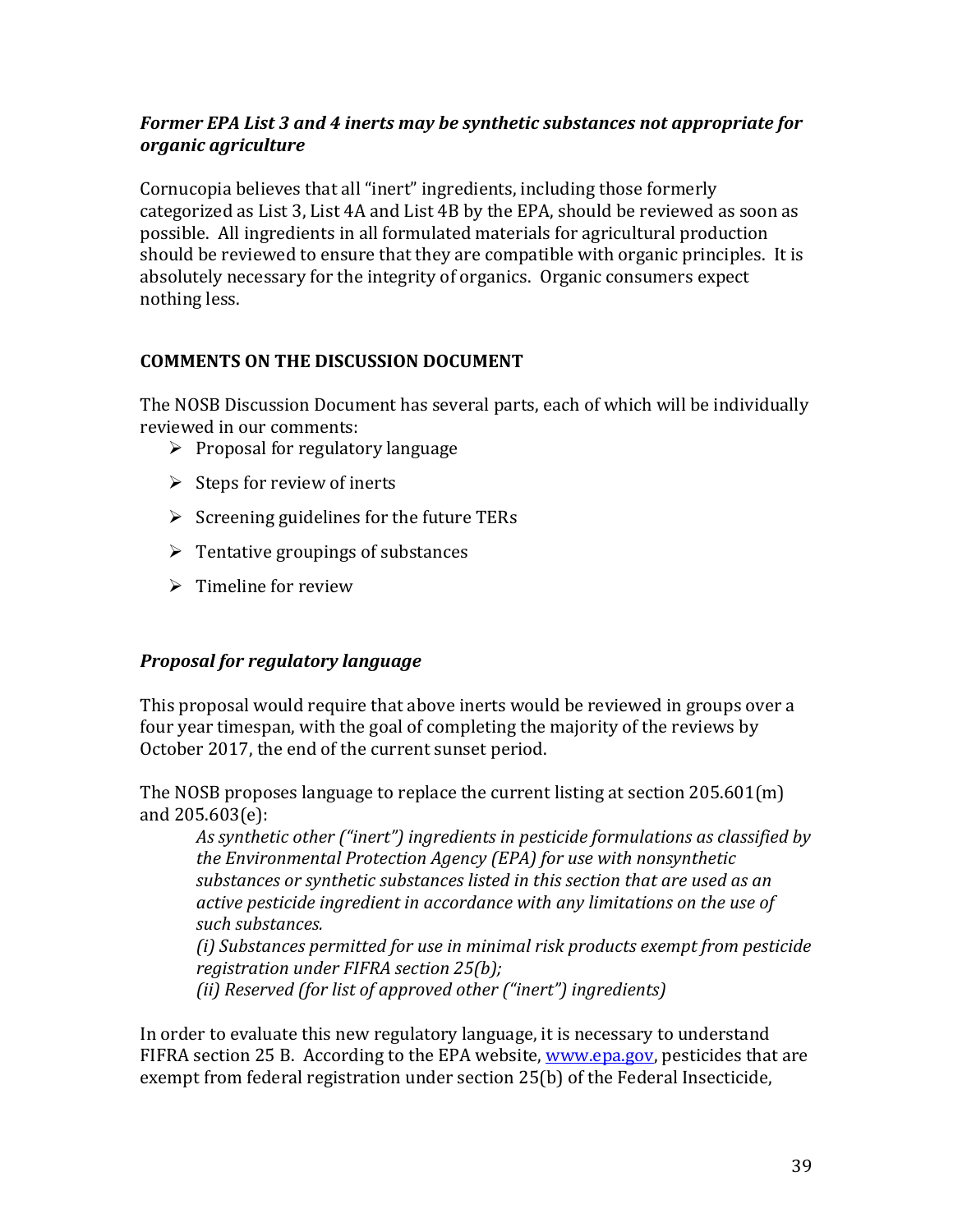***Former EPA List 3 and 4 inerts may be synthetic substances not appropriate for organic agriculture***

Cornucopia believes that all "inert" ingredients, including those formerly categorized as List 3, List 4A and List 4B by the EPA, should be reviewed as soon as possible. All ingredients in all formulated materials for agricultural production should be reviewed to ensure that they are compatible with organic principles. It is absolutely necessary for the integrity of organics. Organic consumers expect nothing less.

**COMMENTS ON THE DISCUSSION DOCUMENT**

The NOSB Discussion Document has several parts, each of which will be individually reviewed in our comments:

- Proposal for regulatory language
- Steps for review of inerts
- Screening guidelines for the future TERs
- Tentative groupings of substances
- Timeline for review

***Proposal for regulatory language***

This proposal would require that above inerts would be reviewed in groups over a four year timespan, with the goal of completing the majority of the reviews by October 2017, the end of the current sunset period.

The NOSB proposes language to replace the current listing at section 205.601(m) and 205.603(e):

> *As synthetic other ("inert") ingredients in pesticide formulations as classified by the Environmental Protection Agency (EPA) for use with nonsynthetic substances or synthetic substances listed in this section that are used as an active pesticide ingredient in accordance with any limitations on the use of such substances.*
> *(i) Substances permitted for use in minimal risk products exempt from pesticide registration under FIFRA section 25(b);*
> *(ii) Reserved (for list of approved other ("inert") ingredients)*

In order to evaluate this new regulatory language, it is necessary to understand FIFRA section 25 B. According to the EPA website, [www.epa.gov](www.epa.gov), pesticides that are exempt from federal registration under section 25(b) of the Federal Insecticide,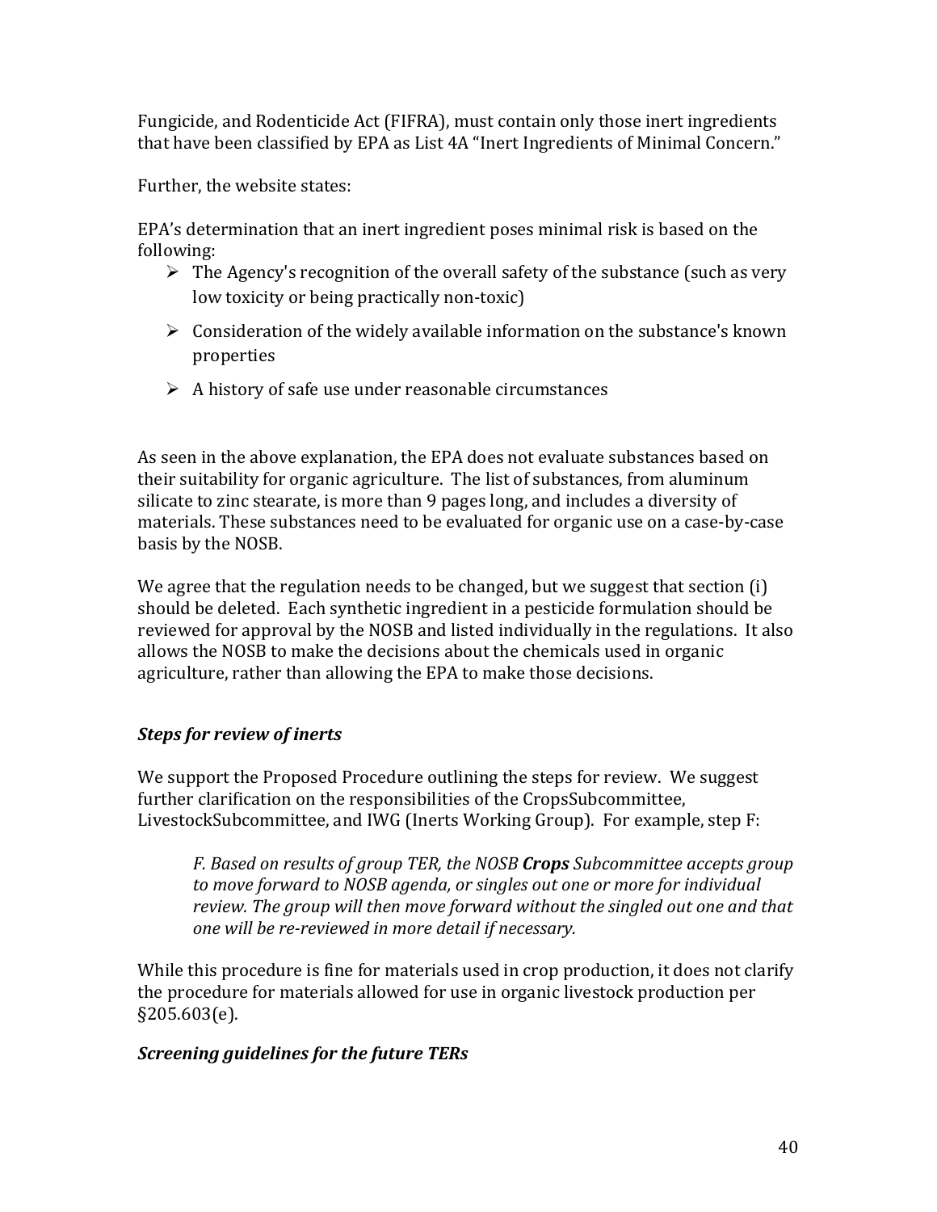Fungicide, and Rodenticide Act (FIFRA), must contain only those inert ingredients that have been classified by EPA as List 4A "Inert Ingredients of Minimal Concern."

Further, the website states:

EPA's determination that an inert ingredient poses minimal risk is based on the following:

- The Agency's recognition of the overall safety of the substance (such as very low toxicity or being practically non-toxic)
- Consideration of the widely available information on the substance's known properties
- A history of safe use under reasonable circumstances

As seen in the above explanation, the EPA does not evaluate substances based on their suitability for organic agriculture. The list of substances, from aluminum silicate to zinc stearate, is more than 9 pages long, and includes a diversity of materials. These substances need to be evaluated for organic use on a case-by-case basis by the NOSB.

We agree that the regulation needs to be changed, but we suggest that section (i) should be deleted. Each synthetic ingredient in a pesticide formulation should be reviewed for approval by the NOSB and listed individually in the regulations. It also allows the NOSB to make the decisions about the chemicals used in organic agriculture, rather than allowing the EPA to make those decisions.

### *Steps for review of inerts*

We support the Proposed Procedure outlining the steps for review. We suggest further clarification on the responsibilities of the CropsSubcommittee, LivestockSubcommittee, and IWG (Inerts Working Group). For example, step F:

> *F. Based on results of group TER, the NOSB **Crops** Subcommittee accepts group to move forward to NOSB agenda, or singles out one or more for individual review. The group will then move forward without the singled out one and that one will be re-reviewed in more detail if necessary.*

While this procedure is fine for materials used in crop production, it does not clarify the procedure for materials allowed for use in organic livestock production per §205.603(e).

### *Screening guidelines for the future TERs*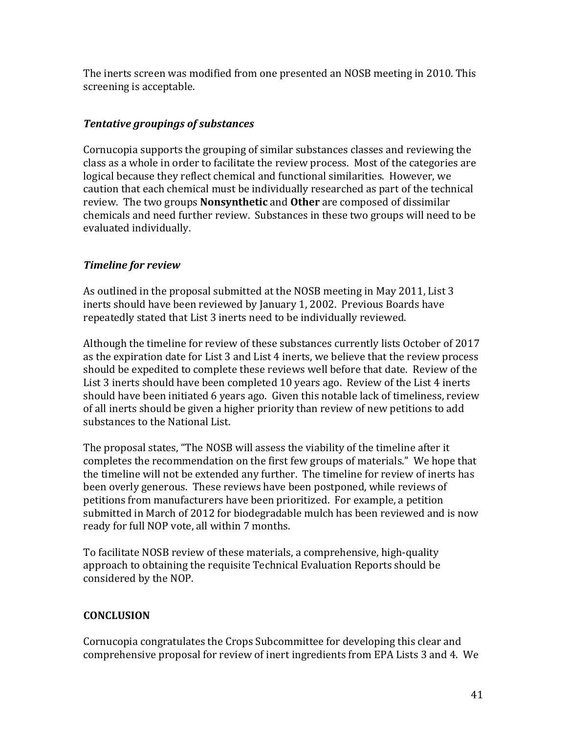The inerts screen was modified from one presented an NOSB meeting in 2010. This screening is acceptable.

### *Tentative groupings of substances*

Cornucopia supports the grouping of similar substances classes and reviewing the class as a whole in order to facilitate the review process. Most of the categories are logical because they reflect chemical and functional similarities. However, we caution that each chemical must be individually researched as part of the technical review. The two groups **Nonsynthetic** and **Other** are composed of dissimilar chemicals and need further review. Substances in these two groups will need to be evaluated individually.

### *Timeline for review*

As outlined in the proposal submitted at the NOSB meeting in May 2011, List 3 inerts should have been reviewed by January 1, 2002. Previous Boards have repeatedly stated that List 3 inerts need to be individually reviewed.

Although the timeline for review of these substances currently lists October of 2017 as the expiration date for List 3 and List 4 inerts, we believe that the review process should be expedited to complete these reviews well before that date. Review of the List 3 inerts should have been completed 10 years ago. Review of the List 4 inerts should have been initiated 6 years ago. Given this notable lack of timeliness, review of all inerts should be given a higher priority than review of new petitions to add substances to the National List.

The proposal states, "The NOSB will assess the viability of the timeline after it completes the recommendation on the first few groups of materials." We hope that the timeline will not be extended any further. The timeline for review of inerts has been overly generous. These reviews have been postponed, while reviews of petitions from manufacturers have been prioritized. For example, a petition submitted in March of 2012 for biodegradable mulch has been reviewed and is now ready for full NOP vote, all within 7 months.

To facilitate NOSB review of these materials, a comprehensive, high-quality approach to obtaining the requisite Technical Evaluation Reports should be considered by the NOP.

## CONCLUSION

Cornucopia congratulates the Crops Subcommittee for developing this clear and comprehensive proposal for review of inert ingredients from EPA Lists 3 and 4. We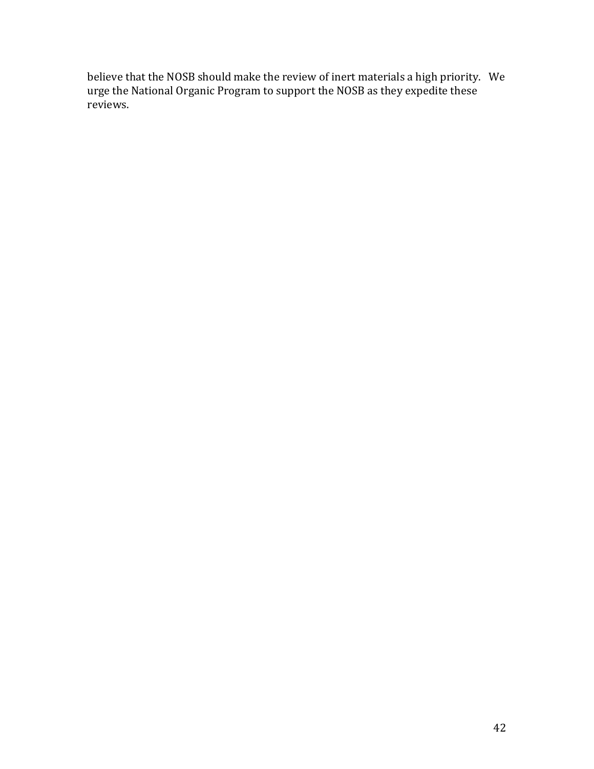believe that the NOSB should make the review of inert materials a high priority. We urge the National Organic Program to support the NOSB as they expedite these reviews.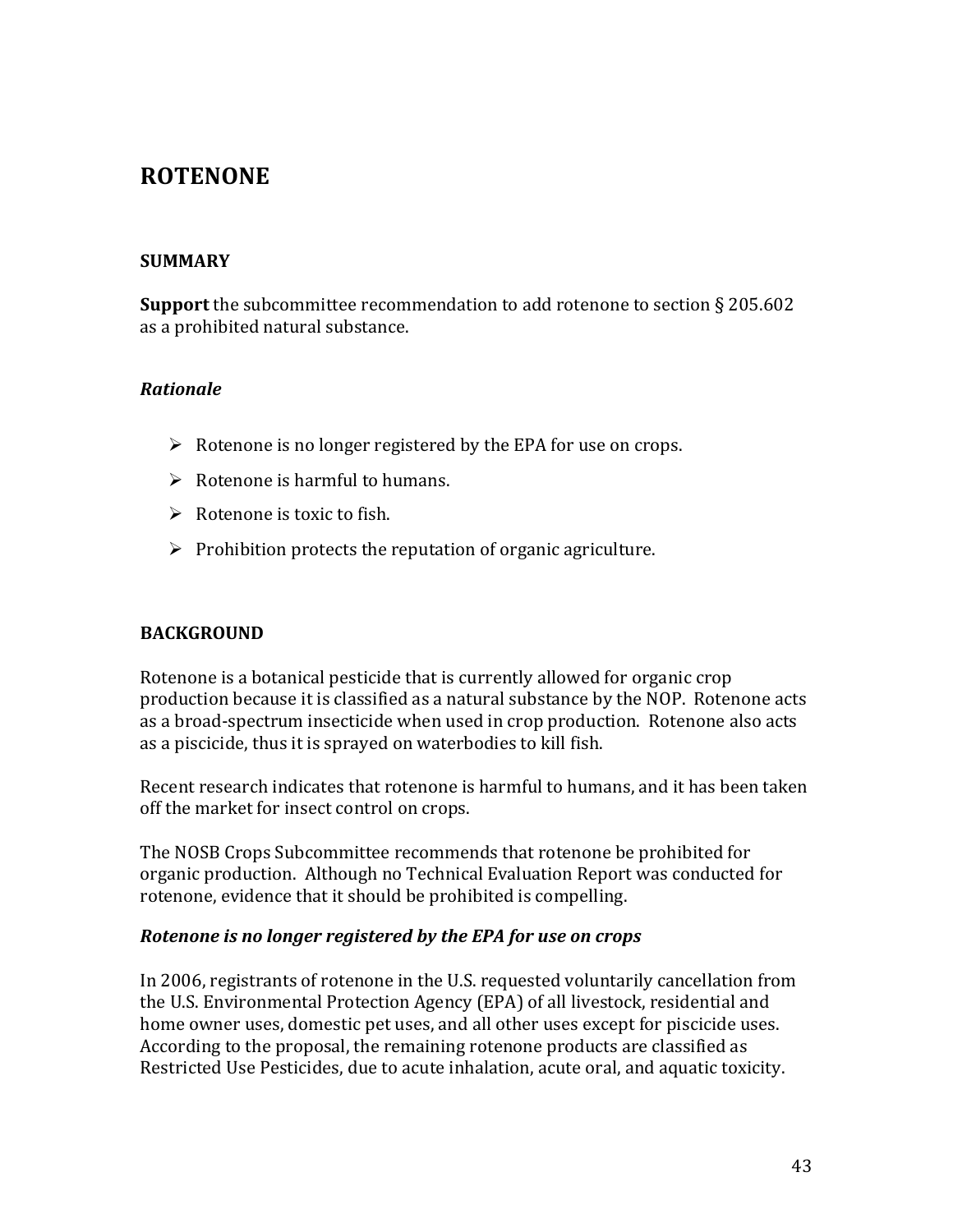# ROTENONE

## SUMMARY

**Support** the subcommittee recommendation to add rotenone to section § 205.602 as a prohibited natural substance.

### *Rationale*

- Rotenone is no longer registered by the EPA for use on crops.
- Rotenone is harmful to humans.
- Rotenone is toxic to fish.
- Prohibition protects the reputation of organic agriculture.

## BACKGROUND

Rotenone is a botanical pesticide that is currently allowed for organic crop production because it is classified as a natural substance by the NOP. Rotenone acts as a broad-spectrum insecticide when used in crop production. Rotenone also acts as a piscicide, thus it is sprayed on waterbodies to kill fish.

Recent research indicates that rotenone is harmful to humans, and it has been taken off the market for insect control on crops.

The NOSB Crops Subcommittee recommends that rotenone be prohibited for organic production. Although no Technical Evaluation Report was conducted for rotenone, evidence that it should be prohibited is compelling.

### *Rotenone is no longer registered by the EPA for use on crops*

In 2006, registrants of rotenone in the U.S. requested voluntarily cancellation from the U.S. Environmental Protection Agency (EPA) of all livestock, residential and home owner uses, domestic pet uses, and all other uses except for piscicide uses. According to the proposal, the remaining rotenone products are classified as Restricted Use Pesticides, due to acute inhalation, acute oral, and aquatic toxicity.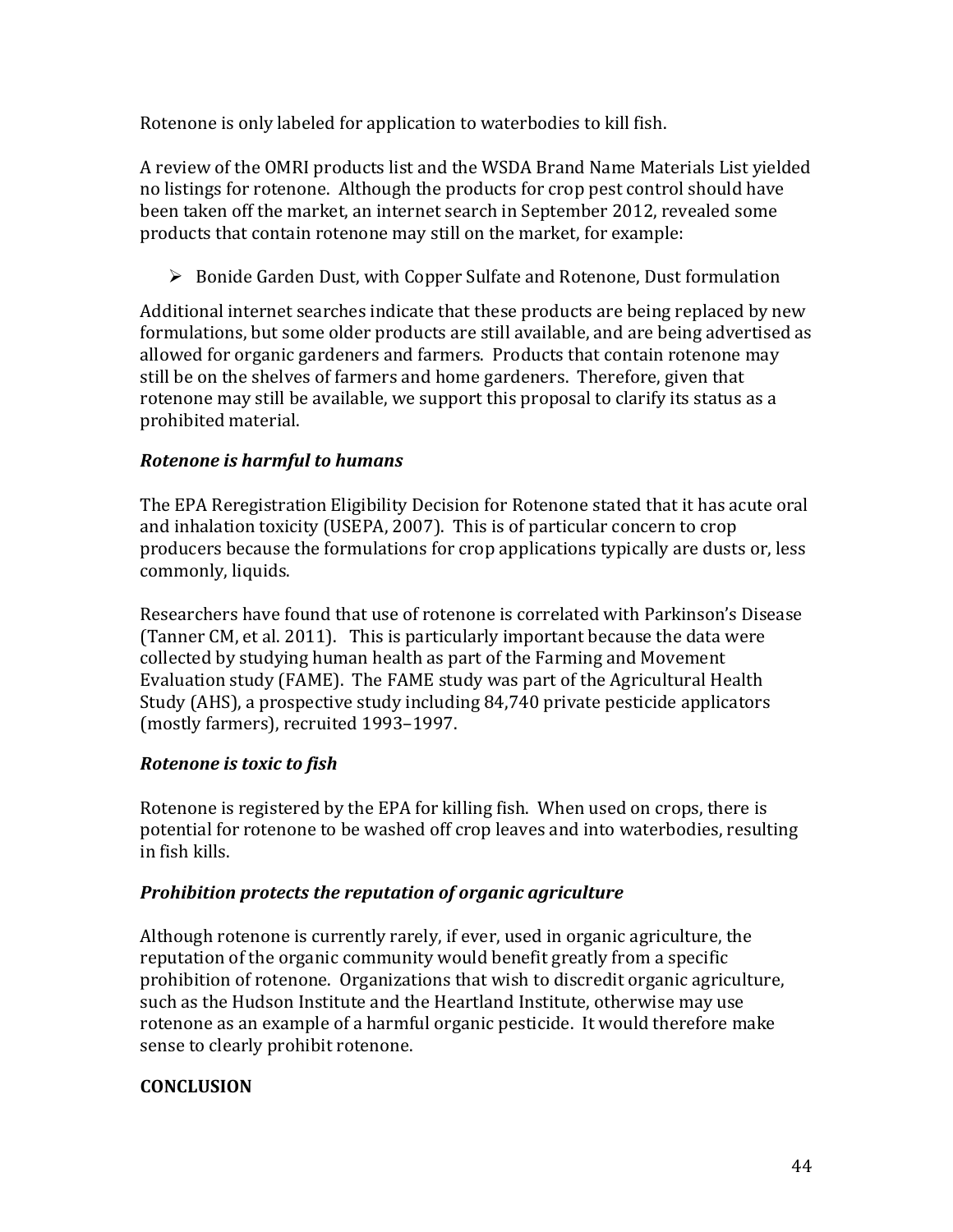Rotenone is only labeled for application to waterbodies to kill fish.

A review of the OMRI products list and the WSDA Brand Name Materials List yielded no listings for rotenone. Although the products for crop pest control should have been taken off the market, an internet search in September 2012, revealed some products that contain rotenone may still on the market, for example:

- Bonide Garden Dust, with Copper Sulfate and Rotenone, Dust formulation

Additional internet searches indicate that these products are being replaced by new formulations, but some older products are still available, and are being advertised as allowed for organic gardeners and farmers. Products that contain rotenone may still be on the shelves of farmers and home gardeners. Therefore, given that rotenone may still be available, we support this proposal to clarify its status as a prohibited material.

### *Rotenone is harmful to humans*

The EPA Reregistration Eligibility Decision for Rotenone stated that it has acute oral and inhalation toxicity (USEPA, 2007). This is of particular concern to crop producers because the formulations for crop applications typically are dusts or, less commonly, liquids.

Researchers have found that use of rotenone is correlated with Parkinson's Disease (Tanner CM, et al. 2011). This is particularly important because the data were collected by studying human health as part of the Farming and Movement Evaluation study (FAME). The FAME study was part of the Agricultural Health Study (AHS), a prospective study including 84,740 private pesticide applicators (mostly farmers), recruited 1993–1997.

### *Rotenone is toxic to fish*

Rotenone is registered by the EPA for killing fish. When used on crops, there is potential for rotenone to be washed off crop leaves and into waterbodies, resulting in fish kills.

### *Prohibition protects the reputation of organic agriculture*

Although rotenone is currently rarely, if ever, used in organic agriculture, the reputation of the organic community would benefit greatly from a specific prohibition of rotenone. Organizations that wish to discredit organic agriculture, such as the Hudson Institute and the Heartland Institute, otherwise may use rotenone as an example of a harmful organic pesticide. It would therefore make sense to clearly prohibit rotenone.

## CONCLUSION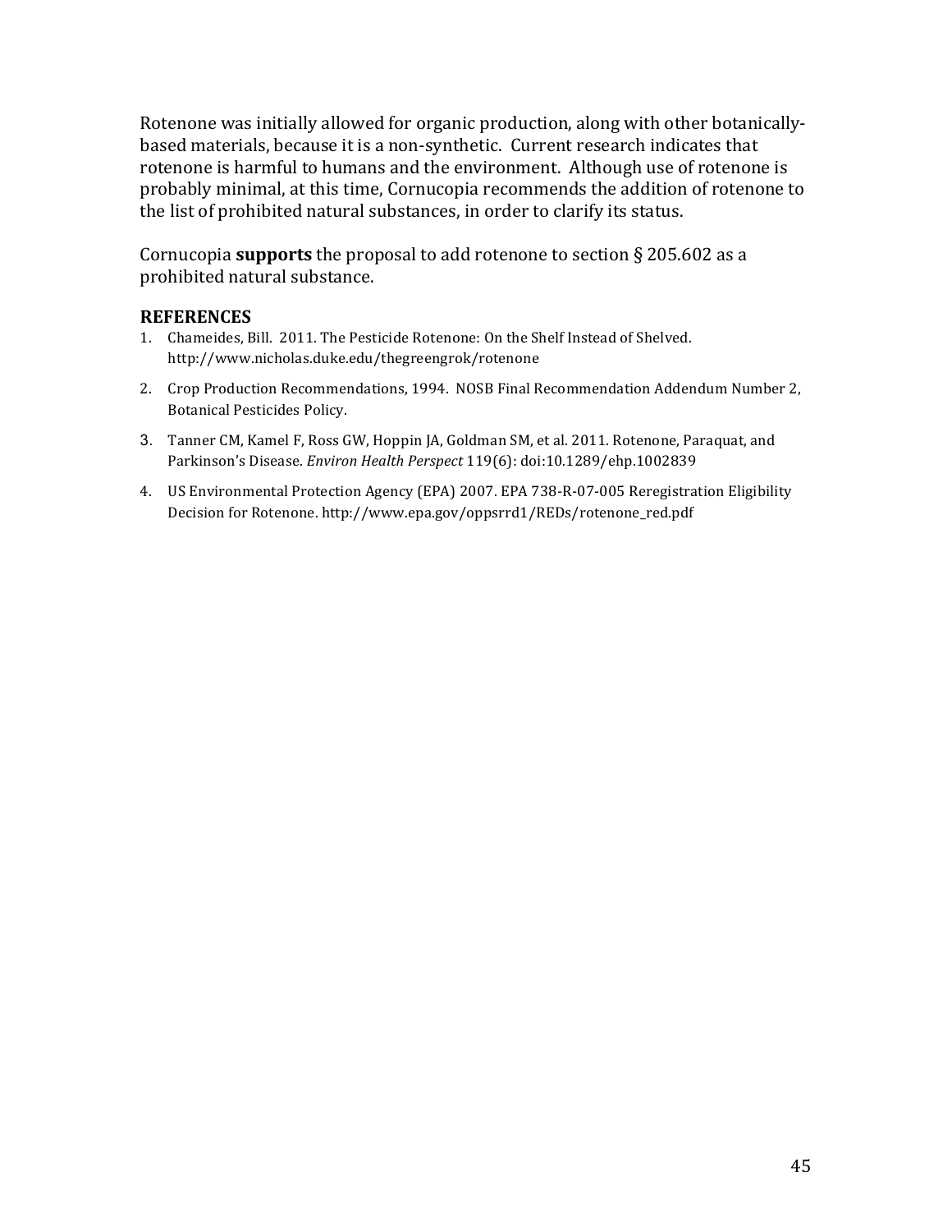Rotenone was initially allowed for organic production, along with other botanically-based materials, because it is a non-synthetic. Current research indicates that rotenone is harmful to humans and the environment. Although use of rotenone is probably minimal, at this time, Cornucopia recommends the addition of rotenone to the list of prohibited natural substances, in order to clarify its status.

Cornucopia **supports** the proposal to add rotenone to section § 205.602 as a prohibited natural substance.

### REFERENCES

1. Chameides, Bill. 2011. The Pesticide Rotenone: On the Shelf Instead of Shelved. http://www.nicholas.duke.edu/thegreengrok/rotenone
2. Crop Production Recommendations, 1994. NOSB Final Recommendation Addendum Number 2, Botanical Pesticides Policy.
3. Tanner CM, Kamel F, Ross GW, Hoppin JA, Goldman SM, et al. 2011. Rotenone, Paraquat, and Parkinson's Disease. *Environ Health Perspect* 119(6): doi:10.1289/ehp.1002839
4. US Environmental Protection Agency (EPA) 2007. EPA 738-R-07-005 Reregistration Eligibility Decision for Rotenone. http://www.epa.gov/oppsrrd1/REDs/rotenone_red.pdf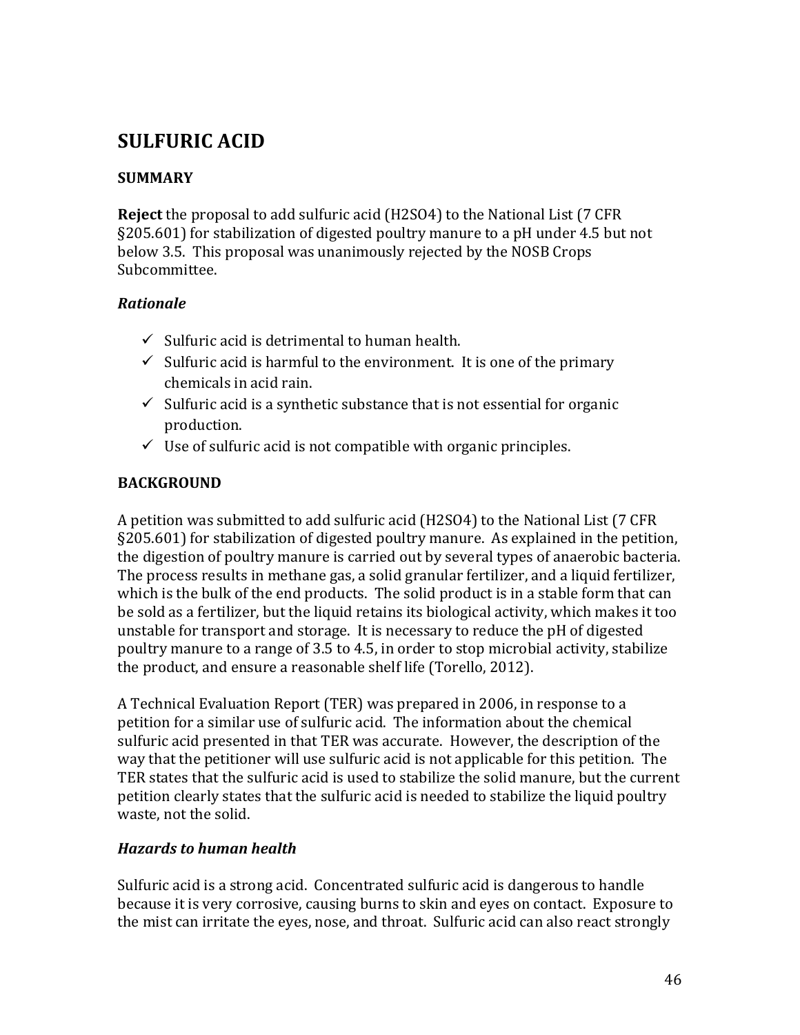## SULFURIC ACID

### SUMMARY

**Reject** the proposal to add sulfuric acid ($H_2SO_4$) to the National List (7 CFR §205.601) for stabilization of digested poultry manure to a pH under 4.5 but not below 3.5. This proposal was unanimously rejected by the NOSB Crops Subcommittee.

#### *Rationale*

- ✓ Sulfuric acid is detrimental to human health.
- ✓ Sulfuric acid is harmful to the environment. It is one of the primary chemicals in acid rain.
- ✓ Sulfuric acid is a synthetic substance that is not essential for organic production.
- ✓ Use of sulfuric acid is not compatible with organic principles.

### BACKGROUND

A petition was submitted to add sulfuric acid ($H_2SO_4$) to the National List (7 CFR §205.601) for stabilization of digested poultry manure. As explained in the petition, the digestion of poultry manure is carried out by several types of anaerobic bacteria. The process results in methane gas, a solid granular fertilizer, and a liquid fertilizer, which is the bulk of the end products. The solid product is in a stable form that can be sold as a fertilizer, but the liquid retains its biological activity, which makes it too unstable for transport and storage. It is necessary to reduce the pH of digested poultry manure to a range of 3.5 to 4.5, in order to stop microbial activity, stabilize the product, and ensure a reasonable shelf life (Torello, 2012).

A Technical Evaluation Report (TER) was prepared in 2006, in response to a petition for a similar use of sulfuric acid. The information about the chemical sulfuric acid presented in that TER was accurate. However, the description of the way that the petitioner will use sulfuric acid is not applicable for this petition. The TER states that the sulfuric acid is used to stabilize the solid manure, but the current petition clearly states that the sulfuric acid is needed to stabilize the liquid poultry waste, not the solid.

#### *Hazards to human health*

Sulfuric acid is a strong acid. Concentrated sulfuric acid is dangerous to handle because it is very corrosive, causing burns to skin and eyes on contact. Exposure to the mist can irritate the eyes, nose, and throat. Sulfuric acid can also react strongly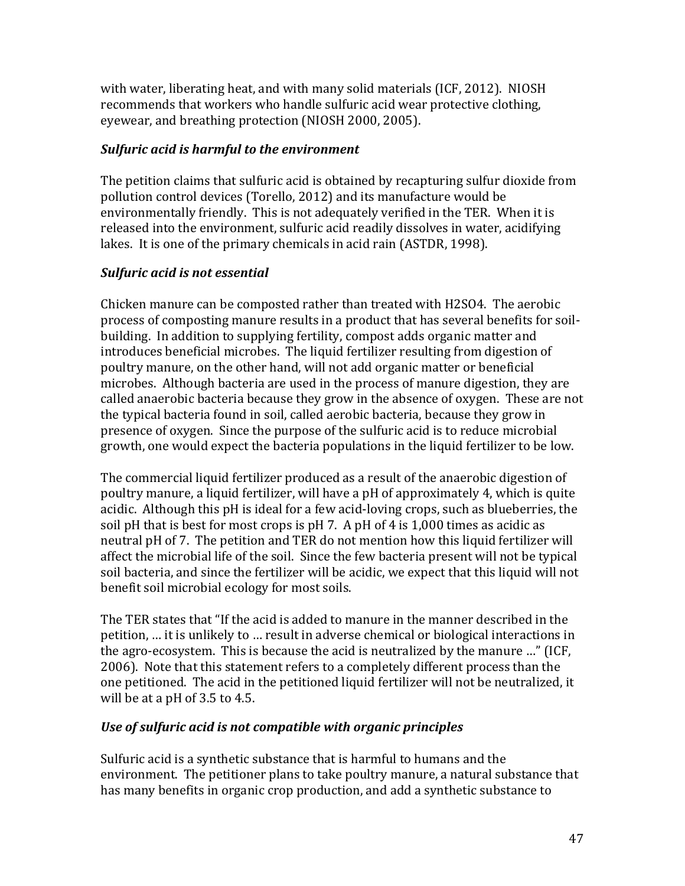with water, liberating heat, and with many solid materials (ICF, 2012). NIOSH recommends that workers who handle sulfuric acid wear protective clothing, eyewear, and breathing protection (NIOSH 2000, 2005).

### *Sulfuric acid is harmful to the environment*

The petition claims that sulfuric acid is obtained by recapturing sulfur dioxide from pollution control devices (Torello, 2012) and its manufacture would be environmentally friendly. This is not adequately verified in the TER. When it is released into the environment, sulfuric acid readily dissolves in water, acidifying lakes. It is one of the primary chemicals in acid rain (ASTDR, 1998).

### *Sulfuric acid is not essential*

Chicken manure can be composted rather than treated with $H_2SO_4$. The aerobic process of composting manure results in a product that has several benefits for soil-building. In addition to supplying fertility, compost adds organic matter and introduces beneficial microbes. The liquid fertilizer resulting from digestion of poultry manure, on the other hand, will not add organic matter or beneficial microbes. Although bacteria are used in the process of manure digestion, they are called anaerobic bacteria because they grow in the absence of oxygen. These are not the typical bacteria found in soil, called aerobic bacteria, because they grow in presence of oxygen. Since the purpose of the sulfuric acid is to reduce microbial growth, one would expect the bacteria populations in the liquid fertilizer to be low.

The commercial liquid fertilizer produced as a result of the anaerobic digestion of poultry manure, a liquid fertilizer, will have a pH of approximately 4, which is quite acidic. Although this pH is ideal for a few acid-loving crops, such as blueberries, the soil pH that is best for most crops is pH 7. A pH of 4 is 1,000 times as acidic as neutral pH of 7. The petition and TER do not mention how this liquid fertilizer will affect the microbial life of the soil. Since the few bacteria present will not be typical soil bacteria, and since the fertilizer will be acidic, we expect that this liquid will not benefit soil microbial ecology for most soils.

The TER states that "If the acid is added to manure in the manner described in the petition, … it is unlikely to … result in adverse chemical or biological interactions in the agro-ecosystem. This is because the acid is neutralized by the manure …" (ICF, 2006). Note that this statement refers to a completely different process than the one petitioned. The acid in the petitioned liquid fertilizer will not be neutralized, it will be at a pH of 3.5 to 4.5.

### *Use of sulfuric acid is not compatible with organic principles*

Sulfuric acid is a synthetic substance that is harmful to humans and the environment. The petitioner plans to take poultry manure, a natural substance that has many benefits in organic crop production, and add a synthetic substance to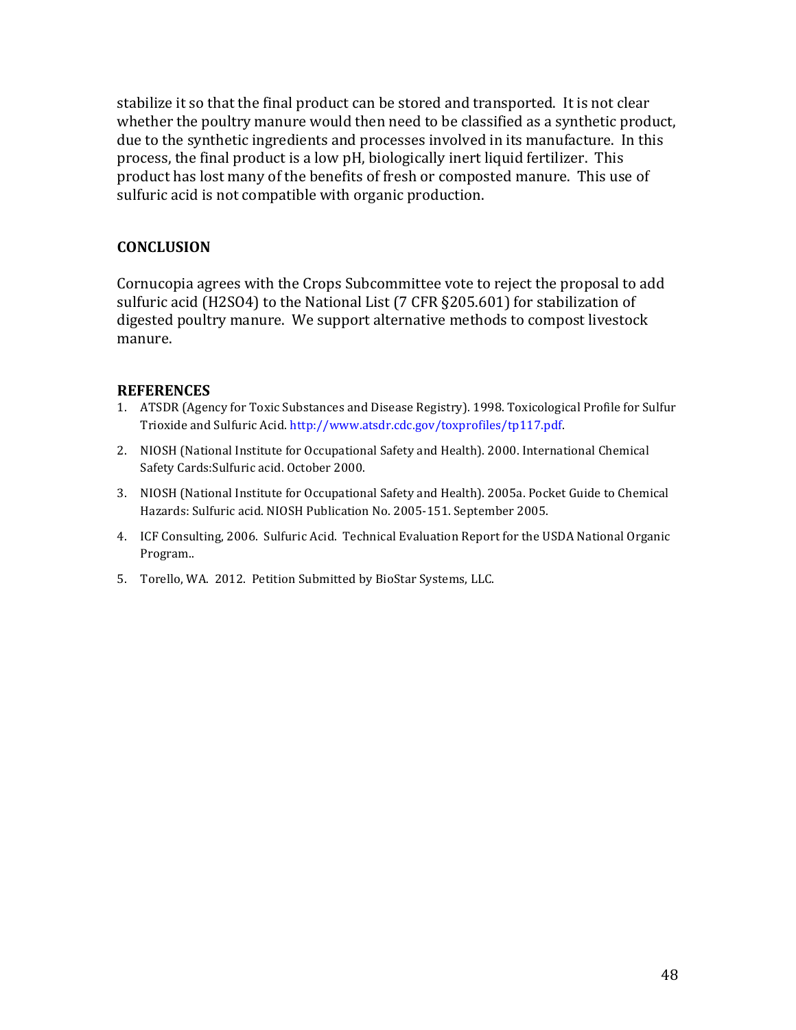stabilize it so that the final product can be stored and transported. It is not clear whether the poultry manure would then need to be classified as a synthetic product, due to the synthetic ingredients and processes involved in its manufacture. In this process, the final product is a low pH, biologically inert liquid fertilizer. This product has lost many of the benefits of fresh or composted manure. This use of sulfuric acid is not compatible with organic production.

## CONCLUSION

Cornucopia agrees with the Crops Subcommittee vote to reject the proposal to add sulfuric acid ($H_2SO_4$) to the National List (7 CFR §205.601) for stabilization of digested poultry manure. We support alternative methods to compost livestock manure.

## REFERENCES

1. ATSDR (Agency for Toxic Substances and Disease Registry). 1998. Toxicological Profile for Sulfur Trioxide and Sulfuric Acid. http://www.atsdr.cdc.gov/toxprofiles/tp117.pdf.
2. NIOSH (National Institute for Occupational Safety and Health). 2000. International Chemical Safety Cards:Sulfuric acid. October 2000.
3. NIOSH (National Institute for Occupational Safety and Health). 2005a. Pocket Guide to Chemical Hazards: Sulfuric acid. NIOSH Publication No. 2005-151. September 2005.
4. ICF Consulting, 2006. Sulfuric Acid. Technical Evaluation Report for the USDA National Organic Program..
5. Torello, WA. 2012. Petition Submitted by BioStar Systems, LLC.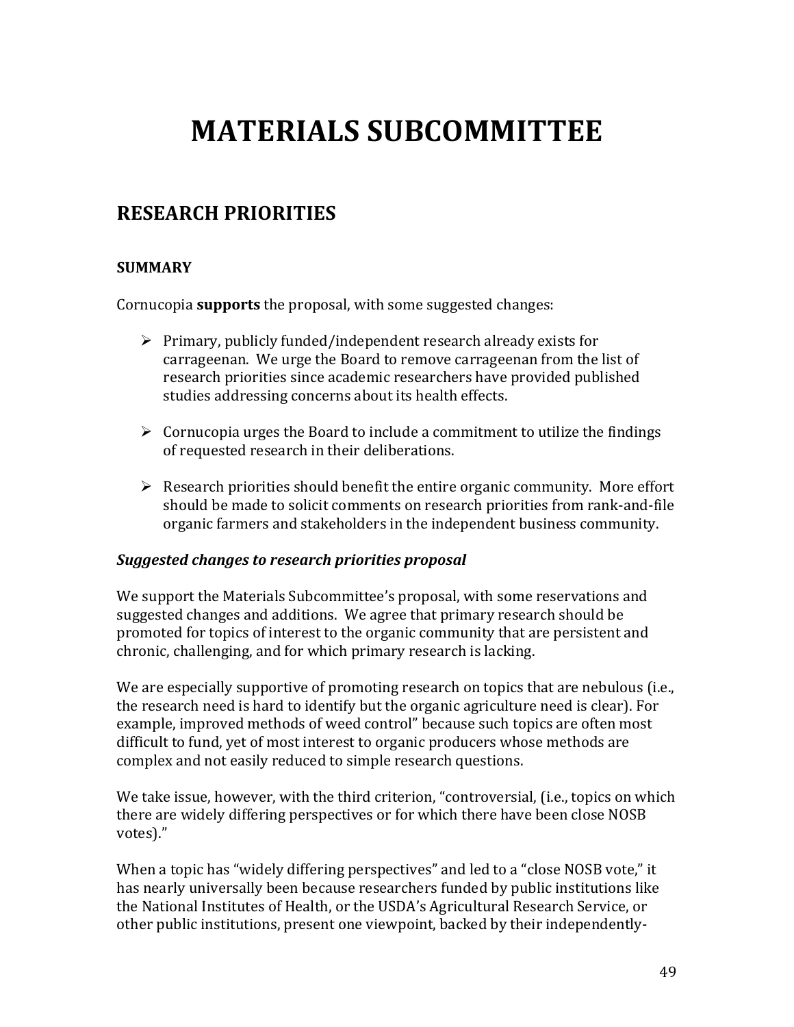# MATERIALS SUBCOMMITTEE

## RESEARCH PRIORITIES

### SUMMARY

Cornucopia **supports** the proposal, with some suggested changes:

- Primary, publicly funded/independent research already exists for carrageenan. We urge the Board to remove carrageenan from the list of research priorities since academic researchers have provided published studies addressing concerns about its health effects.

- Cornucopia urges the Board to include a commitment to utilize the findings of requested research in their deliberations.

- Research priorities should benefit the entire organic community. More effort should be made to solicit comments on research priorities from rank-and-file organic farmers and stakeholders in the independent business community.

***Suggested changes to research priorities proposal***

We support the Materials Subcommittee's proposal, with some reservations and suggested changes and additions. We agree that primary research should be promoted for topics of interest to the organic community that are persistent and chronic, challenging, and for which primary research is lacking.

We are especially supportive of promoting research on topics that are nebulous (i.e., the research need is hard to identify but the organic agriculture need is clear). For example, improved methods of weed control" because such topics are often most difficult to fund, yet of most interest to organic producers whose methods are complex and not easily reduced to simple research questions.

We take issue, however, with the third criterion, "controversial, (i.e., topics on which there are widely differing perspectives or for which there have been close NOSB votes)."

When a topic has "widely differing perspectives" and led to a "close NOSB vote," it has nearly universally been because researchers funded by public institutions like the National Institutes of Health, or the USDA's Agricultural Research Service, or other public institutions, present one viewpoint, backed by their independently-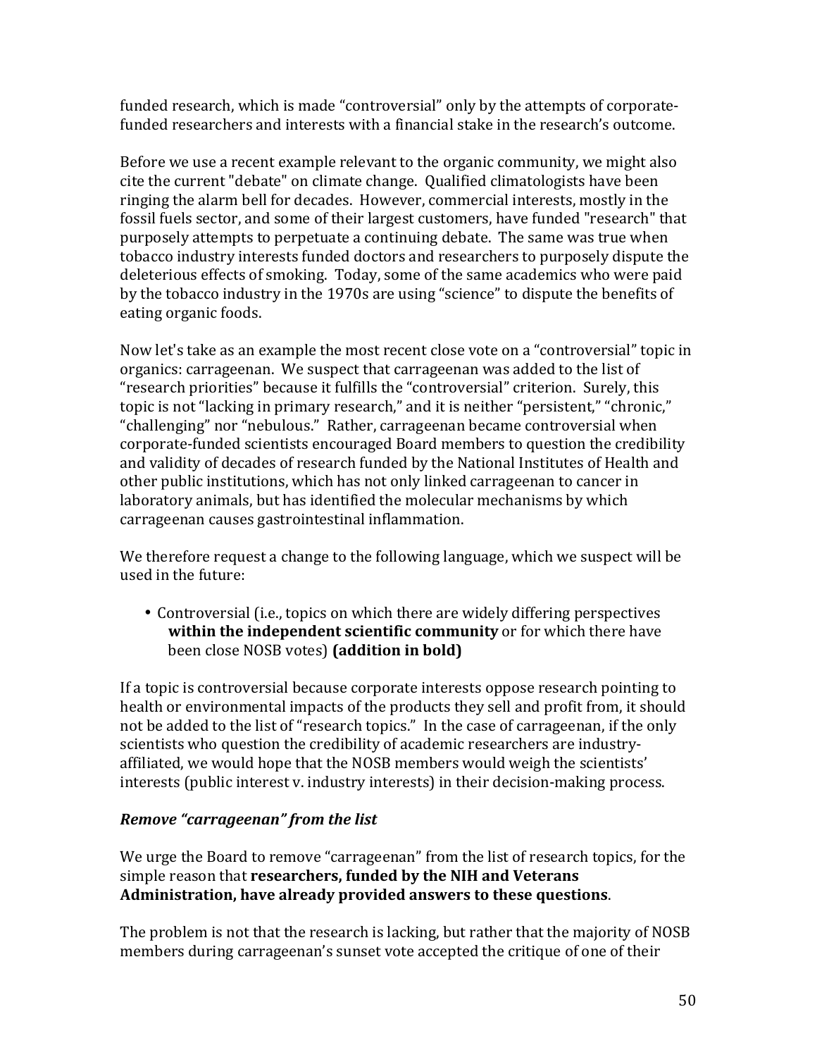funded research, which is made "controversial" only by the attempts of corporate-funded researchers and interests with a financial stake in the research's outcome.

Before we use a recent example relevant to the organic community, we might also cite the current "debate" on climate change. Qualified climatologists have been ringing the alarm bell for decades. However, commercial interests, mostly in the fossil fuels sector, and some of their largest customers, have funded "research" that purposely attempts to perpetuate a continuing debate. The same was true when tobacco industry interests funded doctors and researchers to purposely dispute the deleterious effects of smoking. Today, some of the same academics who were paid by the tobacco industry in the 1970s are using "science" to dispute the benefits of eating organic foods.

Now let's take as an example the most recent close vote on a "controversial" topic in organics: carrageenan. We suspect that carrageenan was added to the list of "research priorities" because it fulfills the "controversial" criterion. Surely, this topic is not "lacking in primary research," and it is neither "persistent," "chronic," "challenging" nor "nebulous." Rather, carrageenan became controversial when corporate-funded scientists encouraged Board members to question the credibility and validity of decades of research funded by the National Institutes of Health and other public institutions, which has not only linked carrageenan to cancer in laboratory animals, but has identified the molecular mechanisms by which carrageenan causes gastrointestinal inflammation.

We therefore request a change to the following language, which we suspect will be used in the future:

- Controversial (i.e., topics on which there are widely differing perspectives **within the independent scientific community** or for which there have been close NOSB votes) **(addition in bold)**

If a topic is controversial because corporate interests oppose research pointing to health or environmental impacts of the products they sell and profit from, it should not be added to the list of "research topics." In the case of carrageenan, if the only scientists who question the credibility of academic researchers are industry-affiliated, we would hope that the NOSB members would weigh the scientists' interests (public interest v. industry interests) in their decision-making process.

***Remove "carrageenan" from the list***

We urge the Board to remove "carrageenan" from the list of research topics, for the simple reason that **researchers, funded by the NIH and Veterans Administration, have already provided answers to these questions**.

The problem is not that the research is lacking, but rather that the majority of NOSB members during carrageenan's sunset vote accepted the critique of one of their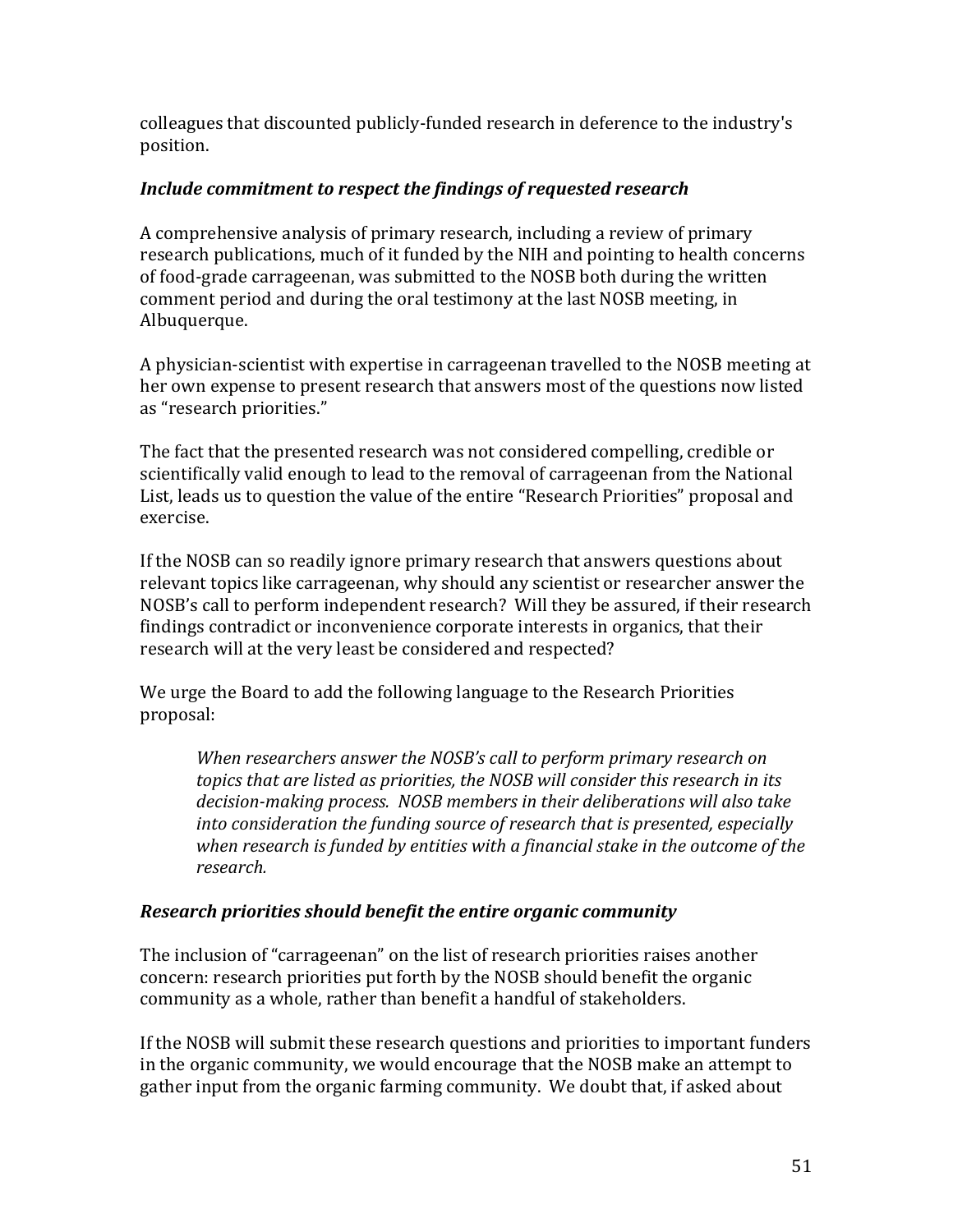colleagues that discounted publicly-funded research in deference to the industry's position.

### *Include commitment to respect the findings of requested research*

A comprehensive analysis of primary research, including a review of primary research publications, much of it funded by the NIH and pointing to health concerns of food-grade carrageenan, was submitted to the NOSB both during the written comment period and during the oral testimony at the last NOSB meeting, in Albuquerque.

A physician-scientist with expertise in carrageenan travelled to the NOSB meeting at her own expense to present research that answers most of the questions now listed as "research priorities."

The fact that the presented research was not considered compelling, credible or scientifically valid enough to lead to the removal of carrageenan from the National List, leads us to question the value of the entire "Research Priorities" proposal and exercise.

If the NOSB can so readily ignore primary research that answers questions about relevant topics like carrageenan, why should any scientist or researcher answer the NOSB's call to perform independent research? Will they be assured, if their research findings contradict or inconvenience corporate interests in organics, that their research will at the very least be considered and respected?

We urge the Board to add the following language to the Research Priorities proposal:

> *When researchers answer the NOSB's call to perform primary research on topics that are listed as priorities, the NOSB will consider this research in its decision-making process. NOSB members in their deliberations will also take into consideration the funding source of research that is presented, especially when research is funded by entities with a financial stake in the outcome of the research.*

### *Research priorities should benefit the entire organic community*

The inclusion of "carrageenan" on the list of research priorities raises another concern: research priorities put forth by the NOSB should benefit the organic community as a whole, rather than benefit a handful of stakeholders.

If the NOSB will submit these research questions and priorities to important funders in the organic community, we would encourage that the NOSB make an attempt to gather input from the organic farming community. We doubt that, if asked about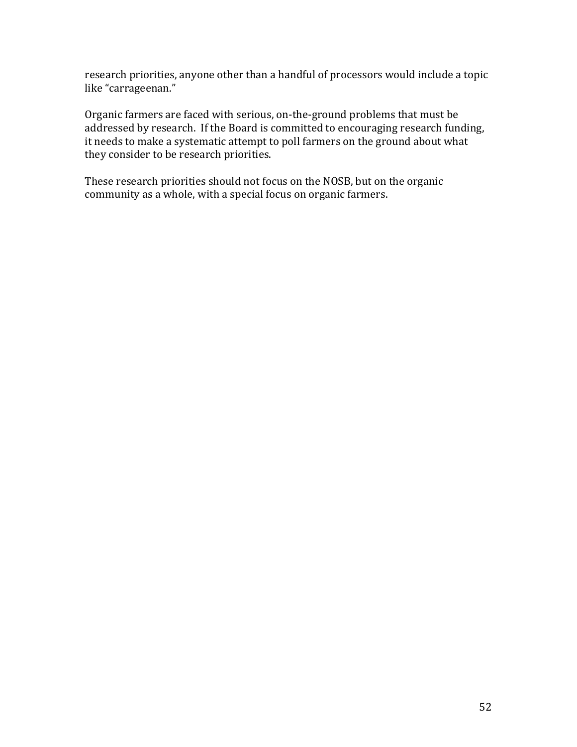research priorities, anyone other than a handful of processors would include a topic like “carrageenan.”

Organic farmers are faced with serious, on-the-ground problems that must be addressed by research. If the Board is committed to encouraging research funding, it needs to make a systematic attempt to poll farmers on the ground about what they consider to be research priorities.

These research priorities should not focus on the NOSB, but on the organic community as a whole, with a special focus on organic farmers.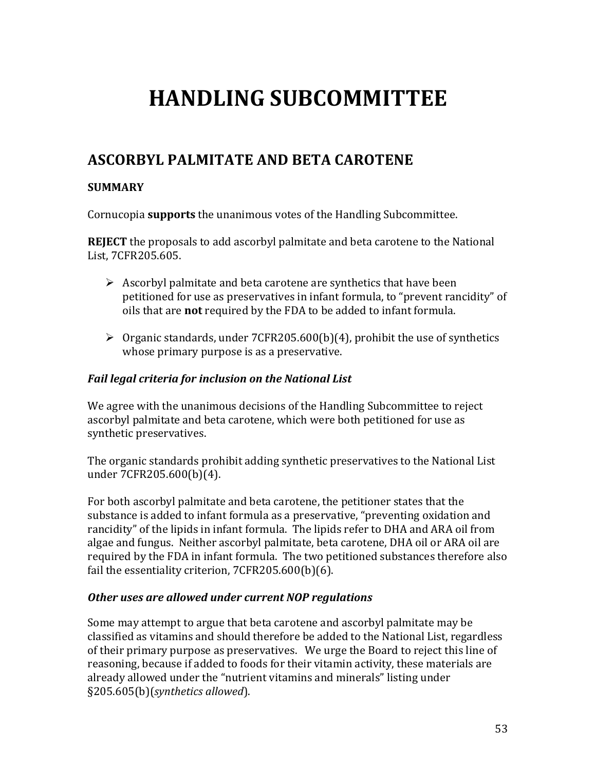# HANDLING SUBCOMMITTEE

## ASCORBYL PALMITATE AND BETA CAROTENE

**SUMMARY**

Cornucopia **supports** the unanimous votes of the Handling Subcommittee.

**REJECT** the proposals to add ascorbyl palmitate and beta carotene to the National List, 7CFR205.605.

- Ascorbyl palmitate and beta carotene are synthetics that have been petitioned for use as preservatives in infant formula, to "prevent rancidity" of oils that are **not** required by the FDA to be added to infant formula.
- Organic standards, under 7CFR205.600(b)(4), prohibit the use of synthetics whose primary purpose is as a preservative.

***Fail legal criteria for inclusion on the National List***

We agree with the unanimous decisions of the Handling Subcommittee to reject ascorbyl palmitate and beta carotene, which were both petitioned for use as synthetic preservatives.

The organic standards prohibit adding synthetic preservatives to the National List under 7CFR205.600(b)(4).

For both ascorbyl palmitate and beta carotene, the petitioner states that the substance is added to infant formula as a preservative, "preventing oxidation and rancidity" of the lipids in infant formula. The lipids refer to DHA and ARA oil from algae and fungus. Neither ascorbyl palmitate, beta carotene, DHA oil or ARA oil are required by the FDA in infant formula. The two petitioned substances therefore also fail the essentiality criterion, 7CFR205.600(b)(6).

***Other uses are allowed under current NOP regulations***

Some may attempt to argue that beta carotene and ascorbyl palmitate may be classified as vitamins and should therefore be added to the National List, regardless of their primary purpose as preservatives. We urge the Board to reject this line of reasoning, because if added to foods for their vitamin activity, these materials are already allowed under the "nutrient vitamins and minerals" listing under §205.605(b)(*synthetics allowed*).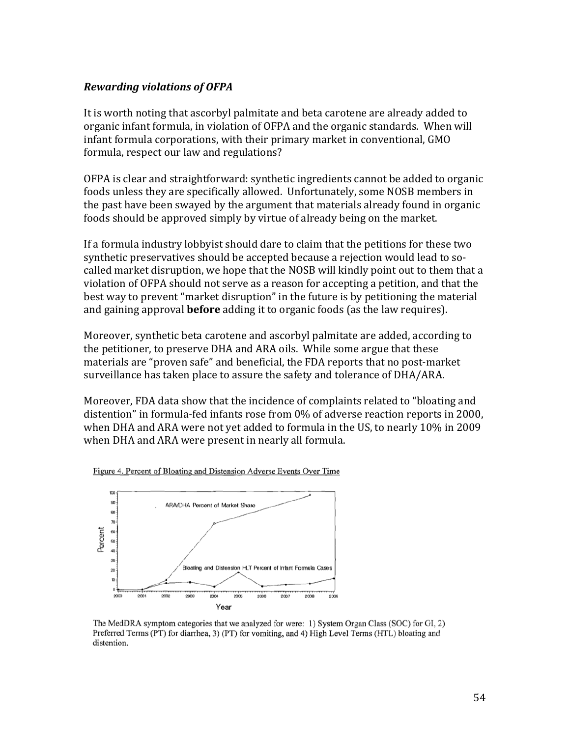### *Rewarding violations of OFPA*

It is worth noting that ascorbyl palmitate and beta carotene are already added to organic infant formula, in violation of OFPA and the organic standards. When will infant formula corporations, with their primary market in conventional, GMO formula, respect our law and regulations?

OFPA is clear and straightforward: synthetic ingredients cannot be added to organic foods unless they are specifically allowed. Unfortunately, some NOSB members in the past have been swayed by the argument that materials already found in organic foods should be approved simply by virtue of already being on the market.

If a formula industry lobbyist should dare to claim that the petitions for these two synthetic preservatives should be accepted because a rejection would lead to so-called market disruption, we hope that the NOSB will kindly point out to them that a violation of OFPA should not serve as a reason for accepting a petition, and that the best way to prevent "market disruption" in the future is by petitioning the material and gaining approval **before** adding it to organic foods (as the law requires).

Moreover, synthetic beta carotene and ascorbyl palmitate are added, according to the petitioner, to preserve DHA and ARA oils. While some argue that these materials are "proven safe" and beneficial, the FDA reports that no post-market surveillance has taken place to assure the safety and tolerance of DHA/ARA.

Moreover, FDA data show that the incidence of complaints related to "bloating and distention" in formula-fed infants rose from 0% of adverse reaction reports in 2000, when DHA and ARA were not yet added to formula in the US, to nearly 10% in 2009 when DHA and ARA were present in nearly all formula.

Figure 4. Percent of Bloating and Distension Adverse Events Over Time

The MedDRA symptom categories that we analyzed for were: 1) System Organ Class (SOC) for GI, 2) Preferred Terms (PT) for diarrhea, 3) (PT) for vomiting, and 4) High Level Terms (HTL) bloating and distention.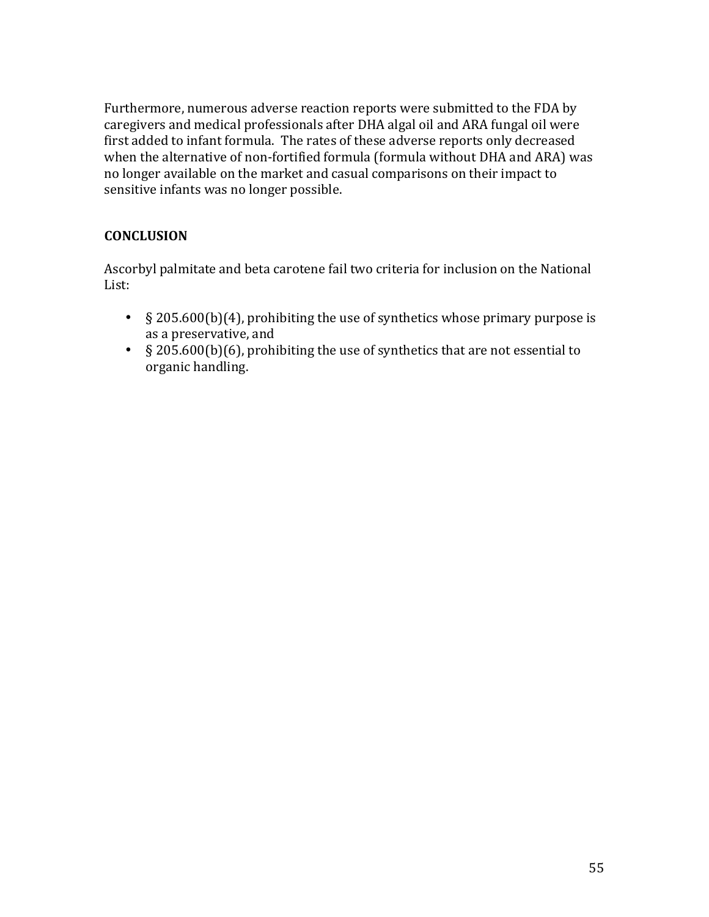Furthermore, numerous adverse reaction reports were submitted to the FDA by caregivers and medical professionals after DHA algal oil and ARA fungal oil were first added to infant formula. The rates of these adverse reports only decreased when the alternative of non-fortified formula (formula without DHA and ARA) was no longer available on the market and casual comparisons on their impact to sensitive infants was no longer possible.

**CONCLUSION**

Ascorbyl palmitate and beta carotene fail two criteria for inclusion on the National List:

- § 205.600(b)(4), prohibiting the use of synthetics whose primary purpose is as a preservative, and
- § 205.600(b)(6), prohibiting the use of synthetics that are not essential to organic handling.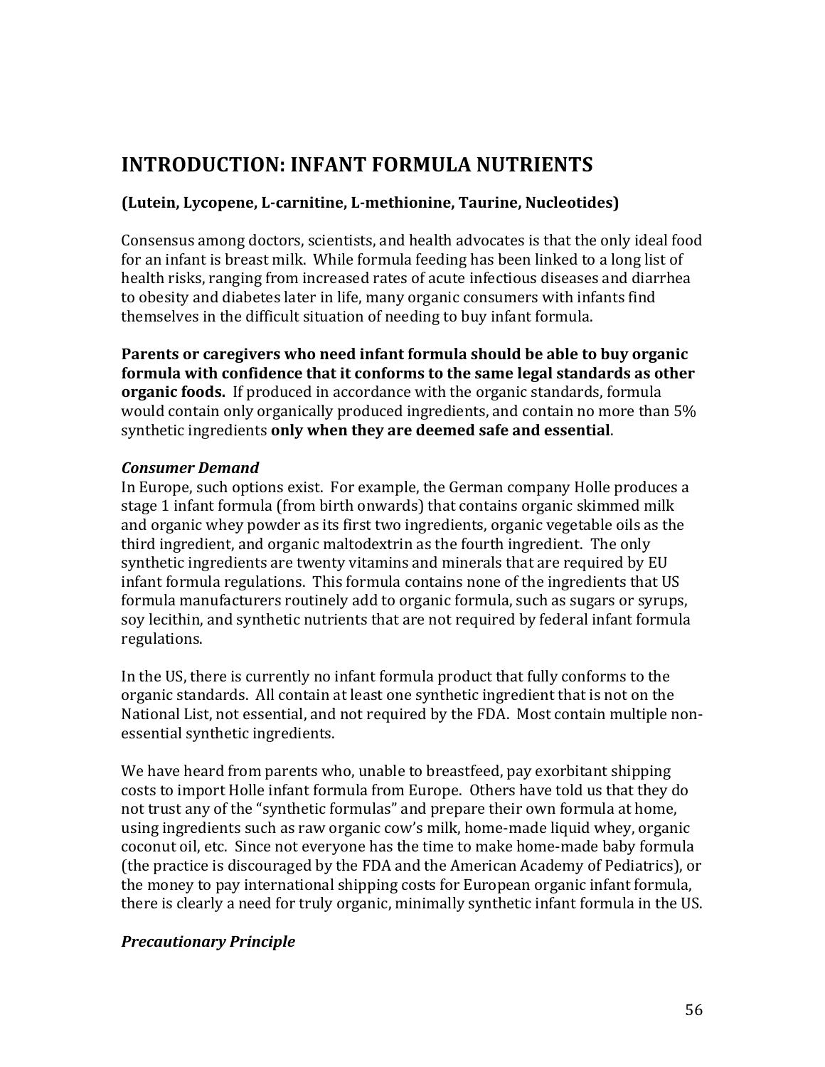# INTRODUCTION: INFANT FORMULA NUTRIENTS

### (Lutein, Lycopene, L-carnitine, L-methionine, Taurine, Nucleotides)

Consensus among doctors, scientists, and health advocates is that the only ideal food for an infant is breast milk. While formula feeding has been linked to a long list of health risks, ranging from increased rates of acute infectious diseases and diarrhea to obesity and diabetes later in life, many organic consumers with infants find themselves in the difficult situation of needing to buy infant formula.

**Parents or caregivers who need infant formula should be able to buy organic formula with confidence that it conforms to the same legal standards as other organic foods.** If produced in accordance with the organic standards, formula would contain only organically produced ingredients, and contain no more than 5% synthetic ingredients **only when they are deemed safe and essential**.

### *Consumer Demand*

In Europe, such options exist. For example, the German company Holle produces a stage 1 infant formula (from birth onwards) that contains organic skimmed milk and organic whey powder as its first two ingredients, organic vegetable oils as the third ingredient, and organic maltodextrin as the fourth ingredient. The only synthetic ingredients are twenty vitamins and minerals that are required by EU infant formula regulations. This formula contains none of the ingredients that US formula manufacturers routinely add to organic formula, such as sugars or syrups, soy lecithin, and synthetic nutrients that are not required by federal infant formula regulations.

In the US, there is currently no infant formula product that fully conforms to the organic standards. All contain at least one synthetic ingredient that is not on the National List, not essential, and not required by the FDA. Most contain multiple non-essential synthetic ingredients.

We have heard from parents who, unable to breastfeed, pay exorbitant shipping costs to import Holle infant formula from Europe. Others have told us that they do not trust any of the "synthetic formulas" and prepare their own formula at home, using ingredients such as raw organic cow's milk, home-made liquid whey, organic coconut oil, etc. Since not everyone has the time to make home-made baby formula (the practice is discouraged by the FDA and the American Academy of Pediatrics), or the money to pay international shipping costs for European organic infant formula, there is clearly a need for truly organic, minimally synthetic infant formula in the US.

### *Precautionary Principle*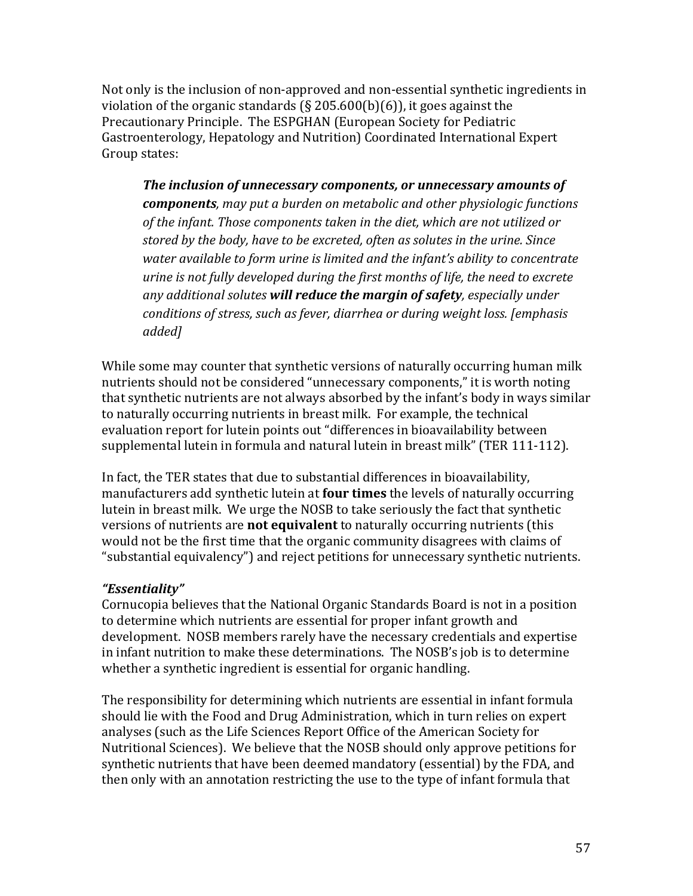Not only is the inclusion of non-approved and non-essential synthetic ingredients in violation of the organic standards (§ 205.600(b)(6)), it goes against the Precautionary Principle. The ESPGHAN (European Society for Pediatric Gastroenterology, Hepatology and Nutrition) Coordinated International Expert Group states:

> ***The inclusion of unnecessary components, or unnecessary amounts of components****, may put a burden on metabolic and other physiologic functions of the infant. Those components taken in the diet, which are not utilized or stored by the body, have to be excreted, often as solutes in the urine. Since water available to form urine is limited and the infant's ability to concentrate urine is not fully developed during the first months of life, the need to excrete any additional solutes* ***will reduce the margin of safety****, especially under conditions of stress, such as fever, diarrhea or during weight loss. [emphasis added]*

While some may counter that synthetic versions of naturally occurring human milk nutrients should not be considered "unnecessary components," it is worth noting that synthetic nutrients are not always absorbed by the infant's body in ways similar to naturally occurring nutrients in breast milk. For example, the technical evaluation report for lutein points out "differences in bioavailability between supplemental lutein in formula and natural lutein in breast milk" (TER 111-112).

In fact, the TER states that due to substantial differences in bioavailability, manufacturers add synthetic lutein at **four times** the levels of naturally occurring lutein in breast milk. We urge the NOSB to take seriously the fact that synthetic versions of nutrients are **not equivalent** to naturally occurring nutrients (this would not be the first time that the organic community disagrees with claims of "substantial equivalency") and reject petitions for unnecessary synthetic nutrients.

***"Essentiality"***

Cornucopia believes that the National Organic Standards Board is not in a position to determine which nutrients are essential for proper infant growth and development. NOSB members rarely have the necessary credentials and expertise in infant nutrition to make these determinations. The NOSB's job is to determine whether a synthetic ingredient is essential for organic handling.

The responsibility for determining which nutrients are essential in infant formula should lie with the Food and Drug Administration, which in turn relies on expert analyses (such as the Life Sciences Report Office of the American Society for Nutritional Sciences). We believe that the NOSB should only approve petitions for synthetic nutrients that have been deemed mandatory (essential) by the FDA, and then only with an annotation restricting the use to the type of infant formula that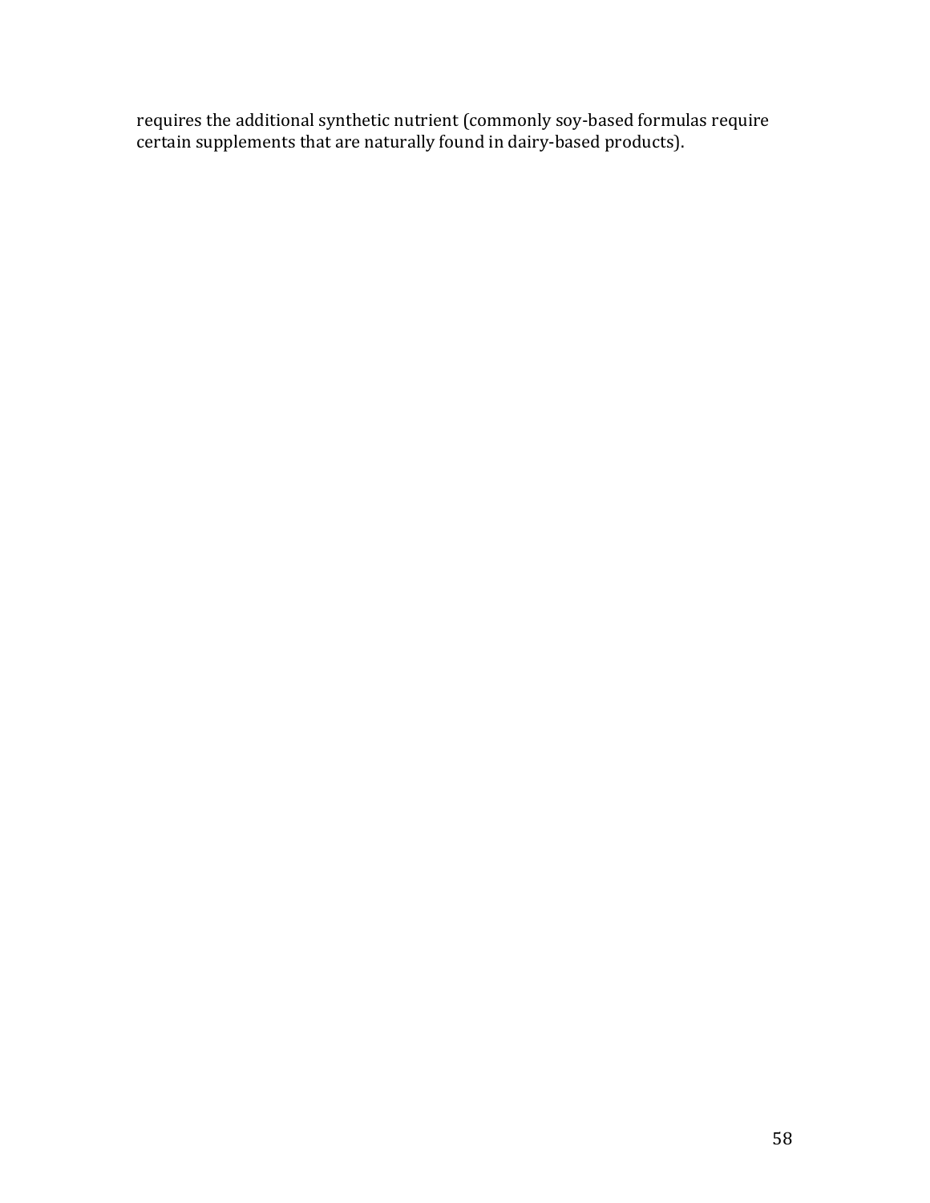requires the additional synthetic nutrient (commonly soy-based formulas require certain supplements that are naturally found in dairy-based products).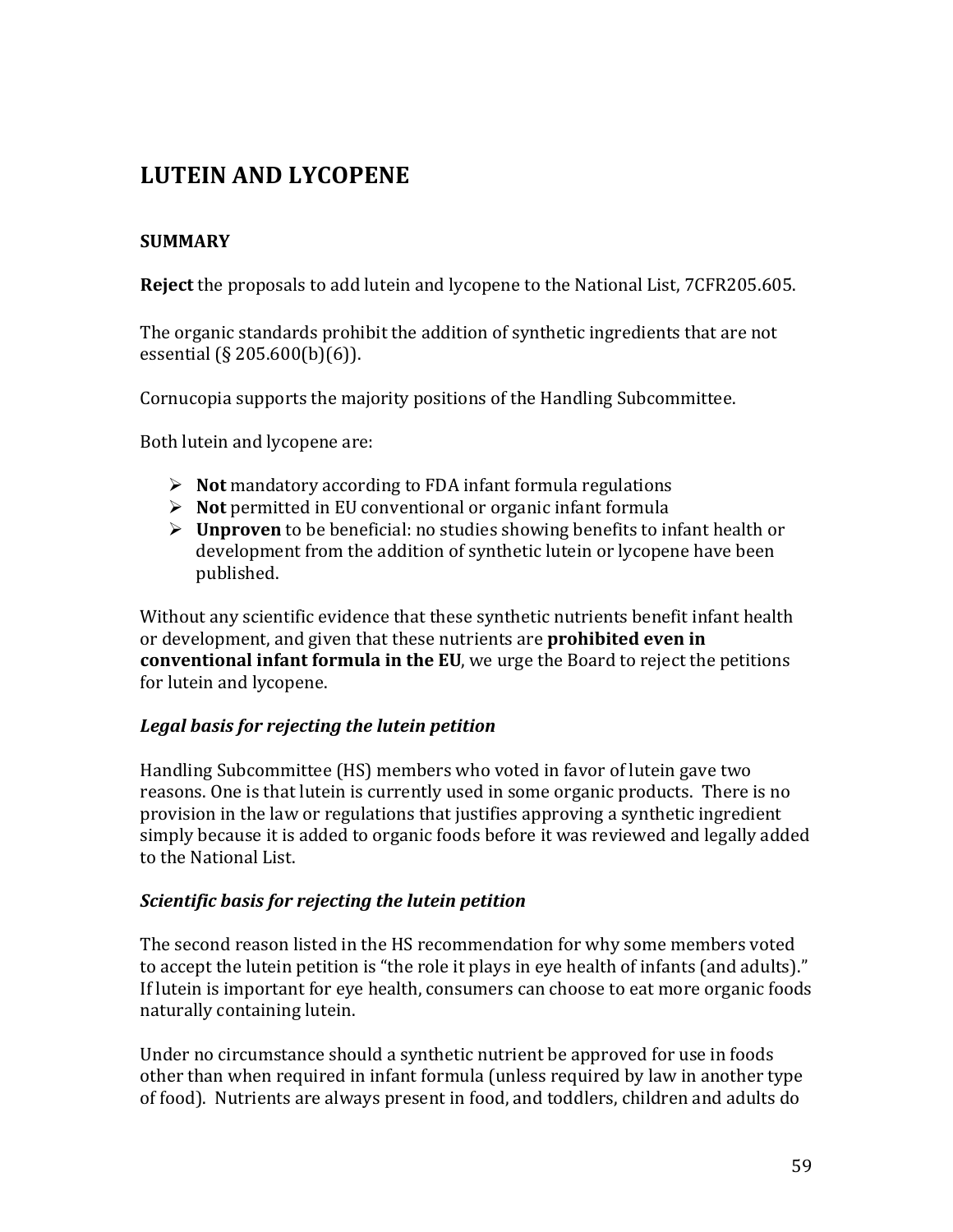## LUTEIN AND LYCOPENE

### SUMMARY

**Reject** the proposals to add lutein and lycopene to the National List, 7CFR205.605.

The organic standards prohibit the addition of synthetic ingredients that are not essential (§ 205.600(b)(6)).

Cornucopia supports the majority positions of the Handling Subcommittee.

Both lutein and lycopene are:

- **Not** mandatory according to FDA infant formula regulations
- **Not** permitted in EU conventional or organic infant formula
- **Unproven** to be beneficial: no studies showing benefits to infant health or development from the addition of synthetic lutein or lycopene have been published.

Without any scientific evidence that these synthetic nutrients benefit infant health or development, and given that these nutrients are **prohibited even in conventional infant formula in the EU**, we urge the Board to reject the petitions for lutein and lycopene.

#### *Legal basis for rejecting the lutein petition*

Handling Subcommittee (HS) members who voted in favor of lutein gave two reasons. One is that lutein is currently used in some organic products. There is no provision in the law or regulations that justifies approving a synthetic ingredient simply because it is added to organic foods before it was reviewed and legally added to the National List.

#### *Scientific basis for rejecting the lutein petition*

The second reason listed in the HS recommendation for why some members voted to accept the lutein petition is "the role it plays in eye health of infants (and adults)." If lutein is important for eye health, consumers can choose to eat more organic foods naturally containing lutein.

Under no circumstance should a synthetic nutrient be approved for use in foods other than when required in infant formula (unless required by law in another type of food). Nutrients are always present in food, and toddlers, children and adults do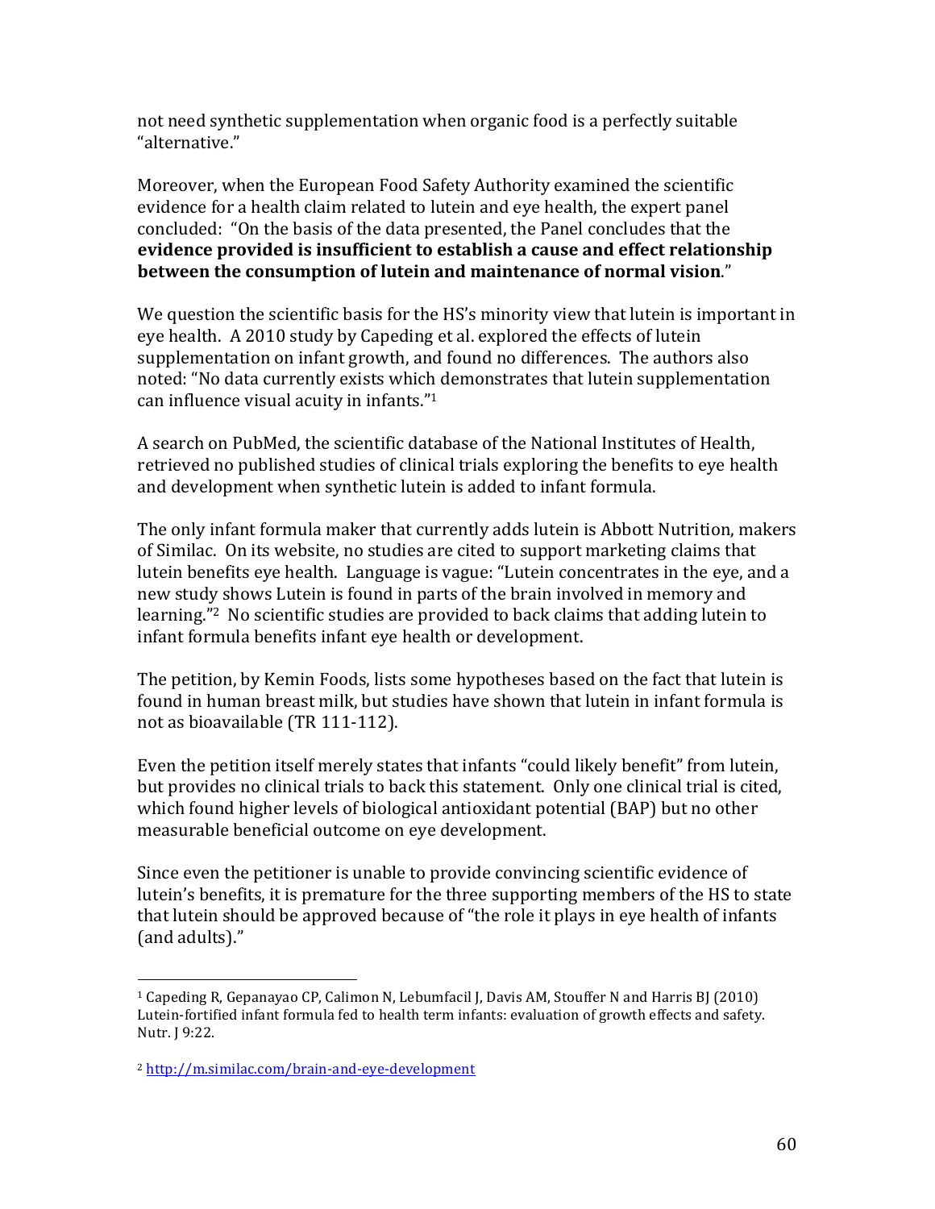not need synthetic supplementation when organic food is a perfectly suitable "alternative."

Moreover, when the European Food Safety Authority examined the scientific evidence for a health claim related to lutein and eye health, the expert panel concluded: "On the basis of the data presented, the Panel concludes that the **evidence provided is insufficient to establish a cause and effect relationship between the consumption of lutein and maintenance of normal vision**."

We question the scientific basis for the HS's minority view that lutein is important in eye health. A 2010 study by Capeding et al. explored the effects of lutein supplementation on infant growth, and found no differences. The authors also noted: "No data currently exists which demonstrates that lutein supplementation can influence visual acuity in infants."[1]

A search on PubMed, the scientific database of the National Institutes of Health, retrieved no published studies of clinical trials exploring the benefits to eye health and development when synthetic lutein is added to infant formula.

The only infant formula maker that currently adds lutein is Abbott Nutrition, makers of Similac. On its website, no studies are cited to support marketing claims that lutein benefits eye health. Language is vague: "Lutein concentrates in the eye, and a new study shows Lutein is found in parts of the brain involved in memory and learning."[2] No scientific studies are provided to back claims that adding lutein to infant formula benefits infant eye health or development.

The petition, by Kemin Foods, lists some hypotheses based on the fact that lutein is found in human breast milk, but studies have shown that lutein in infant formula is not as bioavailable (TR 111-112).

Even the petition itself merely states that infants "could likely benefit" from lutein, but provides no clinical trials to back this statement. Only one clinical trial is cited, which found higher levels of biological antioxidant potential (BAP) but no other measurable beneficial outcome on eye development.

Since even the petitioner is unable to provide convincing scientific evidence of lutein's benefits, it is premature for the three supporting members of the HS to state that lutein should be approved because of "the role it plays in eye health of infants (and adults)."

---

[1] Capeding R, Gepanayao CP, Calimon N, Lebumfacil J, Davis AM, Stouffer N and Harris BJ (2010) Lutein-fortified infant formula fed to health term infants: evaluation of growth effects and safety. Nutr. J 9:22.

[2] http://m.similac.com/brain-and-eye-development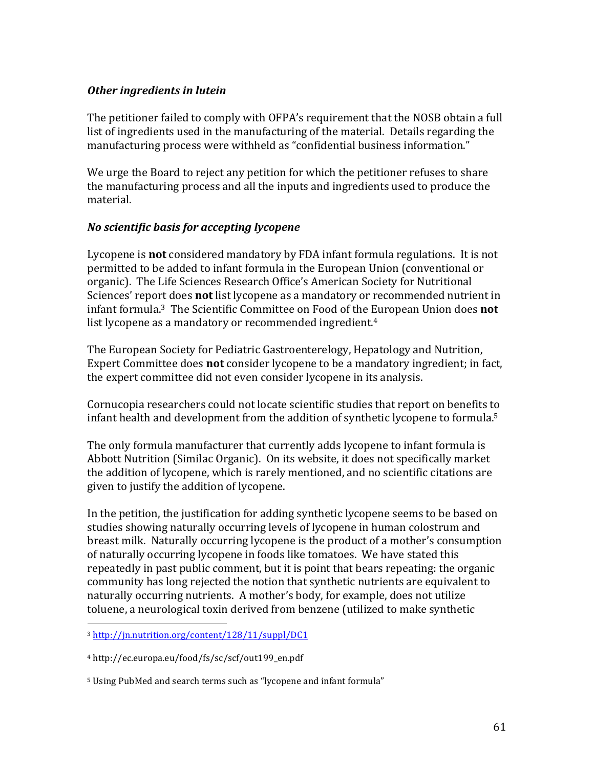### *Other ingredients in lutein*

The petitioner failed to comply with OFPA's requirement that the NOSB obtain a full list of ingredients used in the manufacturing of the material. Details regarding the manufacturing process were withheld as "confidential business information."

We urge the Board to reject any petition for which the petitioner refuses to share the manufacturing process and all the inputs and ingredients used to produce the material.

### *No scientific basis for accepting lycopene*

Lycopene is **not** considered mandatory by FDA infant formula regulations. It is not permitted to be added to infant formula in the European Union (conventional or organic). The Life Sciences Research Office's American Society for Nutritional Sciences' report does **not** list lycopene as a mandatory or recommended nutrient in infant formula.[3] The Scientific Committee on Food of the European Union does **not** list lycopene as a mandatory or recommended ingredient.[4]

The European Society for Pediatric Gastroenterelogy, Hepatology and Nutrition, Expert Committee does **not** consider lycopene to be a mandatory ingredient; in fact, the expert committee did not even consider lycopene in its analysis.

Cornucopia researchers could not locate scientific studies that report on benefits to infant health and development from the addition of synthetic lycopene to formula.[5]

The only formula manufacturer that currently adds lycopene to infant formula is Abbott Nutrition (Similac Organic). On its website, it does not specifically market the addition of lycopene, which is rarely mentioned, and no scientific citations are given to justify the addition of lycopene.

In the petition, the justification for adding synthetic lycopene seems to be based on studies showing naturally occurring levels of lycopene in human colostrum and breast milk. Naturally occurring lycopene is the product of a mother's consumption of naturally occurring lycopene in foods like tomatoes. We have stated this repeatedly in past public comment, but it is point that bears repeating: the organic community has long rejected the notion that synthetic nutrients are equivalent to naturally occurring nutrients. A mother's body, for example, does not utilize toluene, a neurological toxin derived from benzene (utilized to make synthetic

---

[3] http://jn.nutrition.org/content/128/11/suppl/DC1

[4] http://ec.europa.eu/food/fs/sc/scf/out199_en.pdf

[5] Using PubMed and search terms such as "lycopene and infant formula"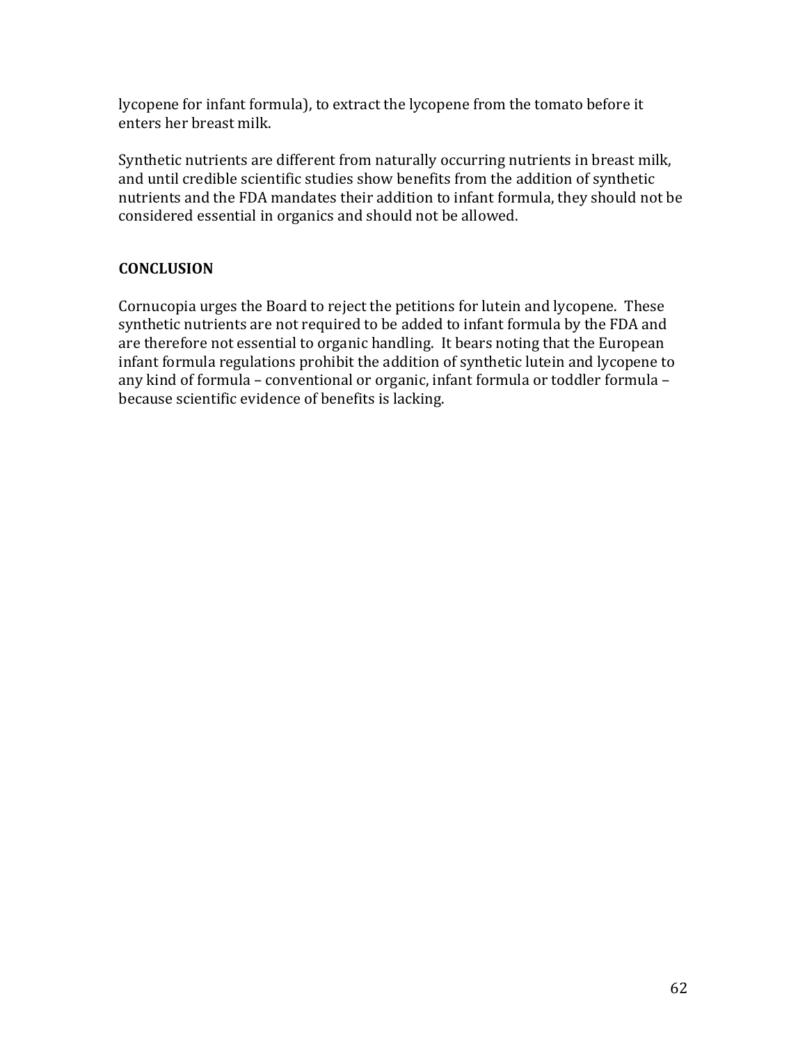lycopene for infant formula), to extract the lycopene from the tomato before it enters her breast milk.

Synthetic nutrients are different from naturally occurring nutrients in breast milk, and until credible scientific studies show benefits from the addition of synthetic nutrients and the FDA mandates their addition to infant formula, they should not be considered essential in organics and should not be allowed.

## CONCLUSION

Cornucopia urges the Board to reject the petitions for lutein and lycopene. These synthetic nutrients are not required to be added to infant formula by the FDA and are therefore not essential to organic handling. It bears noting that the European infant formula regulations prohibit the addition of synthetic lutein and lycopene to any kind of formula – conventional or organic, infant formula or toddler formula – because scientific evidence of benefits is lacking.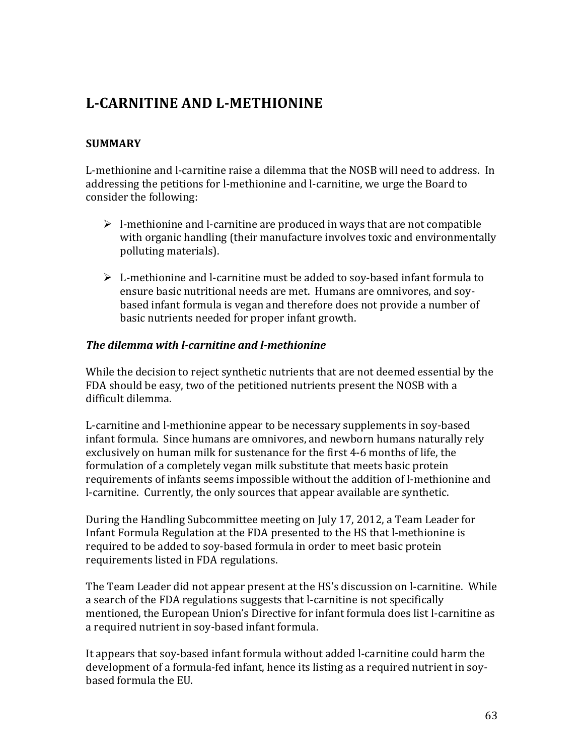# L-CARNITINE AND L-METHIONINE

## SUMMARY

L-methionine and l-carnitine raise a dilemma that the NOSB will need to address. In addressing the petitions for l-methionine and l-carnitine, we urge the Board to consider the following:

- l-methionine and l-carnitine are produced in ways that are not compatible with organic handling (their manufacture involves toxic and environmentally polluting materials).
- L-methionine and l-carnitine must be added to soy-based infant formula to ensure basic nutritional needs are met. Humans are omnivores, and soy-based infant formula is vegan and therefore does not provide a number of basic nutrients needed for proper infant growth.

### *The dilemma with l-carnitine and l-methionine*

While the decision to reject synthetic nutrients that are not deemed essential by the FDA should be easy, two of the petitioned nutrients present the NOSB with a difficult dilemma.

L-carnitine and l-methionine appear to be necessary supplements in soy-based infant formula. Since humans are omnivores, and newborn humans naturally rely exclusively on human milk for sustenance for the first 4-6 months of life, the formulation of a completely vegan milk substitute that meets basic protein requirements of infants seems impossible without the addition of l-methionine and l-carnitine. Currently, the only sources that appear available are synthetic.

During the Handling Subcommittee meeting on July 17, 2012, a Team Leader for Infant Formula Regulation at the FDA presented to the HS that l-methionine is required to be added to soy-based formula in order to meet basic protein requirements listed in FDA regulations.

The Team Leader did not appear present at the HS's discussion on l-carnitine. While a search of the FDA regulations suggests that l-carnitine is not specifically mentioned, the European Union's Directive for infant formula does list l-carnitine as a required nutrient in soy-based infant formula.

It appears that soy-based infant formula without added l-carnitine could harm the development of a formula-fed infant, hence its listing as a required nutrient in soy-based formula the EU.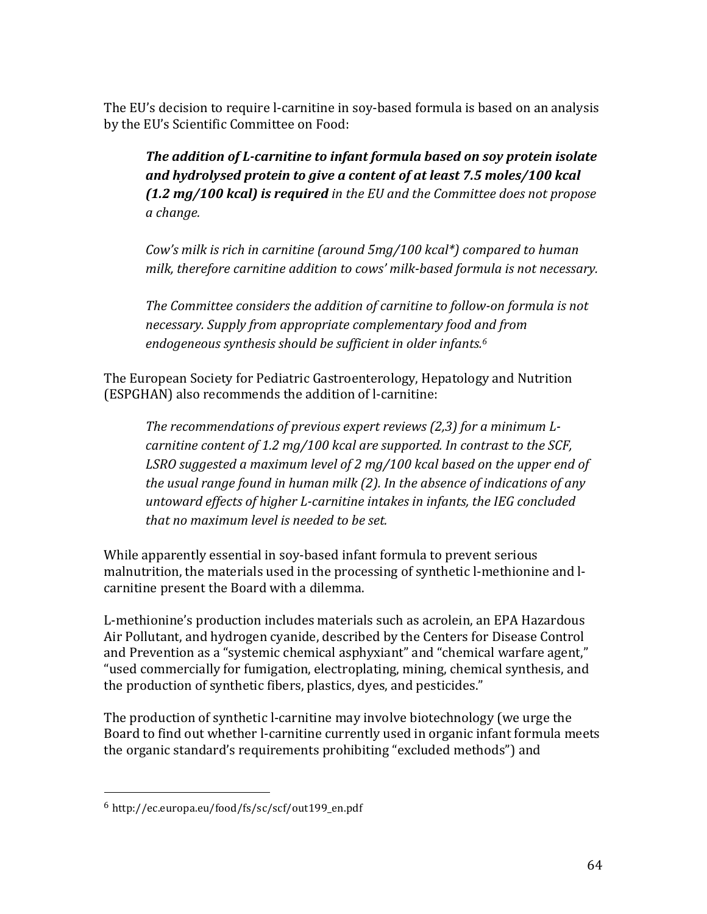The EU's decision to require l-carnitine in soy-based formula is based on an analysis by the EU's Scientific Committee on Food:

> ***The addition of L-carnitine to infant formula based on soy protein isolate and hydrolysed protein to give a content of at least 7.5 moles/100 kcal (1.2 mg/100 kcal) is required*** *in the EU and the Committee does not propose a change.*
>
> *Cow's milk is rich in carnitine (around 5mg/100 kcal\*) compared to human milk, therefore carnitine addition to cows' milk-based formula is not necessary.*
>
> *The Committee considers the addition of carnitine to follow-on formula is not necessary. Supply from appropriate complementary food and from endogeneous synthesis should be sufficient in older infants.*[6]

The European Society for Pediatric Gastroenterology, Hepatology and Nutrition (ESPGHAN) also recommends the addition of l-carnitine:

> *The recommendations of previous expert reviews (2,3) for a minimum L-carnitine content of 1.2 mg/100 kcal are supported. In contrast to the SCF, LSRO suggested a maximum level of 2 mg/100 kcal based on the upper end of the usual range found in human milk (2). In the absence of indications of any untoward effects of higher L-carnitine intakes in infants, the IEG concluded that no maximum level is needed to be set.*

While apparently essential in soy-based infant formula to prevent serious malnutrition, the materials used in the processing of synthetic l-methionine and l-carnitine present the Board with a dilemma.

L-methionine's production includes materials such as acrolein, an EPA Hazardous Air Pollutant, and hydrogen cyanide, described by the Centers for Disease Control and Prevention as a "systemic chemical asphyxiant" and "chemical warfare agent," "used commercially for fumigation, electroplating, mining, chemical synthesis, and the production of synthetic fibers, plastics, dyes, and pesticides."

The production of synthetic l-carnitine may involve biotechnology (we urge the Board to find out whether l-carnitine currently used in organic infant formula meets the organic standard's requirements prohibiting "excluded methods") and

---

[6] http://ec.europa.eu/food/fs/sc/scf/out199_en.pdf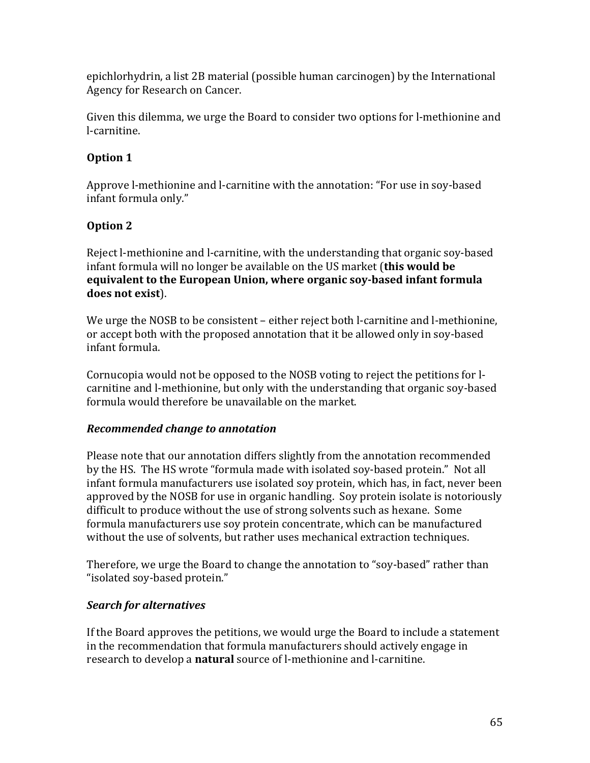epichlorhydrin, a list 2B material (possible human carcinogen) by the International Agency for Research on Cancer.

Given this dilemma, we urge the Board to consider two options for l-methionine and l-carnitine.

**Option 1**

Approve l-methionine and l-carnitine with the annotation: "For use in soy-based infant formula only."

**Option 2**

Reject l-methionine and l-carnitine, with the understanding that organic soy-based infant formula will no longer be available on the US market (**this would be equivalent to the European Union, where organic soy-based infant formula does not exist**).

We urge the NOSB to be consistent – either reject both l-carnitine and l-methionine, or accept both with the proposed annotation that it be allowed only in soy-based infant formula.

Cornucopia would not be opposed to the NOSB voting to reject the petitions for l-carnitine and l-methionine, but only with the understanding that organic soy-based formula would therefore be unavailable on the market.

***Recommended change to annotation***

Please note that our annotation differs slightly from the annotation recommended by the HS. The HS wrote "formula made with isolated soy-based protein." Not all infant formula manufacturers use isolated soy protein, which has, in fact, never been approved by the NOSB for use in organic handling. Soy protein isolate is notoriously difficult to produce without the use of strong solvents such as hexane. Some formula manufacturers use soy protein concentrate, which can be manufactured without the use of solvents, but rather uses mechanical extraction techniques.

Therefore, we urge the Board to change the annotation to "soy-based" rather than "isolated soy-based protein."

***Search for alternatives***

If the Board approves the petitions, we would urge the Board to include a statement in the recommendation that formula manufacturers should actively engage in research to develop a **natural** source of l-methionine and l-carnitine.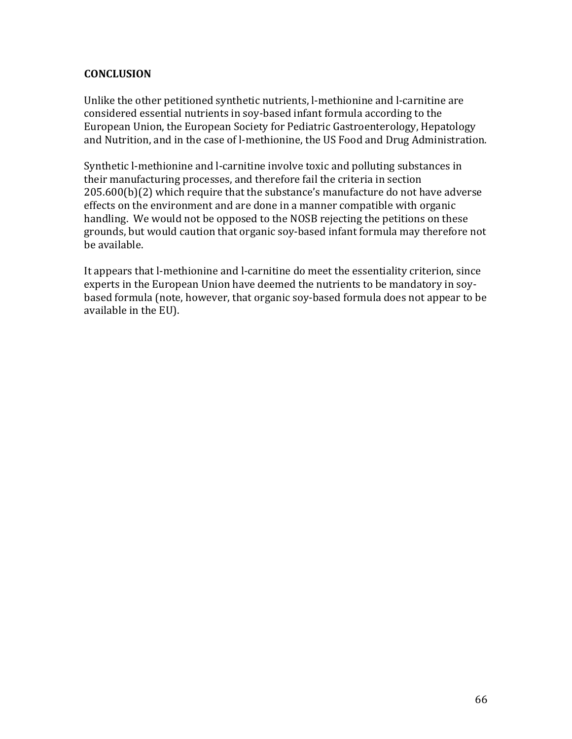**CONCLUSION**

Unlike the other petitioned synthetic nutrients, l-methionine and l-carnitine are considered essential nutrients in soy-based infant formula according to the European Union, the European Society for Pediatric Gastroenterology, Hepatology and Nutrition, and in the case of l-methionine, the US Food and Drug Administration.

Synthetic l-methionine and l-carnitine involve toxic and polluting substances in their manufacturing processes, and therefore fail the criteria in section 205.600(b)(2) which require that the substance's manufacture do not have adverse effects on the environment and are done in a manner compatible with organic handling. We would not be opposed to the NOSB rejecting the petitions on these grounds, but would caution that organic soy-based infant formula may therefore not be available.

It appears that l-methionine and l-carnitine do meet the essentiality criterion, since experts in the European Union have deemed the nutrients to be mandatory in soy-based formula (note, however, that organic soy-based formula does not appear to be available in the EU).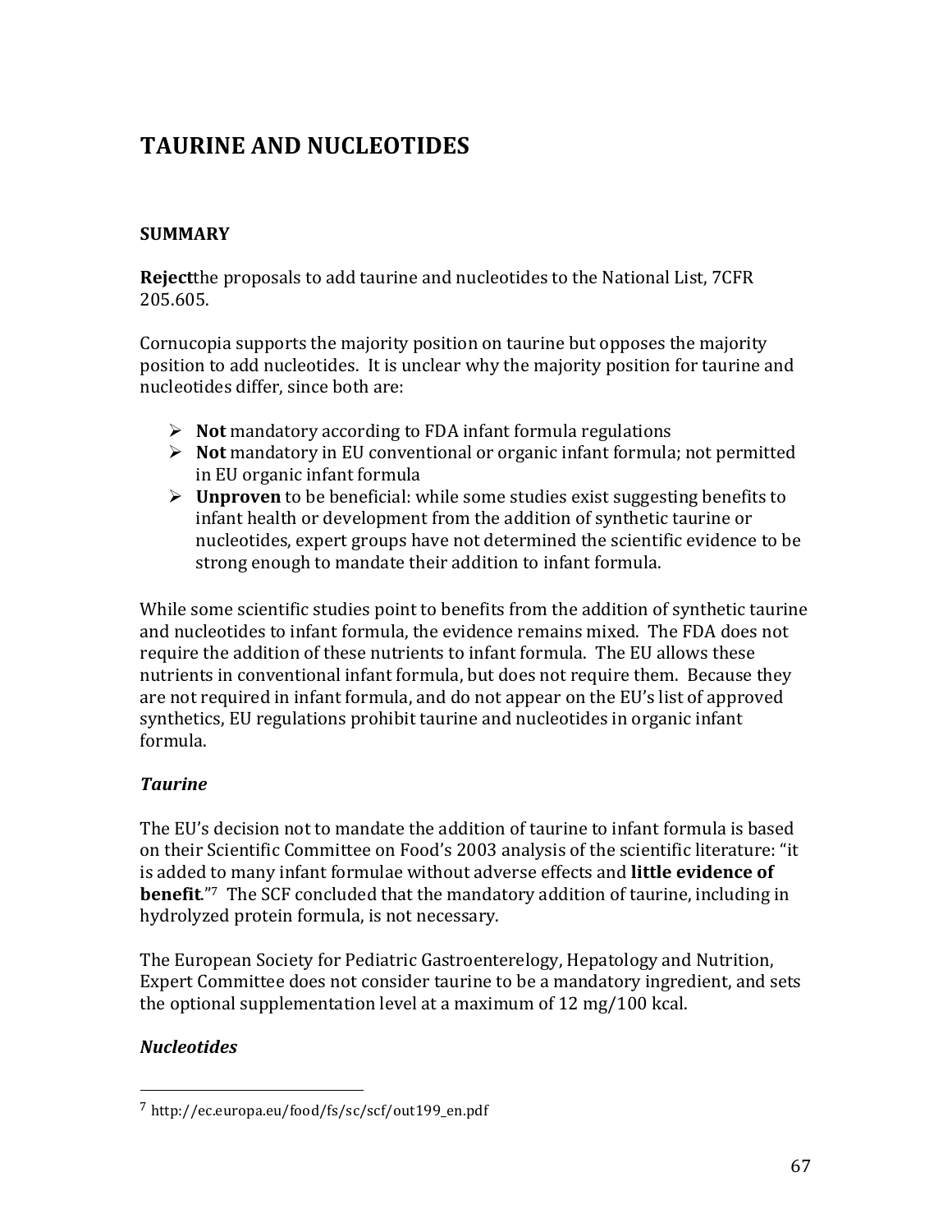# TAURINE AND NUCLEOTIDES

## SUMMARY

**Reject**the proposals to add taurine and nucleotides to the National List, 7CFR 205.605.

Cornucopia supports the majority position on taurine but opposes the majority position to add nucleotides. It is unclear why the majority position for taurine and nucleotides differ, since both are:

- **Not** mandatory according to FDA infant formula regulations
- **Not** mandatory in EU conventional or organic infant formula; not permitted in EU organic infant formula
- **Unproven** to be beneficial: while some studies exist suggesting benefits to infant health or development from the addition of synthetic taurine or nucleotides, expert groups have not determined the scientific evidence to be strong enough to mandate their addition to infant formula.

While some scientific studies point to benefits from the addition of synthetic taurine and nucleotides to infant formula, the evidence remains mixed. The FDA does not require the addition of these nutrients to infant formula. The EU allows these nutrients in conventional infant formula, but does not require them. Because they are not required in infant formula, and do not appear on the EU's list of approved synthetics, EU regulations prohibit taurine and nucleotides in organic infant formula.

### *Taurine*

The EU's decision not to mandate the addition of taurine to infant formula is based on their Scientific Committee on Food's 2003 analysis of the scientific literature: "it is added to many infant formulae without adverse effects and **little evidence of benefit**."[7] The SCF concluded that the mandatory addition of taurine, including in hydrolyzed protein formula, is not necessary.

The European Society for Pediatric Gastroenterelogy, Hepatology and Nutrition, Expert Committee does not consider taurine to be a mandatory ingredient, and sets the optional supplementation level at a maximum of 12 mg/100 kcal.

### *Nucleotides*

[7] http://ec.europa.eu/food/fs/sc/scf/out199_en.pdf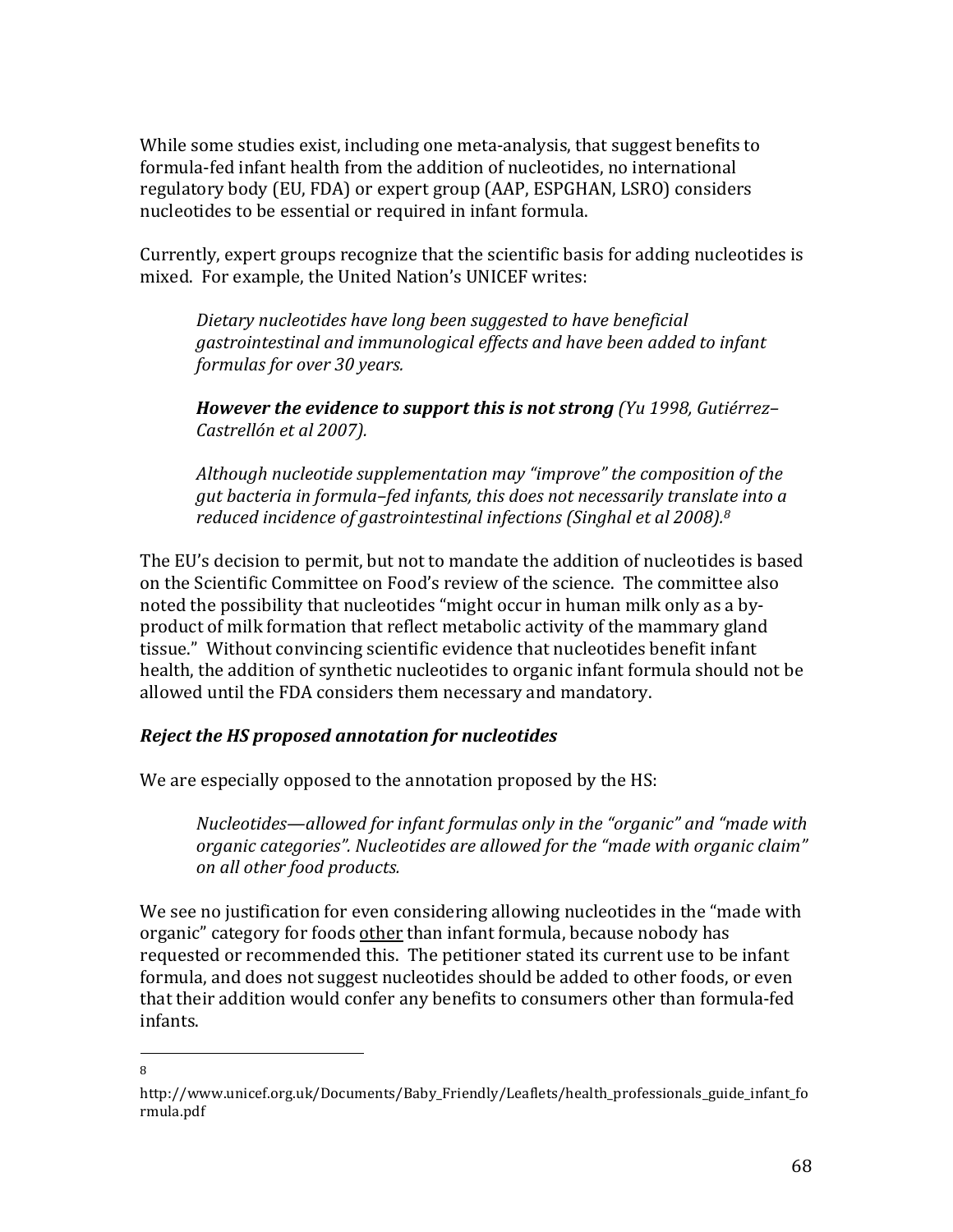While some studies exist, including one meta-analysis, that suggest benefits to formula-fed infant health from the addition of nucleotides, no international regulatory body (EU, FDA) or expert group (AAP, ESPGHAN, LSRO) considers nucleotides to be essential or required in infant formula.

Currently, expert groups recognize that the scientific basis for adding nucleotides is mixed. For example, the United Nation's UNICEF writes:

> *Dietary nucleotides have long been suggested to have beneficial gastrointestinal and immunological effects and have been added to infant formulas for over 30 years.*
>
> ***However the evidence to support this is not strong** (Yu 1998, Gutiérrez–Castrellón et al 2007).*
>
> *Although nucleotide supplementation may "improve" the composition of the gut bacteria in formula–fed infants, this does not necessarily translate into a reduced incidence of gastrointestinal infections (Singhal et al 2008).*[8]

The EU's decision to permit, but not to mandate the addition of nucleotides is based on the Scientific Committee on Food's review of the science. The committee also noted the possibility that nucleotides "might occur in human milk only as a by-product of milk formation that reflect metabolic activity of the mammary gland tissue." Without convincing scientific evidence that nucleotides benefit infant health, the addition of synthetic nucleotides to organic infant formula should not be allowed until the FDA considers them necessary and mandatory.

***Reject the HS proposed annotation for nucleotides***

We are especially opposed to the annotation proposed by the HS:

> *Nucleotides—allowed for infant formulas only in the "organic" and "made with organic categories". Nucleotides are allowed for the "made with organic claim" on all other food products.*

We see no justification for even considering allowing nucleotides in the "made with organic" category for foods <u>other</u> than infant formula, because nobody has requested or recommended this. The petitioner stated its current use to be infant formula, and does not suggest nucleotides should be added to other foods, or even that their addition would confer any benefits to consumers other than formula-fed infants.

---

[8] http://www.unicef.org.uk/Documents/Baby_Friendly/Leaflets/health_professionals_guide_infant_formula.pdf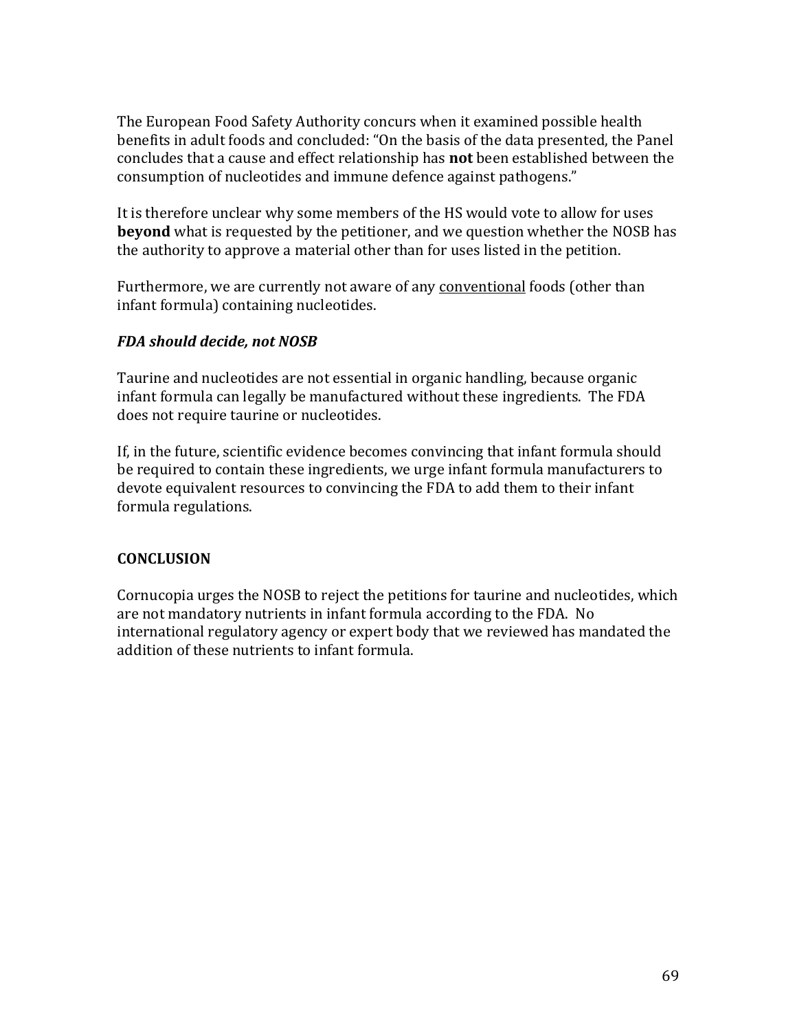The European Food Safety Authority concurs when it examined possible health benefits in adult foods and concluded: "On the basis of the data presented, the Panel concludes that a cause and effect relationship has **not** been established between the consumption of nucleotides and immune defence against pathogens."

It is therefore unclear why some members of the HS would vote to allow for uses **beyond** what is requested by the petitioner, and we question whether the NOSB has the authority to approve a material other than for uses listed in the petition.

Furthermore, we are currently not aware of any <u>conventional</u> foods (other than infant formula) containing nucleotides.

***FDA should decide, not NOSB***

Taurine and nucleotides are not essential in organic handling, because organic infant formula can legally be manufactured without these ingredients. The FDA does not require taurine or nucleotides.

If, in the future, scientific evidence becomes convincing that infant formula should be required to contain these ingredients, we urge infant formula manufacturers to devote equivalent resources to convincing the FDA to add them to their infant formula regulations.

**CONCLUSION**

Cornucopia urges the NOSB to reject the petitions for taurine and nucleotides, which are not mandatory nutrients in infant formula according to the FDA. No international regulatory agency or expert body that we reviewed has mandated the addition of these nutrients to infant formula.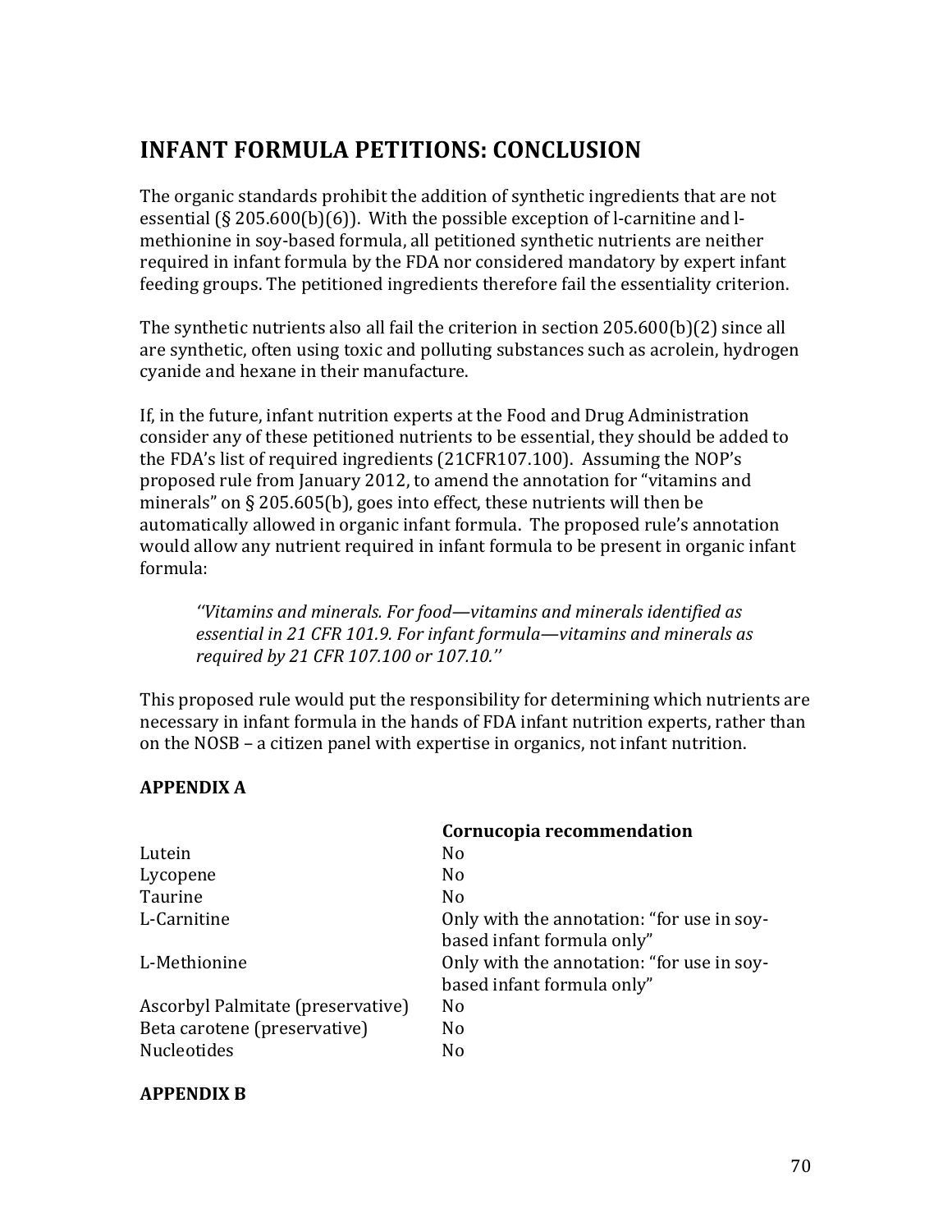## INFANT FORMULA PETITIONS: CONCLUSION

The organic standards prohibit the addition of synthetic ingredients that are not essential (§ 205.600(b)(6)). With the possible exception of l-carnitine and l-methionine in soy-based formula, all petitioned synthetic nutrients are neither required in infant formula by the FDA nor considered mandatory by expert infant feeding groups. The petitioned ingredients therefore fail the essentiality criterion.

The synthetic nutrients also all fail the criterion in section 205.600(b)(2) since all are synthetic, often using toxic and polluting substances such as acrolein, hydrogen cyanide and hexane in their manufacture.

If, in the future, infant nutrition experts at the Food and Drug Administration consider any of these petitioned nutrients to be essential, they should be added to the FDA's list of required ingredients (21CFR107.100). Assuming the NOP's proposed rule from January 2012, to amend the annotation for "vitamins and minerals" on § 205.605(b), goes into effect, these nutrients will then be automatically allowed in organic infant formula. The proposed rule's annotation would allow any nutrient required in infant formula to be present in organic infant formula:

> *''Vitamins and minerals. For food—vitamins and minerals identified as essential in 21 CFR 101.9. For infant formula—vitamins and minerals as required by 21 CFR 107.100 or 107.10.''*

This proposed rule would put the responsibility for determining which nutrients are necessary in infant formula in the hands of FDA infant nutrition experts, rather than on the NOSB – a citizen panel with expertise in organics, not infant nutrition.

**APPENDIX A**

| | **Cornucopia recommendation** |
|---|---|
| Lutein | No |
| Lycopene | No |
| Taurine | No |
| L-Carnitine | Only with the annotation: "for use in soy-based infant formula only" |
| L-Methionine | Only with the annotation: "for use in soy-based infant formula only" |
| Ascorbyl Palmitate (preservative) | No |
| Beta carotene (preservative) | No |
| Nucleotides | No |

**APPENDIX B**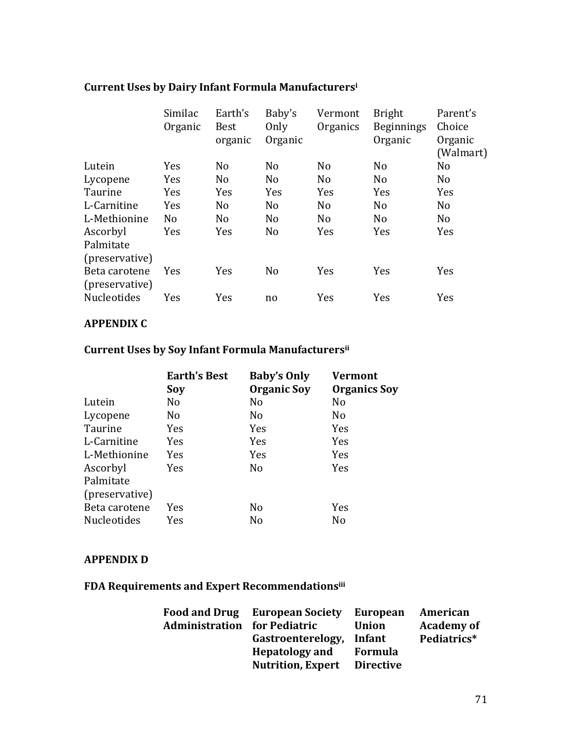**Current Uses by Dairy Infant Formula Manufacturers[i]**

| | Similac Organic | Earth's Best organic | Baby's Only Organic | Vermont Organics | Bright Beginnings Organic | Parent's Choice Organic (Walmart) |
|---|---|---|---|---|---|---|
| Lutein | Yes | No | No | No | No | No |
| Lycopene | Yes | No | No | No | No | No |
| Taurine | Yes | Yes | Yes | Yes | Yes | Yes |
| L-Carnitine | Yes | No | No | No | No | No |
| L-Methionine | No | No | No | No | No | No |
| Ascorbyl Palmitate (preservative) | Yes | Yes | No | Yes | Yes | Yes |
| Beta carotene (preservative) | Yes | Yes | No | Yes | Yes | Yes |
| Nucleotides | Yes | Yes | no | Yes | Yes | Yes |

## APPENDIX C

**Current Uses by Soy Infant Formula Manufacturers[ii]**

| | **Earth's Best Soy** | **Baby's Only Organic Soy** | **Vermont Organics Soy** |
|---|---|---|---|
| Lutein | No | No | No |
| Lycopene | No | No | No |
| Taurine | Yes | Yes | Yes |
| L-Carnitine | Yes | Yes | Yes |
| L-Methionine | Yes | Yes | Yes |
| Ascorbyl Palmitate (preservative) | Yes | No | Yes |
| Beta carotene | Yes | No | Yes |
| Nucleotides | Yes | No | No |

## APPENDIX D

**FDA Requirements and Expert Recommendations[iii]**

| | **Food and Drug Administration** | **European Society for Pediatric Gastroenterelogy, Hepatology and Nutrition, Expert** | **European Union Infant Formula Directive** | **American Academy of Pediatrics*** |
|---|---|---|---|---|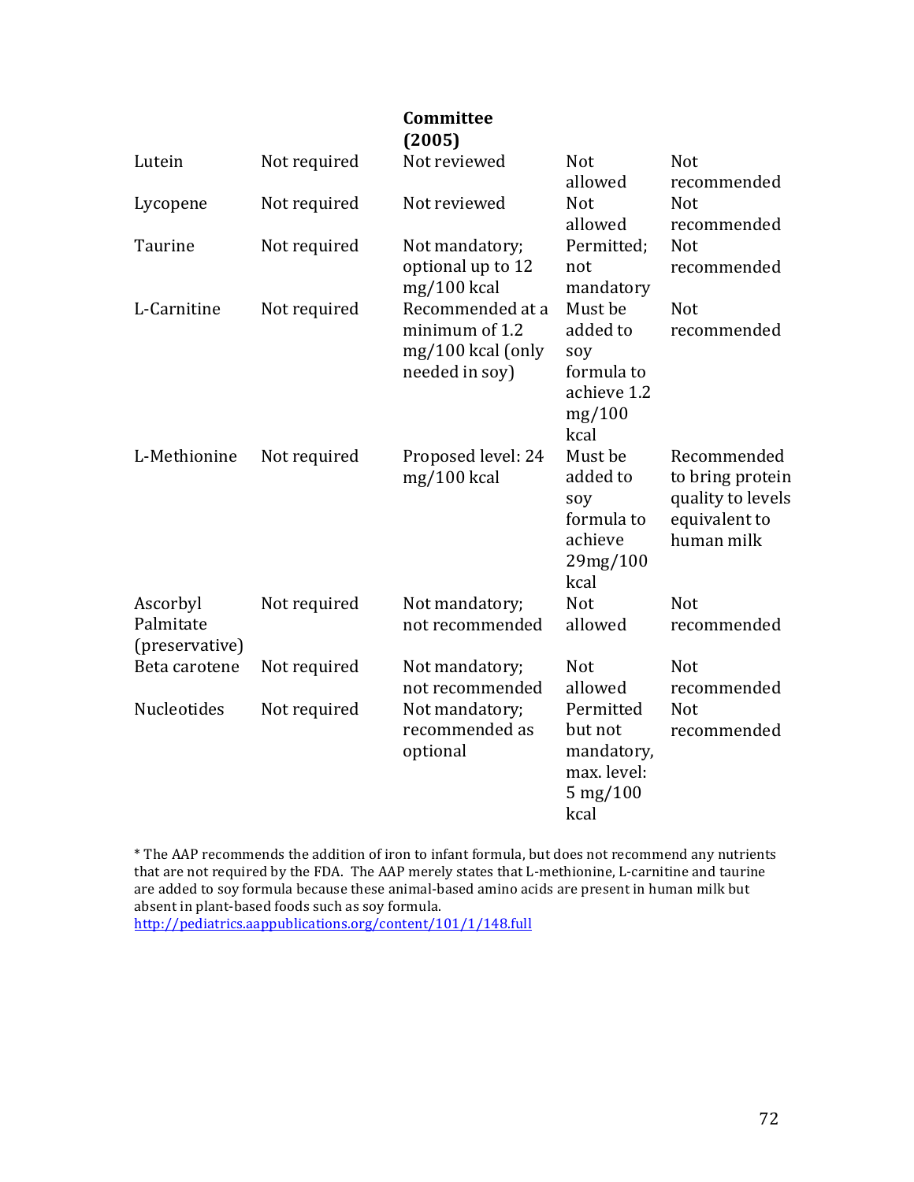| | | Committee (2005) | | |
|---|---|---|---|---|
| Lutein | Not required | Not reviewed | Not allowed | Not recommended |
| Lycopene | Not required | Not reviewed | Not allowed | Not recommended |
| Taurine | Not required | Not mandatory; optional up to 12 mg/100 kcal | Permitted; not mandatory | Not recommended |
| L-Carnitine | Not required | Recommended at a minimum of 1.2 mg/100 kcal (only needed in soy) | Must be added to soy formula to achieve 1.2 mg/100 kcal | Not recommended |
| L-Methionine | Not required | Proposed level: 24 mg/100 kcal | Must be added to soy formula to achieve 29mg/100 kcal | Recommended to bring protein quality to levels equivalent to human milk |
| Ascorbyl Palmitate (preservative) | Not required | Not mandatory; not recommended | Not allowed | Not recommended |
| Beta carotene | Not required | Not mandatory; not recommended | Not allowed | Not recommended |
| Nucleotides | Not required | Not mandatory; recommended as optional | Permitted but not mandatory, max. level: 5 mg/100 kcal | Not recommended |

* The AAP recommends the addition of iron to infant formula, but does not recommend any nutrients that are not required by the FDA. The AAP merely states that L-methionine, L-carnitine and taurine are added to soy formula because these animal-based amino acids are present in human milk but absent in plant-based foods such as soy formula.
http://pediatrics.aappublications.org/content/101/1/148.full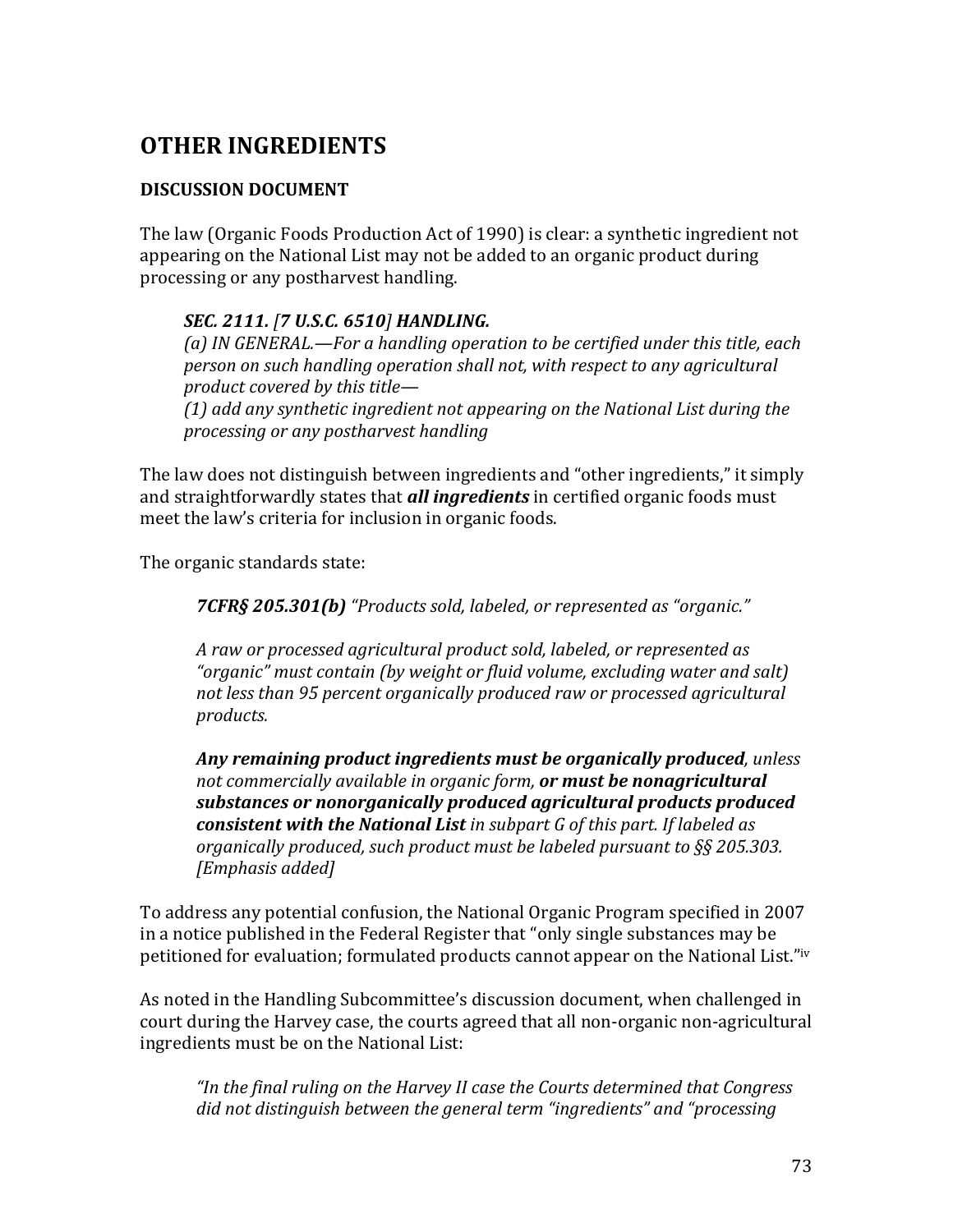## OTHER INGREDIENTS

### DISCUSSION DOCUMENT

The law (Organic Foods Production Act of 1990) is clear: a synthetic ingredient not appearing on the National List may not be added to an organic product during processing or any postharvest handling.

> ***SEC. 2111. [7 U.S.C. 6510] HANDLING.***
> *(a) IN GENERAL.—For a handling operation to be certified under this title, each person on such handling operation shall not, with respect to any agricultural product covered by this title—*
> *(1) add any synthetic ingredient not appearing on the National List during the processing or any postharvest handling*

The law does not distinguish between ingredients and "other ingredients," it simply and straightforwardly states that ***all ingredients*** in certified organic foods must meet the law's criteria for inclusion in organic foods.

The organic standards state:

> ***7CFR§ 205.301(b)*** *"Products sold, labeled, or represented as "organic."*
>
> *A raw or processed agricultural product sold, labeled, or represented as "organic" must contain (by weight or fluid volume, excluding water and salt) not less than 95 percent organically produced raw or processed agricultural products.*
>
> ***Any remaining product ingredients must be organically produced****, unless not commercially available in organic form,* ***or must be nonagricultural substances or nonorganically produced agricultural products produced consistent with the National List*** *in subpart G of this part. If labeled as organically produced, such product must be labeled pursuant to §§ 205.303. [Emphasis added]*

To address any potential confusion, the National Organic Program specified in 2007 in a notice published in the Federal Register that "only single substances may be petitioned for evaluation; formulated products cannot appear on the National List."[iv]

As noted in the Handling Subcommittee's discussion document, when challenged in court during the Harvey case, the courts agreed that all non-organic non-agricultural ingredients must be on the National List:

> *"In the final ruling on the Harvey II case the Courts determined that Congress did not distinguish between the general term "ingredients" and "processing*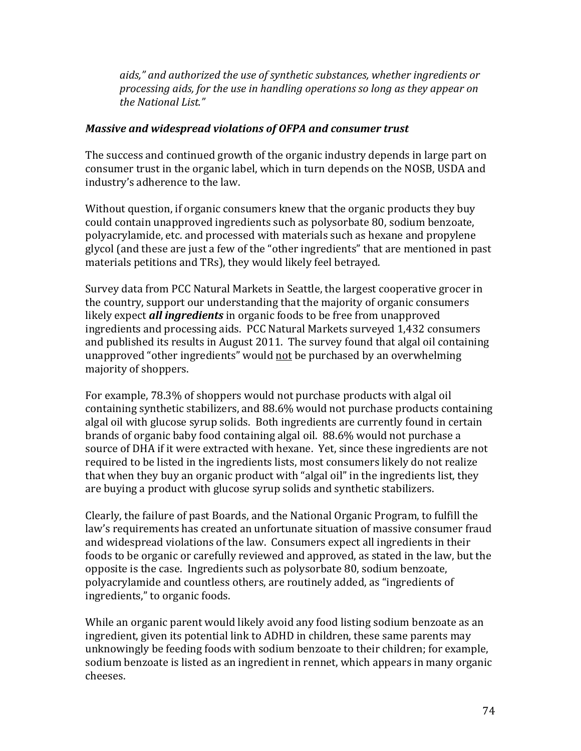*aids," and authorized the use of synthetic substances, whether ingredients or processing aids, for the use in handling operations so long as they appear on the National List."*

***Massive and widespread violations of OFPA and consumer trust***

The success and continued growth of the organic industry depends in large part on consumer trust in the organic label, which in turn depends on the NOSB, USDA and industry's adherence to the law.

Without question, if organic consumers knew that the organic products they buy could contain unapproved ingredients such as polysorbate 80, sodium benzoate, polyacrylamide, etc. and processed with materials such as hexane and propylene glycol (and these are just a few of the "other ingredients" that are mentioned in past materials petitions and TRs), they would likely feel betrayed.

Survey data from PCC Natural Markets in Seattle, the largest cooperative grocer in the country, support our understanding that the majority of organic consumers likely expect ***all ingredients*** in organic foods to be free from unapproved ingredients and processing aids. PCC Natural Markets surveyed 1,432 consumers and published its results in August 2011. The survey found that algal oil containing unapproved "other ingredients" would <u>not</u> be purchased by an overwhelming majority of shoppers.

For example, 78.3% of shoppers would not purchase products with algal oil containing synthetic stabilizers, and 88.6% would not purchase products containing algal oil with glucose syrup solids. Both ingredients are currently found in certain brands of organic baby food containing algal oil. 88.6% would not purchase a source of DHA if it were extracted with hexane. Yet, since these ingredients are not required to be listed in the ingredients lists, most consumers likely do not realize that when they buy an organic product with "algal oil" in the ingredients list, they are buying a product with glucose syrup solids and synthetic stabilizers.

Clearly, the failure of past Boards, and the National Organic Program, to fulfill the law's requirements has created an unfortunate situation of massive consumer fraud and widespread violations of the law. Consumers expect all ingredients in their foods to be organic or carefully reviewed and approved, as stated in the law, but the opposite is the case. Ingredients such as polysorbate 80, sodium benzoate, polyacrylamide and countless others, are routinely added, as "ingredients of ingredients," to organic foods.

While an organic parent would likely avoid any food listing sodium benzoate as an ingredient, given its potential link to ADHD in children, these same parents may unknowingly be feeding foods with sodium benzoate to their children; for example, sodium benzoate is listed as an ingredient in rennet, which appears in many organic cheeses.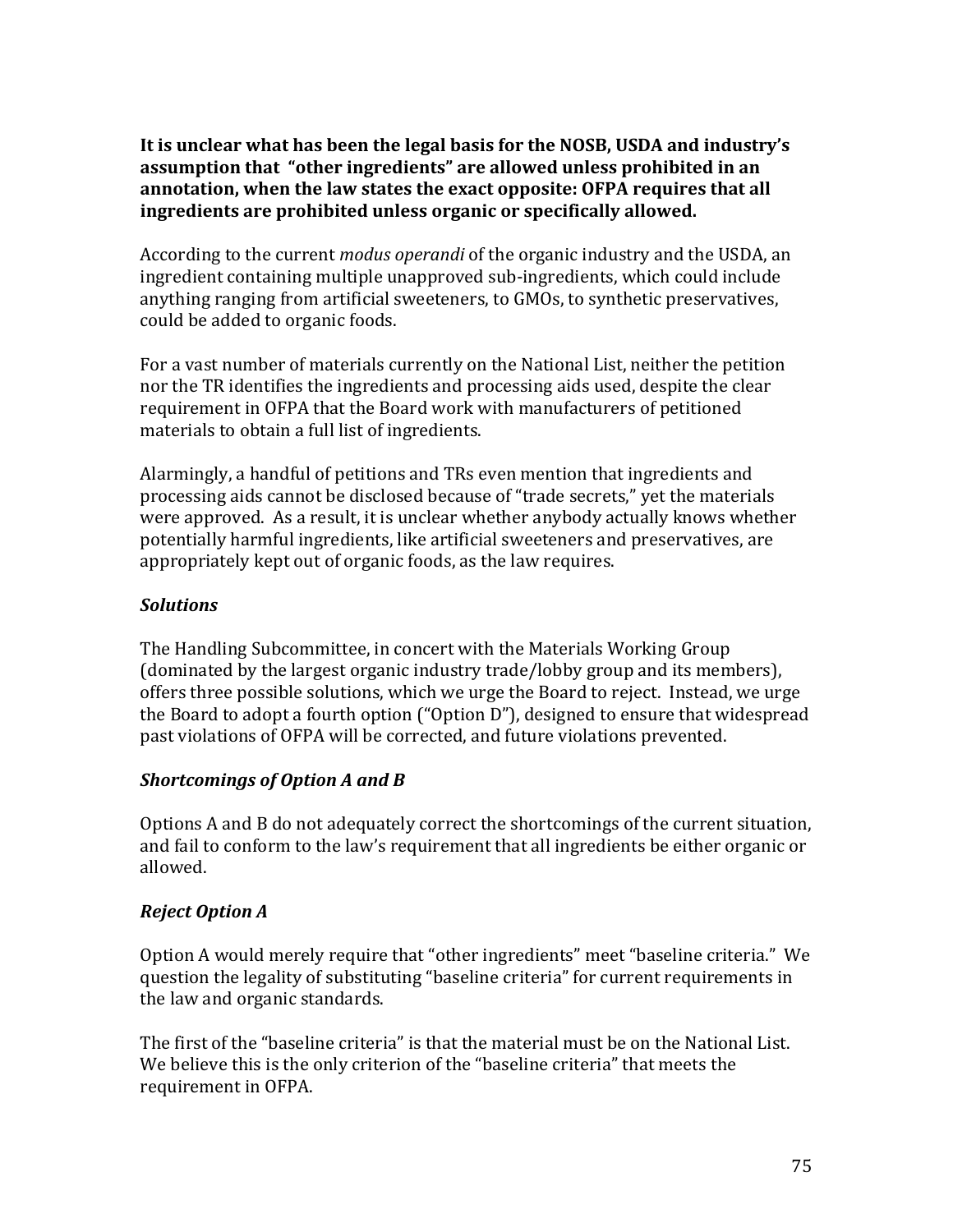**It is unclear what has been the legal basis for the NOSB, USDA and industry's assumption that "other ingredients" are allowed unless prohibited in an annotation, when the law states the exact opposite: OFPA requires that all ingredients are prohibited unless organic or specifically allowed.**

According to the current *modus operandi* of the organic industry and the USDA, an ingredient containing multiple unapproved sub-ingredients, which could include anything ranging from artificial sweeteners, to GMOs, to synthetic preservatives, could be added to organic foods.

For a vast number of materials currently on the National List, neither the petition nor the TR identifies the ingredients and processing aids used, despite the clear requirement in OFPA that the Board work with manufacturers of petitioned materials to obtain a full list of ingredients.

Alarmingly, a handful of petitions and TRs even mention that ingredients and processing aids cannot be disclosed because of "trade secrets," yet the materials were approved. As a result, it is unclear whether anybody actually knows whether potentially harmful ingredients, like artificial sweeteners and preservatives, are appropriately kept out of organic foods, as the law requires.

### *Solutions*

The Handling Subcommittee, in concert with the Materials Working Group (dominated by the largest organic industry trade/lobby group and its members), offers three possible solutions, which we urge the Board to reject. Instead, we urge the Board to adopt a fourth option ("Option D"), designed to ensure that widespread past violations of OFPA will be corrected, and future violations prevented.

### *Shortcomings of Option A and B*

Options A and B do not adequately correct the shortcomings of the current situation, and fail to conform to the law's requirement that all ingredients be either organic or allowed.

### *Reject Option A*

Option A would merely require that "other ingredients" meet "baseline criteria." We question the legality of substituting "baseline criteria" for current requirements in the law and organic standards.

The first of the "baseline criteria" is that the material must be on the National List. We believe this is the only criterion of the "baseline criteria" that meets the requirement in OFPA.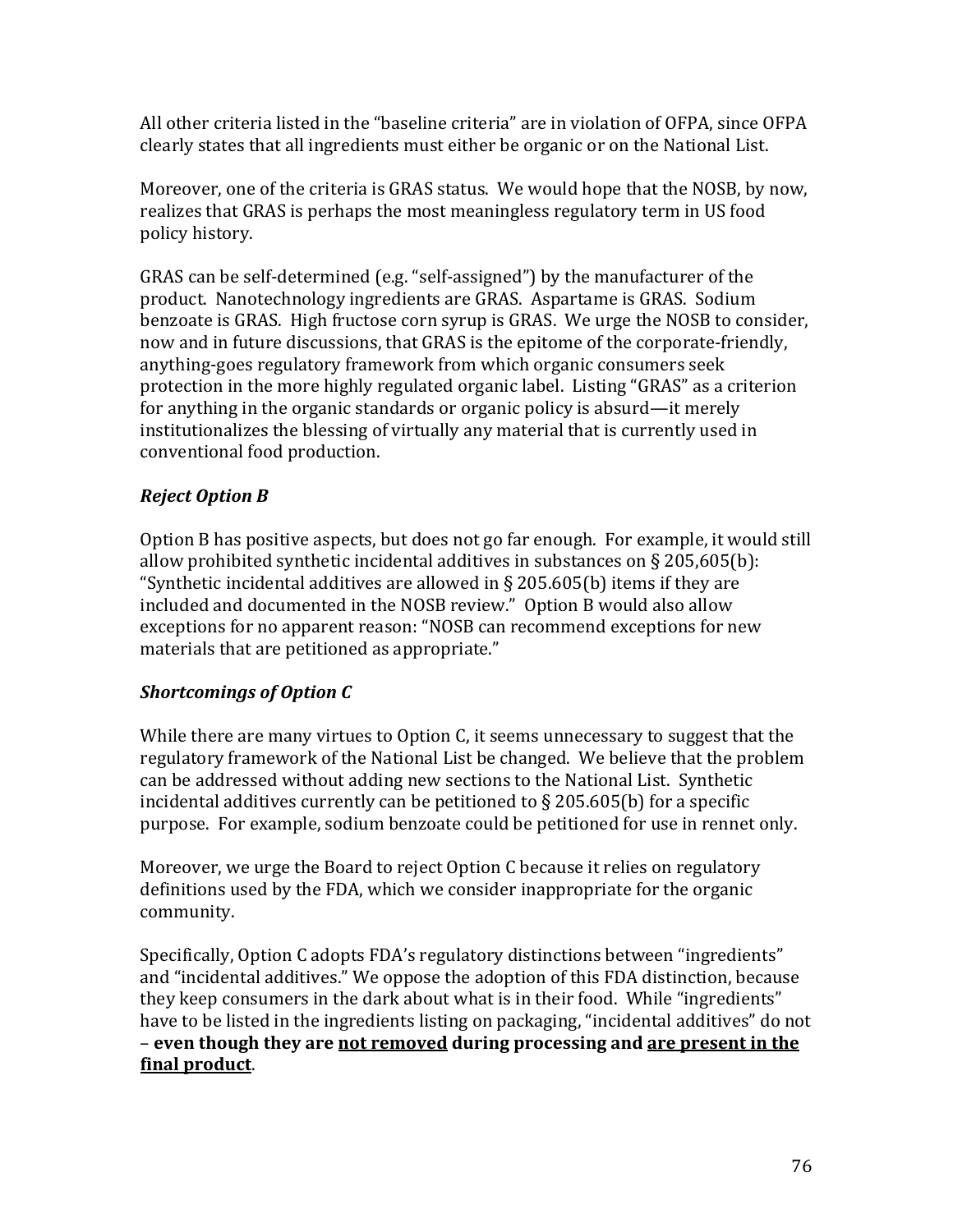All other criteria listed in the "baseline criteria" are in violation of OFPA, since OFPA clearly states that all ingredients must either be organic or on the National List.

Moreover, one of the criteria is GRAS status. We would hope that the NOSB, by now, realizes that GRAS is perhaps the most meaningless regulatory term in US food policy history.

GRAS can be self-determined (e.g. "self-assigned") by the manufacturer of the product. Nanotechnology ingredients are GRAS. Aspartame is GRAS. Sodium benzoate is GRAS. High fructose corn syrup is GRAS. We urge the NOSB to consider, now and in future discussions, that GRAS is the epitome of the corporate-friendly, anything-goes regulatory framework from which organic consumers seek protection in the more highly regulated organic label. Listing "GRAS" as a criterion for anything in the organic standards or organic policy is absurd—it merely institutionalizes the blessing of virtually any material that is currently used in conventional food production.

***Reject Option B***

Option B has positive aspects, but does not go far enough. For example, it would still allow prohibited synthetic incidental additives in substances on § 205,605(b): "Synthetic incidental additives are allowed in § 205.605(b) items if they are included and documented in the NOSB review." Option B would also allow exceptions for no apparent reason: "NOSB can recommend exceptions for new materials that are petitioned as appropriate."

***Shortcomings of Option C***

While there are many virtues to Option C, it seems unnecessary to suggest that the regulatory framework of the National List be changed. We believe that the problem can be addressed without adding new sections to the National List. Synthetic incidental additives currently can be petitioned to § 205.605(b) for a specific purpose. For example, sodium benzoate could be petitioned for use in rennet only.

Moreover, we urge the Board to reject Option C because it relies on regulatory definitions used by the FDA, which we consider inappropriate for the organic community.

Specifically, Option C adopts FDA's regulatory distinctions between "ingredients" and "incidental additives." We oppose the adoption of this FDA distinction, because they keep consumers in the dark about what is in their food. While "ingredients" have to be listed in the ingredients listing on packaging, "incidental additives" do not – **even though they are <u>not removed</u> during processing and <u>are present in the final product</u>**.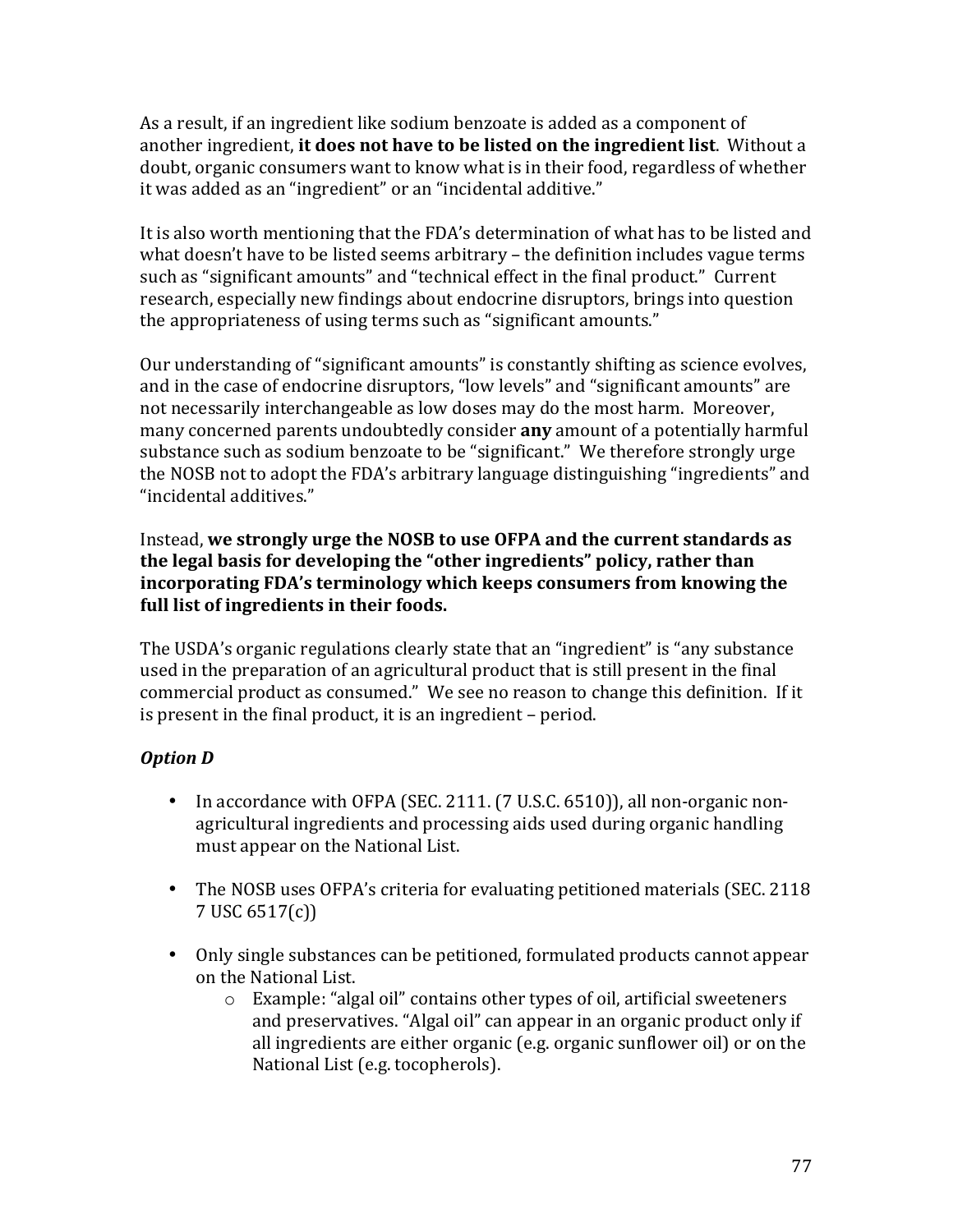As a result, if an ingredient like sodium benzoate is added as a component of another ingredient, **it does not have to be listed on the ingredient list**. Without a doubt, organic consumers want to know what is in their food, regardless of whether it was added as an "ingredient" or an "incidental additive."

It is also worth mentioning that the FDA's determination of what has to be listed and what doesn't have to be listed seems arbitrary – the definition includes vague terms such as "significant amounts" and "technical effect in the final product." Current research, especially new findings about endocrine disruptors, brings into question the appropriateness of using terms such as "significant amounts."

Our understanding of "significant amounts" is constantly shifting as science evolves, and in the case of endocrine disruptors, "low levels" and "significant amounts" are not necessarily interchangeable as low doses may do the most harm. Moreover, many concerned parents undoubtedly consider **any** amount of a potentially harmful substance such as sodium benzoate to be "significant." We therefore strongly urge the NOSB not to adopt the FDA's arbitrary language distinguishing "ingredients" and "incidental additives."

Instead, **we strongly urge the NOSB to use OFPA and the current standards as the legal basis for developing the "other ingredients" policy, rather than incorporating FDA's terminology which keeps consumers from knowing the full list of ingredients in their foods.**

The USDA's organic regulations clearly state that an "ingredient" is "any substance used in the preparation of an agricultural product that is still present in the final commercial product as consumed." We see no reason to change this definition. If it is present in the final product, it is an ingredient – period.

***Option D***

- In accordance with OFPA (SEC. 2111. (7 U.S.C. 6510)), all non-organic non-agricultural ingredients and processing aids used during organic handling must appear on the National List.
- The NOSB uses OFPA's criteria for evaluating petitioned materials (SEC. 2118 7 USC 6517(c))
- Only single substances can be petitioned, formulated products cannot appear on the National List.
    - Example: "algal oil" contains other types of oil, artificial sweeteners and preservatives. "Algal oil" can appear in an organic product only if all ingredients are either organic (e.g. organic sunflower oil) or on the National List (e.g. tocopherols).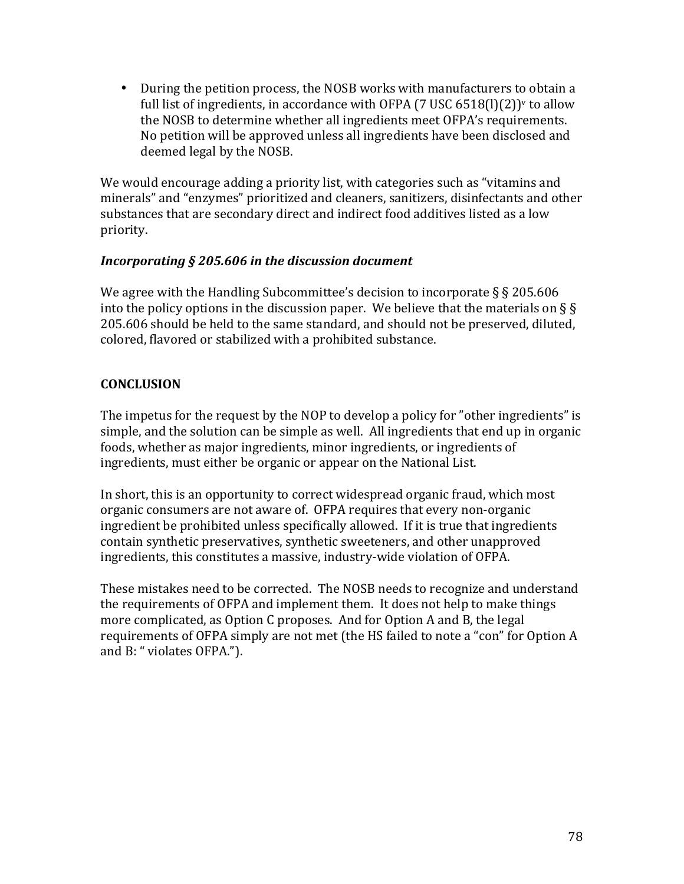- During the petition process, the NOSB works with manufacturers to obtain a full list of ingredients, in accordance with OFPA (7 USC 6518(l)(2))[v] to allow the NOSB to determine whether all ingredients meet OFPA's requirements. No petition will be approved unless all ingredients have been disclosed and deemed legal by the NOSB.

We would encourage adding a priority list, with categories such as "vitamins and minerals" and "enzymes" prioritized and cleaners, sanitizers, disinfectants and other substances that are secondary direct and indirect food additives listed as a low priority.

***Incorporating § 205.606 in the discussion document***

We agree with the Handling Subcommittee's decision to incorporate § § 205.606 into the policy options in the discussion paper. We believe that the materials on § § 205.606 should be held to the same standard, and should not be preserved, diluted, colored, flavored or stabilized with a prohibited substance.

**CONCLUSION**

The impetus for the request by the NOP to develop a policy for "other ingredients" is simple, and the solution can be simple as well. All ingredients that end up in organic foods, whether as major ingredients, minor ingredients, or ingredients of ingredients, must either be organic or appear on the National List.

In short, this is an opportunity to correct widespread organic fraud, which most organic consumers are not aware of. OFPA requires that every non-organic ingredient be prohibited unless specifically allowed. If it is true that ingredients contain synthetic preservatives, synthetic sweeteners, and other unapproved ingredients, this constitutes a massive, industry-wide violation of OFPA.

These mistakes need to be corrected. The NOSB needs to recognize and understand the requirements of OFPA and implement them. It does not help to make things more complicated, as Option C proposes. And for Option A and B, the legal requirements of OFPA simply are not met (the HS failed to note a "con" for Option A and B: " violates OFPA.").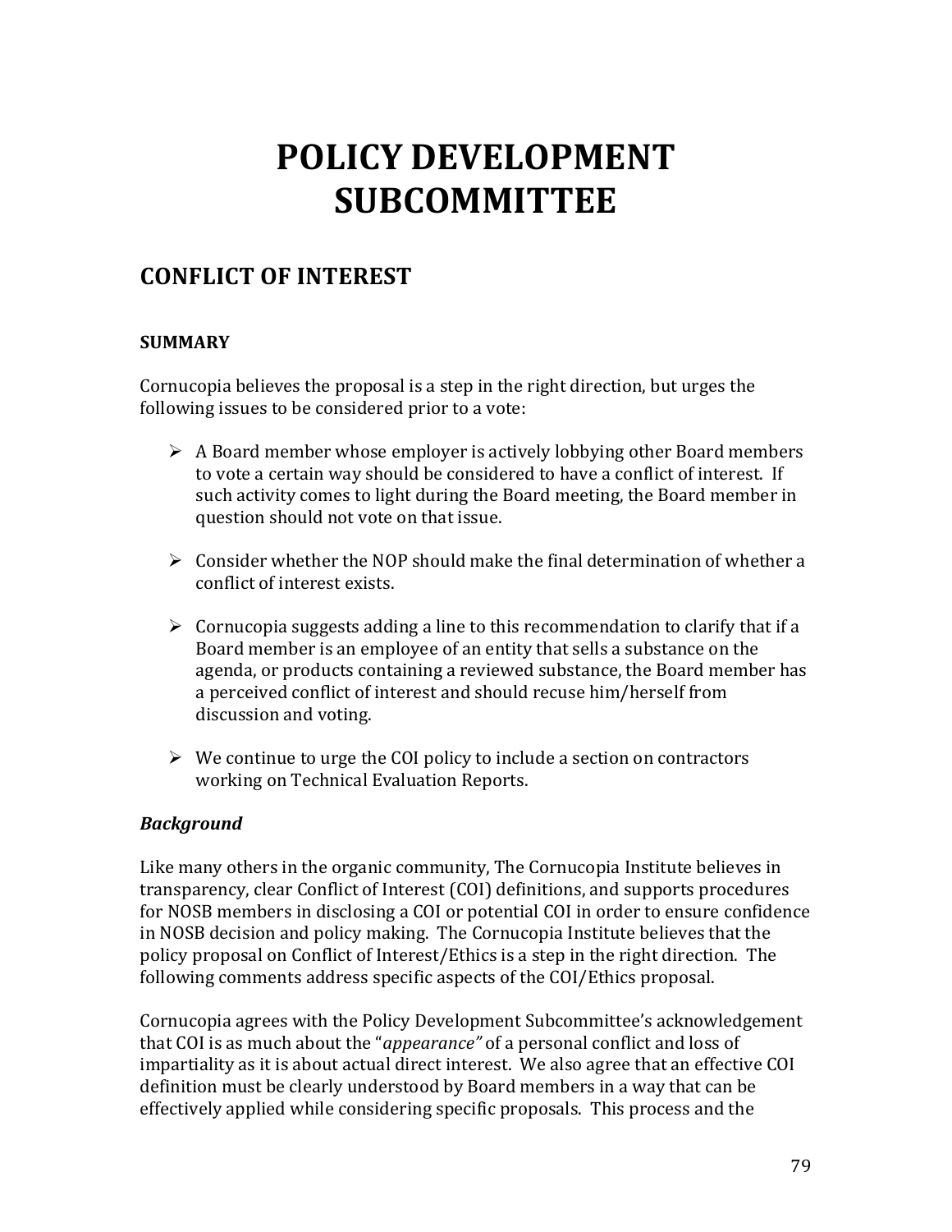# POLICY DEVELOPMENT SUBCOMMITTEE

## CONFLICT OF INTEREST

### SUMMARY

Cornucopia believes the proposal is a step in the right direction, but urges the following issues to be considered prior to a vote:

- A Board member whose employer is actively lobbying other Board members to vote a certain way should be considered to have a conflict of interest. If such activity comes to light during the Board meeting, the Board member in question should not vote on that issue.
- Consider whether the NOP should make the final determination of whether a conflict of interest exists.
- Cornucopia suggests adding a line to this recommendation to clarify that if a Board member is an employee of an entity that sells a substance on the agenda, or products containing a reviewed substance, the Board member has a perceived conflict of interest and should recuse him/herself from discussion and voting.
- We continue to urge the COI policy to include a section on contractors working on Technical Evaluation Reports.

### *Background*

Like many others in the organic community, The Cornucopia Institute believes in transparency, clear Conflict of Interest (COI) definitions, and supports procedures for NOSB members in disclosing a COI or potential COI in order to ensure confidence in NOSB decision and policy making. The Cornucopia Institute believes that the policy proposal on Conflict of Interest/Ethics is a step in the right direction. The following comments address specific aspects of the COI/Ethics proposal.

Cornucopia agrees with the Policy Development Subcommittee's acknowledgement that COI is as much about the "*appearance"* of a personal conflict and loss of impartiality as it is about actual direct interest. We also agree that an effective COI definition must be clearly understood by Board members in a way that can be effectively applied while considering specific proposals. This process and the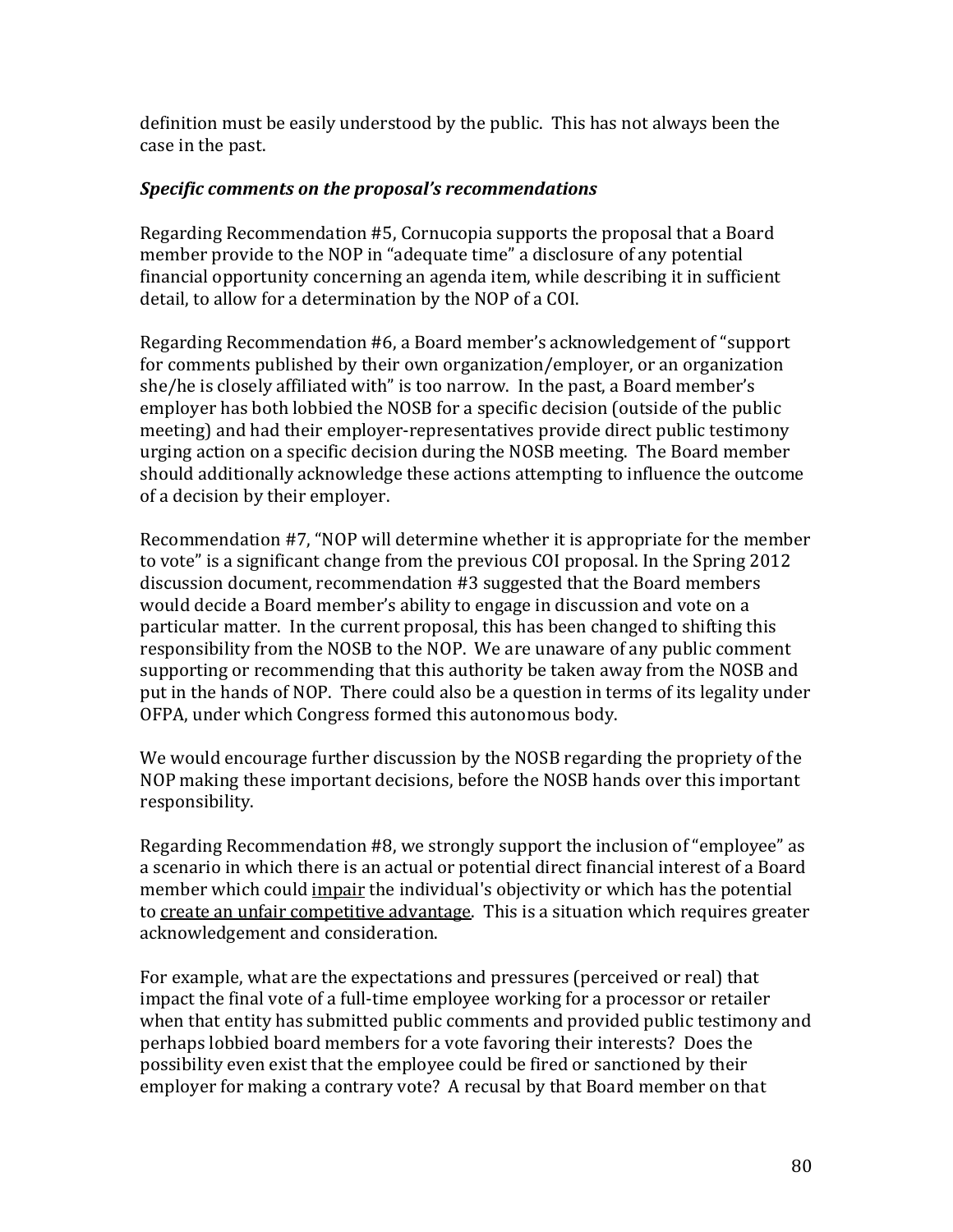definition must be easily understood by the public. This has not always been the case in the past.

### *Specific comments on the proposal's recommendations*

Regarding Recommendation #5, Cornucopia supports the proposal that a Board member provide to the NOP in "adequate time" a disclosure of any potential financial opportunity concerning an agenda item, while describing it in sufficient detail, to allow for a determination by the NOP of a COI.

Regarding Recommendation #6, a Board member's acknowledgement of "support for comments published by their own organization/employer, or an organization she/he is closely affiliated with" is too narrow. In the past, a Board member's employer has both lobbied the NOSB for a specific decision (outside of the public meeting) and had their employer-representatives provide direct public testimony urging action on a specific decision during the NOSB meeting. The Board member should additionally acknowledge these actions attempting to influence the outcome of a decision by their employer.

Recommendation #7, "NOP will determine whether it is appropriate for the member to vote" is a significant change from the previous COI proposal. In the Spring 2012 discussion document, recommendation #3 suggested that the Board members would decide a Board member's ability to engage in discussion and vote on a particular matter. In the current proposal, this has been changed to shifting this responsibility from the NOSB to the NOP. We are unaware of any public comment supporting or recommending that this authority be taken away from the NOSB and put in the hands of NOP. There could also be a question in terms of its legality under OFPA, under which Congress formed this autonomous body.

We would encourage further discussion by the NOSB regarding the propriety of the NOP making these important decisions, before the NOSB hands over this important responsibility.

Regarding Recommendation #8, we strongly support the inclusion of "employee" as a scenario in which there is an actual or potential direct financial interest of a Board member which could <u>impair</u> the individual's objectivity or which has the potential to <u>create an unfair competitive advantage</u>. This is a situation which requires greater acknowledgement and consideration.

For example, what are the expectations and pressures (perceived or real) that impact the final vote of a full-time employee working for a processor or retailer when that entity has submitted public comments and provided public testimony and perhaps lobbied board members for a vote favoring their interests? Does the possibility even exist that the employee could be fired or sanctioned by their employer for making a contrary vote? A recusal by that Board member on that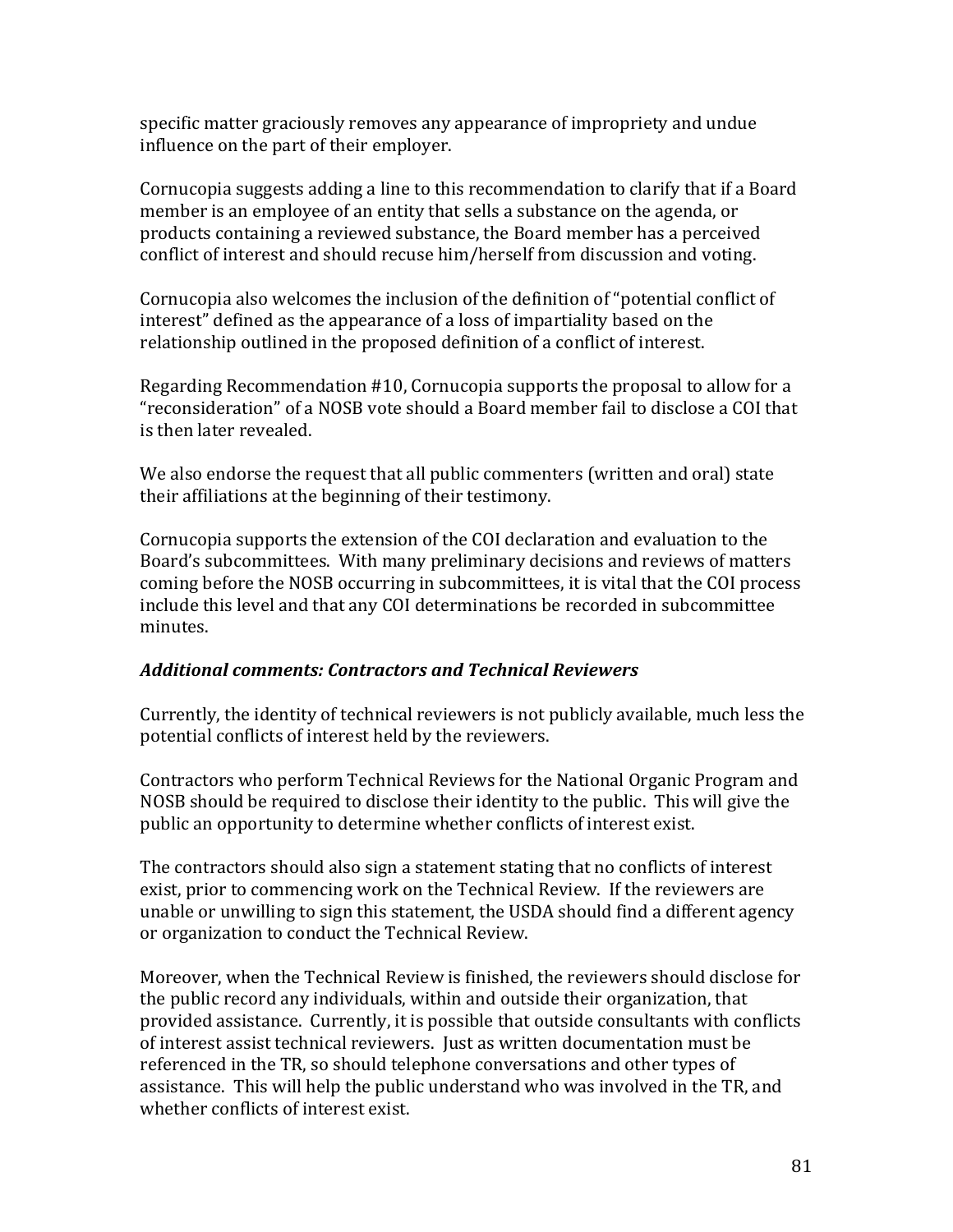specific matter graciously removes any appearance of impropriety and undue influence on the part of their employer.

Cornucopia suggests adding a line to this recommendation to clarify that if a Board member is an employee of an entity that sells a substance on the agenda, or products containing a reviewed substance, the Board member has a perceived conflict of interest and should recuse him/herself from discussion and voting.

Cornucopia also welcomes the inclusion of the definition of "potential conflict of interest" defined as the appearance of a loss of impartiality based on the relationship outlined in the proposed definition of a conflict of interest.

Regarding Recommendation #10, Cornucopia supports the proposal to allow for a "reconsideration" of a NOSB vote should a Board member fail to disclose a COI that is then later revealed.

We also endorse the request that all public commenters (written and oral) state their affiliations at the beginning of their testimony.

Cornucopia supports the extension of the COI declaration and evaluation to the Board's subcommittees. With many preliminary decisions and reviews of matters coming before the NOSB occurring in subcommittees, it is vital that the COI process include this level and that any COI determinations be recorded in subcommittee minutes.

***Additional comments: Contractors and Technical Reviewers***

Currently, the identity of technical reviewers is not publicly available, much less the potential conflicts of interest held by the reviewers.

Contractors who perform Technical Reviews for the National Organic Program and NOSB should be required to disclose their identity to the public. This will give the public an opportunity to determine whether conflicts of interest exist.

The contractors should also sign a statement stating that no conflicts of interest exist, prior to commencing work on the Technical Review. If the reviewers are unable or unwilling to sign this statement, the USDA should find a different agency or organization to conduct the Technical Review.

Moreover, when the Technical Review is finished, the reviewers should disclose for the public record any individuals, within and outside their organization, that provided assistance. Currently, it is possible that outside consultants with conflicts of interest assist technical reviewers. Just as written documentation must be referenced in the TR, so should telephone conversations and other types of assistance. This will help the public understand who was involved in the TR, and whether conflicts of interest exist.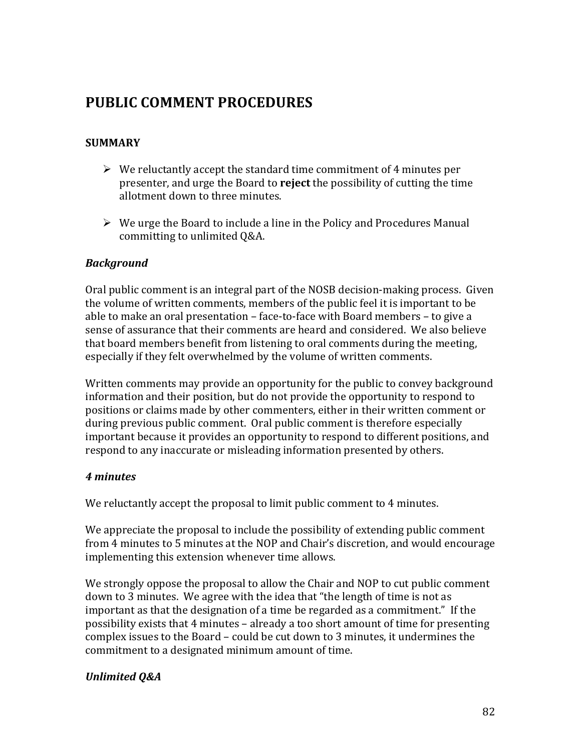# PUBLIC COMMENT PROCEDURES

### SUMMARY

- We reluctantly accept the standard time commitment of 4 minutes per presenter, and urge the Board to **reject** the possibility of cutting the time allotment down to three minutes.
- We urge the Board to include a line in the Policy and Procedures Manual committing to unlimited Q&A.

### *Background*

Oral public comment is an integral part of the NOSB decision-making process. Given the volume of written comments, members of the public feel it is important to be able to make an oral presentation – face-to-face with Board members – to give a sense of assurance that their comments are heard and considered. We also believe that board members benefit from listening to oral comments during the meeting, especially if they felt overwhelmed by the volume of written comments.

Written comments may provide an opportunity for the public to convey background information and their position, but do not provide the opportunity to respond to positions or claims made by other commenters, either in their written comment or during previous public comment. Oral public comment is therefore especially important because it provides an opportunity to respond to different positions, and respond to any inaccurate or misleading information presented by others.

### *4 minutes*

We reluctantly accept the proposal to limit public comment to 4 minutes.

We appreciate the proposal to include the possibility of extending public comment from 4 minutes to 5 minutes at the NOP and Chair's discretion, and would encourage implementing this extension whenever time allows.

We strongly oppose the proposal to allow the Chair and NOP to cut public comment down to 3 minutes. We agree with the idea that "the length of time is not as important as that the designation of a time be regarded as a commitment." If the possibility exists that 4 minutes – already a too short amount of time for presenting complex issues to the Board – could be cut down to 3 minutes, it undermines the commitment to a designated minimum amount of time.

### *Unlimited Q&A*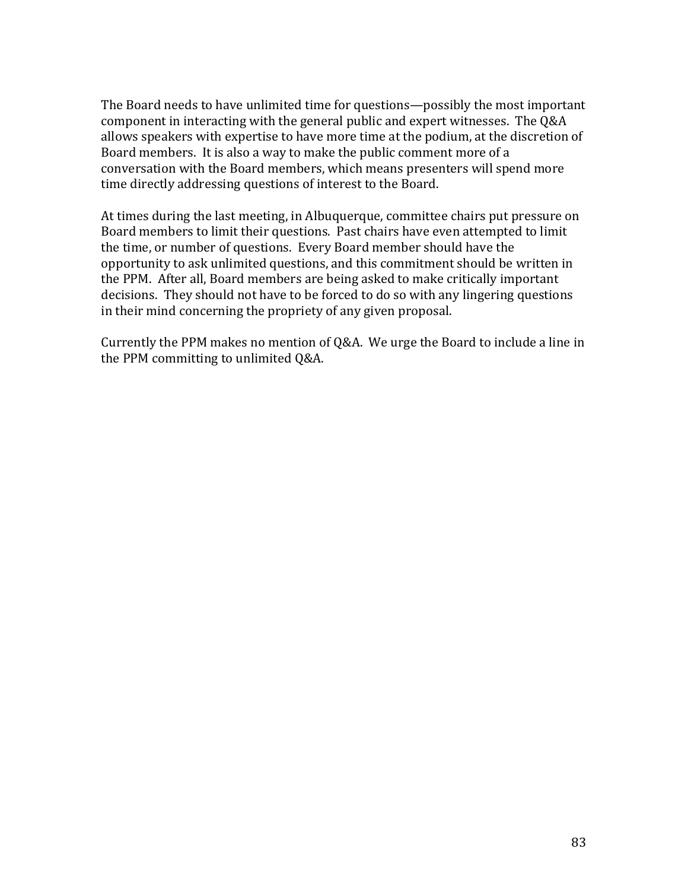The Board needs to have unlimited time for questions—possibly the most important component in interacting with the general public and expert witnesses. The Q&A allows speakers with expertise to have more time at the podium, at the discretion of Board members. It is also a way to make the public comment more of a conversation with the Board members, which means presenters will spend more time directly addressing questions of interest to the Board.

At times during the last meeting, in Albuquerque, committee chairs put pressure on Board members to limit their questions. Past chairs have even attempted to limit the time, or number of questions. Every Board member should have the opportunity to ask unlimited questions, and this commitment should be written in the PPM. After all, Board members are being asked to make critically important decisions. They should not have to be forced to do so with any lingering questions in their mind concerning the propriety of any given proposal.

Currently the PPM makes no mention of Q&A. We urge the Board to include a line in the PPM committing to unlimited Q&A.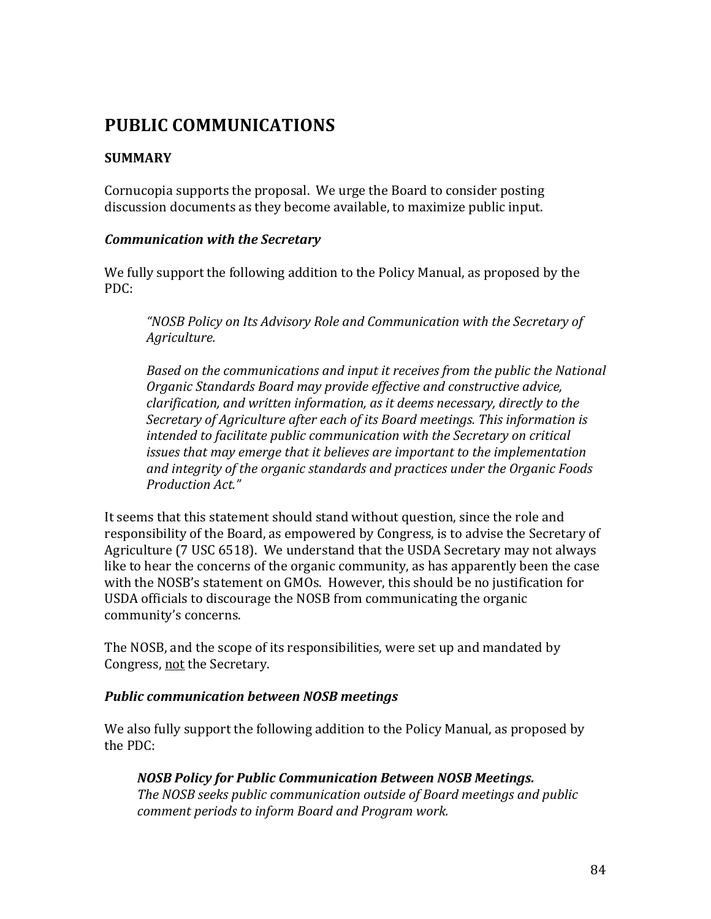# PUBLIC COMMUNICATIONS

**SUMMARY**

Cornucopia supports the proposal. We urge the Board to consider posting discussion documents as they become available, to maximize public input.

***Communication with the Secretary***

We fully support the following addition to the Policy Manual, as proposed by the PDC:

> *"NOSB Policy on Its Advisory Role and Communication with the Secretary of Agriculture.*
>
> *Based on the communications and input it receives from the public the National Organic Standards Board may provide effective and constructive advice, clarification, and written information, as it deems necessary, directly to the Secretary of Agriculture after each of its Board meetings. This information is intended to facilitate public communication with the Secretary on critical issues that may emerge that it believes are important to the implementation and integrity of the organic standards and practices under the Organic Foods Production Act."*

It seems that this statement should stand without question, since the role and responsibility of the Board, as empowered by Congress, is to advise the Secretary of Agriculture (7 USC 6518). We understand that the USDA Secretary may not always like to hear the concerns of the organic community, as has apparently been the case with the NOSB's statement on GMOs. However, this should be no justification for USDA officials to discourage the NOSB from communicating the organic community's concerns.

The NOSB, and the scope of its responsibilities, were set up and mandated by Congress, <u>not</u> the Secretary.

***Public communication between NOSB meetings***

We also fully support the following addition to the Policy Manual, as proposed by the PDC:

> ***NOSB Policy for Public Communication Between NOSB Meetings.***
> *The NOSB seeks public communication outside of Board meetings and public comment periods to inform Board and Program work.*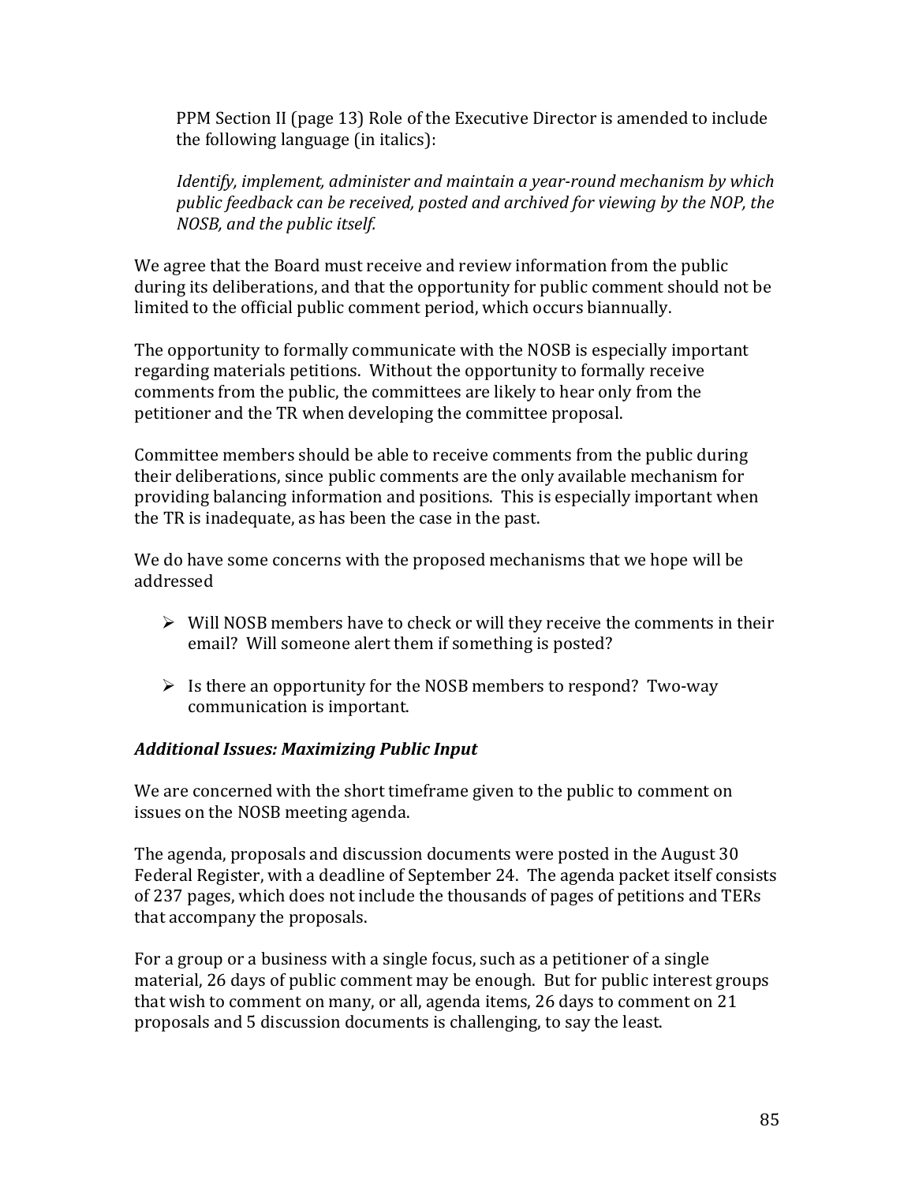PPM Section II (page 13) Role of the Executive Director is amended to include the following language (in italics):

*Identify, implement, administer and maintain a year-round mechanism by which public feedback can be received, posted and archived for viewing by the NOP, the NOSB, and the public itself.*

We agree that the Board must receive and review information from the public during its deliberations, and that the opportunity for public comment should not be limited to the official public comment period, which occurs biannually.

The opportunity to formally communicate with the NOSB is especially important regarding materials petitions. Without the opportunity to formally receive comments from the public, the committees are likely to hear only from the petitioner and the TR when developing the committee proposal.

Committee members should be able to receive comments from the public during their deliberations, since public comments are the only available mechanism for providing balancing information and positions. This is especially important when the TR is inadequate, as has been the case in the past.

We do have some concerns with the proposed mechanisms that we hope will be addressed

- Will NOSB members have to check or will they receive the comments in their email? Will someone alert them if something is posted?
- Is there an opportunity for the NOSB members to respond? Two-way communication is important.

### *Additional Issues: Maximizing Public Input*

We are concerned with the short timeframe given to the public to comment on issues on the NOSB meeting agenda.

The agenda, proposals and discussion documents were posted in the August 30 Federal Register, with a deadline of September 24. The agenda packet itself consists of 237 pages, which does not include the thousands of pages of petitions and TERs that accompany the proposals.

For a group or a business with a single focus, such as a petitioner of a single material, 26 days of public comment may be enough. But for public interest groups that wish to comment on many, or all, agenda items, 26 days to comment on 21 proposals and 5 discussion documents is challenging, to say the least.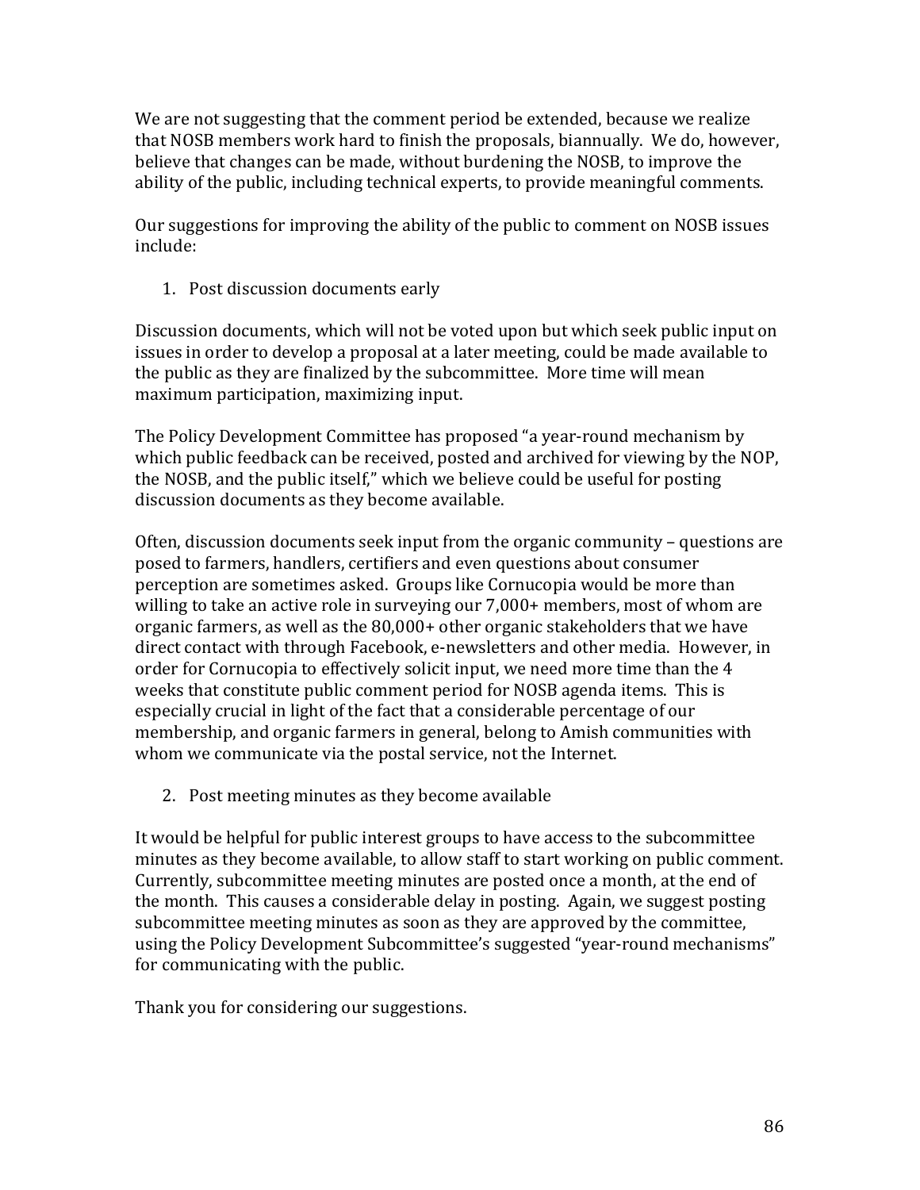We are not suggesting that the comment period be extended, because we realize that NOSB members work hard to finish the proposals, biannually. We do, however, believe that changes can be made, without burdening the NOSB, to improve the ability of the public, including technical experts, to provide meaningful comments.

Our suggestions for improving the ability of the public to comment on NOSB issues include:

1. Post discussion documents early

Discussion documents, which will not be voted upon but which seek public input on issues in order to develop a proposal at a later meeting, could be made available to the public as they are finalized by the subcommittee. More time will mean maximum participation, maximizing input.

The Policy Development Committee has proposed "a year-round mechanism by which public feedback can be received, posted and archived for viewing by the NOP, the NOSB, and the public itself," which we believe could be useful for posting discussion documents as they become available.

Often, discussion documents seek input from the organic community – questions are posed to farmers, handlers, certifiers and even questions about consumer perception are sometimes asked. Groups like Cornucopia would be more than willing to take an active role in surveying our 7,000+ members, most of whom are organic farmers, as well as the 80,000+ other organic stakeholders that we have direct contact with through Facebook, e-newsletters and other media. However, in order for Cornucopia to effectively solicit input, we need more time than the 4 weeks that constitute public comment period for NOSB agenda items. This is especially crucial in light of the fact that a considerable percentage of our membership, and organic farmers in general, belong to Amish communities with whom we communicate via the postal service, not the Internet.

2. Post meeting minutes as they become available

It would be helpful for public interest groups to have access to the subcommittee minutes as they become available, to allow staff to start working on public comment. Currently, subcommittee meeting minutes are posted once a month, at the end of the month. This causes a considerable delay in posting. Again, we suggest posting subcommittee meeting minutes as soon as they are approved by the committee, using the Policy Development Subcommittee's suggested "year-round mechanisms" for communicating with the public.

Thank you for considering our suggestions.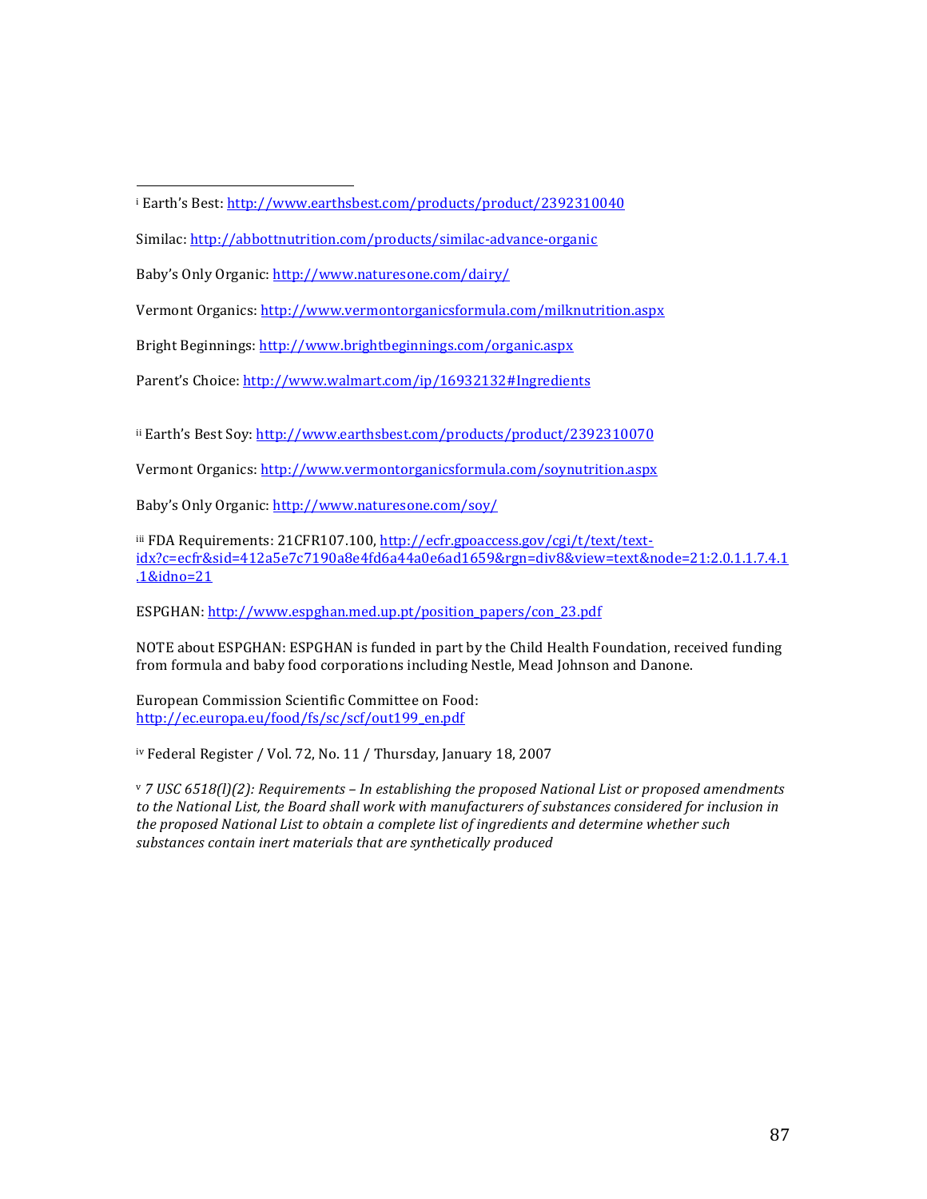[i] Earth's Best: http://www.earthsbest.com/products/product/2392310040

Similac: http://abbottnutrition.com/products/similac-advance-organic

Baby's Only Organic: http://www.naturesone.com/dairy/

Vermont Organics: http://www.vermontorganicsformula.com/milknutrition.aspx

Bright Beginnings: http://www.brightbeginnings.com/organic.aspx

Parent's Choice: http://www.walmart.com/ip/16932132#Ingredients

[ii] Earth's Best Soy: http://www.earthsbest.com/products/product/2392310070

Vermont Organics: http://www.vermontorganicsformula.com/soynutrition.aspx

Baby's Only Organic: http://www.naturesone.com/soy/

[iii] FDA Requirements: 21CFR107.100, http://ecfr.gpoaccess.gov/cgi/t/text/text-idx?c=ecfr&sid=412a5e7c7190a8e4fd6a44a0e6ad1659&rgn=div8&view=text&node=21:2.0.1.1.7.4.1.1&idno=21

ESPGHAN: http://www.espghan.med.up.pt/position_papers/con_23.pdf

NOTE about ESPGHAN: ESPGHAN is funded in part by the Child Health Foundation, received funding from formula and baby food corporations including Nestle, Mead Johnson and Danone.

European Commission Scientific Committee on Food: http://ec.europa.eu/food/fs/sc/scf/out199_en.pdf

[iv] Federal Register / Vol. 72, No. 11 / Thursday, January 18, 2007

[v] *7 USC 6518(l)(2): Requirements – In establishing the proposed National List or proposed amendments to the National List, the Board shall work with manufacturers of substances considered for inclusion in the proposed National List to obtain a complete list of ingredients and determine whether such substances contain inert materials that are synthetically produced*